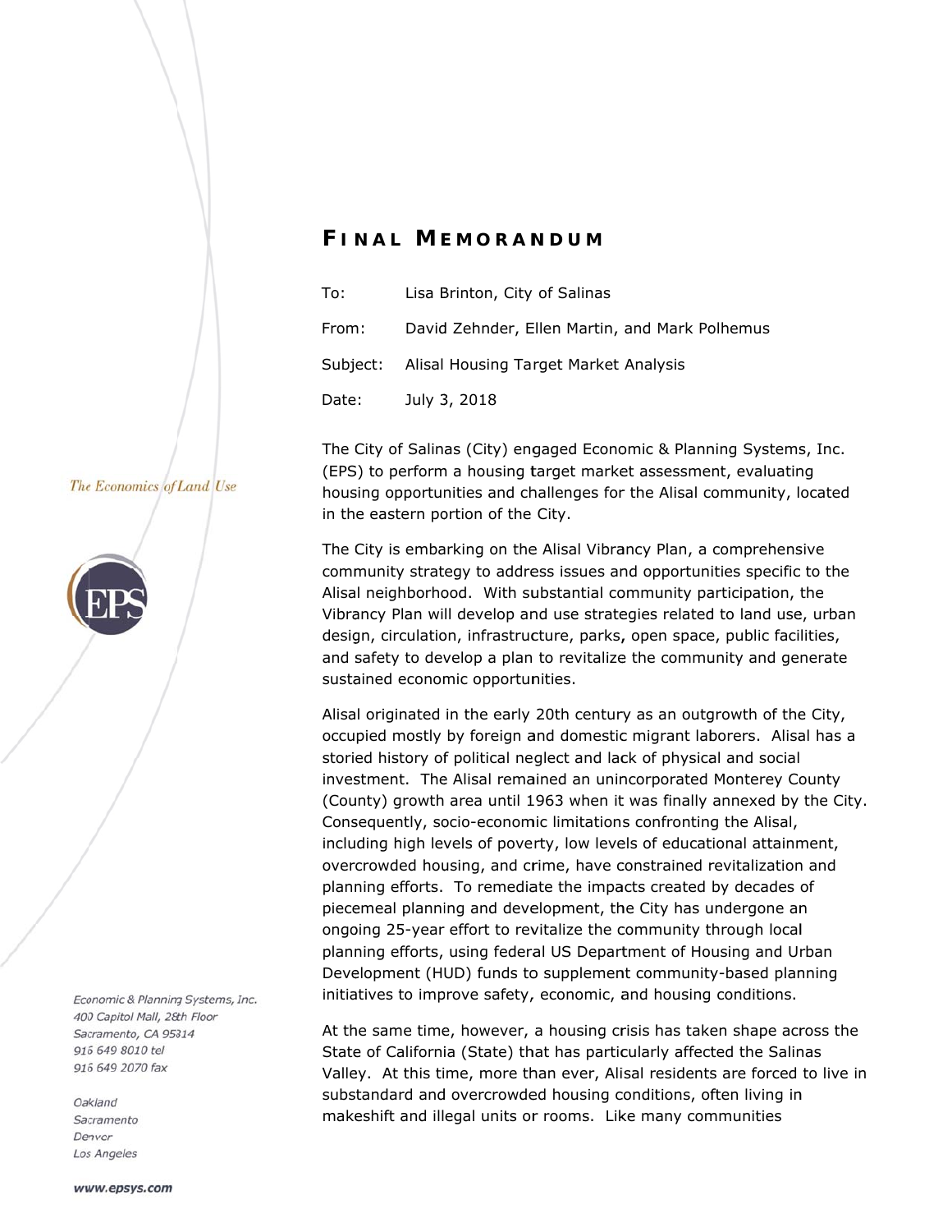# FINAL MEMORANDUM

To: Lisa Brinton, City of Salinas

From: David Zehnder, Ellen Martin, and Mark Polhemus

Subject: Alisal Housing Target Market Analysis

Date: July 3, 2018

*The Economics of Land Use*

EPS

Economic & Planning Systems, Inc.
400 Capitol Mall, 28th Floor
Sacramento, CA 95814
916 649 8010 tel
916 649 2070 fax

Oakland
Sacramento
Denver
Los Angeles

www.epsys.com

The City of Salinas (City) engaged Economic & Planning Systems, Inc. (EPS) to perform a housing target market assessment, evaluating housing opportunities and challenges for the Alisal community, located in the eastern portion of the City.

The City is embarking on the Alisal Vibrancy Plan, a comprehensive community strategy to address issues and opportunities specific to the Alisal neighborhood. With substantial community participation, the Vibrancy Plan will develop and use strategies related to land use, urban design, circulation, infrastructure, parks, open space, public facilities, and safety to develop a plan to revitalize the community and generate sustained economic opportunities.

Alisal originated in the early 20th century as an outgrowth of the City, occupied mostly by foreign and domestic migrant laborers. Alisal has a storied history of political neglect and lack of physical and social investment. The Alisal remained an unincorporated Monterey County (County) growth area until 1963 when it was finally annexed by the City. Consequently, socio-economic limitations confronting the Alisal, including high levels of poverty, low levels of educational attainment, overcrowded housing, and crime, have constrained revitalization and planning efforts. To remediate the impacts created by decades of piecemeal planning and development, the City has undergone an ongoing 25-year effort to revitalize the community through local planning efforts, using federal US Department of Housing and Urban Development (HUD) funds to supplement community-based planning initiatives to improve safety, economic, and housing conditions.

At the same time, however, a housing crisis has taken shape across the State of California (State) that has particularly affected the Salinas Valley. At this time, more than ever, Alisal residents are forced to live in substandard and overcrowded housing conditions, often living in makeshift and illegal units or rooms. Like many communities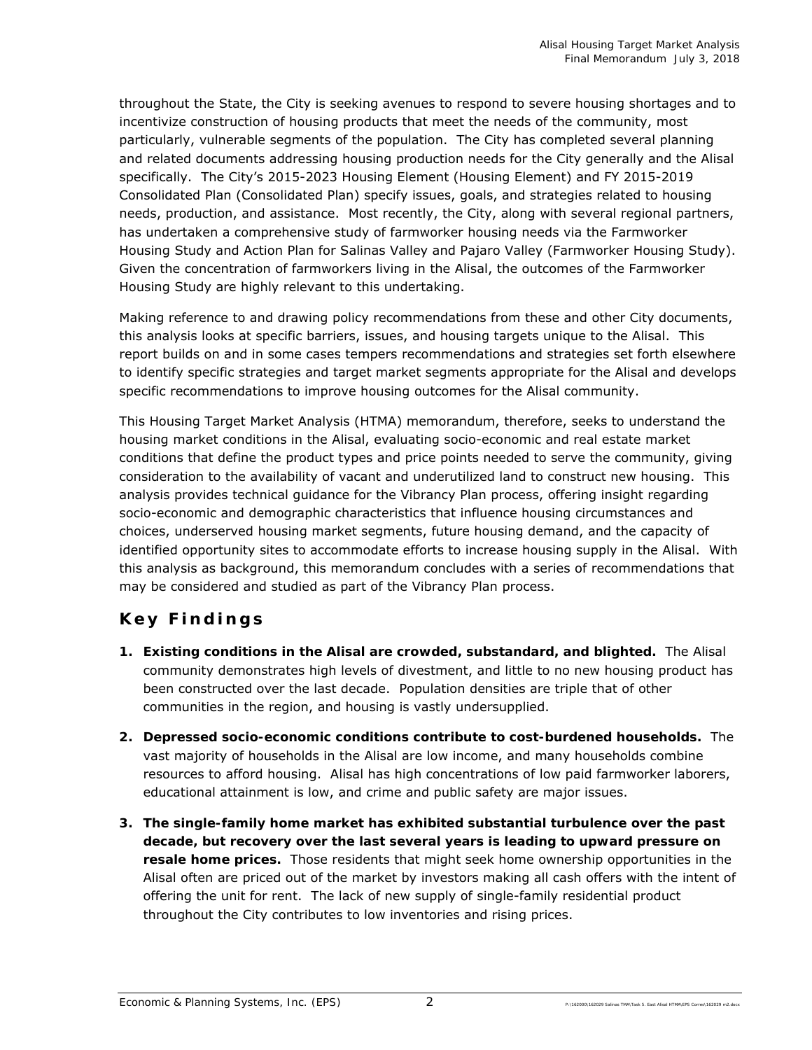throughout the State, the City is seeking avenues to respond to severe housing shortages and to incentivize construction of housing products that meet the needs of the community, most particularly, vulnerable segments of the population. The City has completed several planning and related documents addressing housing production needs for the City generally and the Alisal specifically. The City's 2015-2023 Housing Element (Housing Element) and FY 2015-2019 Consolidated Plan (Consolidated Plan) specify issues, goals, and strategies related to housing needs, production, and assistance. Most recently, the City, along with several regional partners, has undertaken a comprehensive study of farmworker housing needs via the Farmworker Housing Study and Action Plan for Salinas Valley and Pajaro Valley (Farmworker Housing Study). Given the concentration of farmworkers living in the Alisal, the outcomes of the Farmworker Housing Study are highly relevant to this undertaking.

Making reference to and drawing policy recommendations from these and other City documents, this analysis looks at specific barriers, issues, and housing targets unique to the Alisal. This report builds on and in some cases tempers recommendations and strategies set forth elsewhere to identify specific strategies and target market segments appropriate for the Alisal and develops specific recommendations to improve housing outcomes for the Alisal community.

This Housing Target Market Analysis (HTMA) memorandum, therefore, seeks to understand the housing market conditions in the Alisal, evaluating socio-economic and real estate market conditions that define the product types and price points needed to serve the community, giving consideration to the availability of vacant and underutilized land to construct new housing. This analysis provides technical guidance for the Vibrancy Plan process, offering insight regarding socio-economic and demographic characteristics that influence housing circumstances and choices, underserved housing market segments, future housing demand, and the capacity of identified opportunity sites to accommodate efforts to increase housing supply in the Alisal. With this analysis as background, this memorandum concludes with a series of recommendations that may be considered and studied as part of the Vibrancy Plan process.

## Key Findings

1. **Existing conditions in the Alisal are crowded, substandard, and blighted.** The Alisal community demonstrates high levels of divestment, and little to no new housing product has been constructed over the last decade. Population densities are triple that of other communities in the region, and housing is vastly undersupplied.

2. **Depressed socio-economic conditions contribute to cost-burdened households.** The vast majority of households in the Alisal are low income, and many households combine resources to afford housing. Alisal has high concentrations of low paid farmworker laborers, educational attainment is low, and crime and public safety are major issues.

3. **The single-family home market has exhibited substantial turbulence over the past decade, but recovery over the last several years is leading to upward pressure on resale home prices.** Those residents that might seek home ownership opportunities in the Alisal often are priced out of the market by investors making all cash offers with the intent of offering the unit for rent. The lack of new supply of single-family residential product throughout the City contributes to low inventories and rising prices.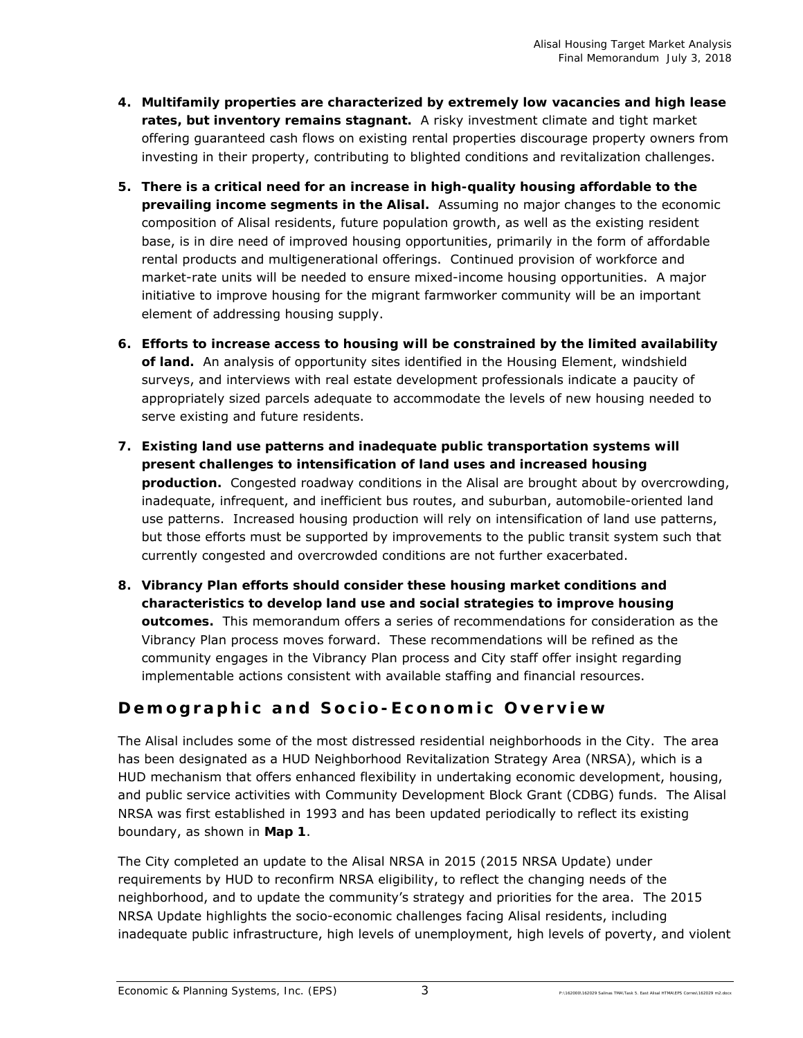4. **Multifamily properties are characterized by extremely low vacancies and high lease rates, but inventory remains stagnant.** A risky investment climate and tight market offering guaranteed cash flows on existing rental properties discourage property owners from investing in their property, contributing to blighted conditions and revitalization challenges.

5. **There is a critical need for an increase in high-quality housing affordable to the prevailing income segments in the Alisal.** Assuming no major changes to the economic composition of Alisal residents, future population growth, as well as the existing resident base, is in dire need of improved housing opportunities, primarily in the form of affordable rental products and multigenerational offerings. Continued provision of workforce and market-rate units will be needed to ensure mixed-income housing opportunities. A major initiative to improve housing for the migrant farmworker community will be an important element of addressing housing supply.

6. **Efforts to increase access to housing will be constrained by the limited availability of land.** An analysis of opportunity sites identified in the Housing Element, windshield surveys, and interviews with real estate development professionals indicate a paucity of appropriately sized parcels adequate to accommodate the levels of new housing needed to serve existing and future residents.

7. **Existing land use patterns and inadequate public transportation systems will present challenges to intensification of land uses and increased housing production.** Congested roadway conditions in the Alisal are brought about by overcrowding, inadequate, infrequent, and inefficient bus routes, and suburban, automobile-oriented land use patterns. Increased housing production will rely on intensification of land use patterns, but those efforts must be supported by improvements to the public transit system such that currently congested and overcrowded conditions are not further exacerbated.

8. **Vibrancy Plan efforts should consider these housing market conditions and characteristics to develop land use and social strategies to improve housing outcomes.** This memorandum offers a series of recommendations for consideration as the Vibrancy Plan process moves forward. These recommendations will be refined as the community engages in the Vibrancy Plan process and City staff offer insight regarding implementable actions consistent with available staffing and financial resources.

## Demographic and Socio-Economic Overview

The Alisal includes some of the most distressed residential neighborhoods in the City. The area has been designated as a HUD Neighborhood Revitalization Strategy Area (NRSA), which is a HUD mechanism that offers enhanced flexibility in undertaking economic development, housing, and public service activities with Community Development Block Grant (CDBG) funds. The Alisal NRSA was first established in 1993 and has been updated periodically to reflect its existing boundary, as shown in **Map 1**.

The City completed an update to the Alisal NRSA in 2015 (2015 NRSA Update) under requirements by HUD to reconfirm NRSA eligibility, to reflect the changing needs of the neighborhood, and to update the community's strategy and priorities for the area. The 2015 NRSA Update highlights the socio-economic challenges facing Alisal residents, including inadequate public infrastructure, high levels of unemployment, high levels of poverty, and violent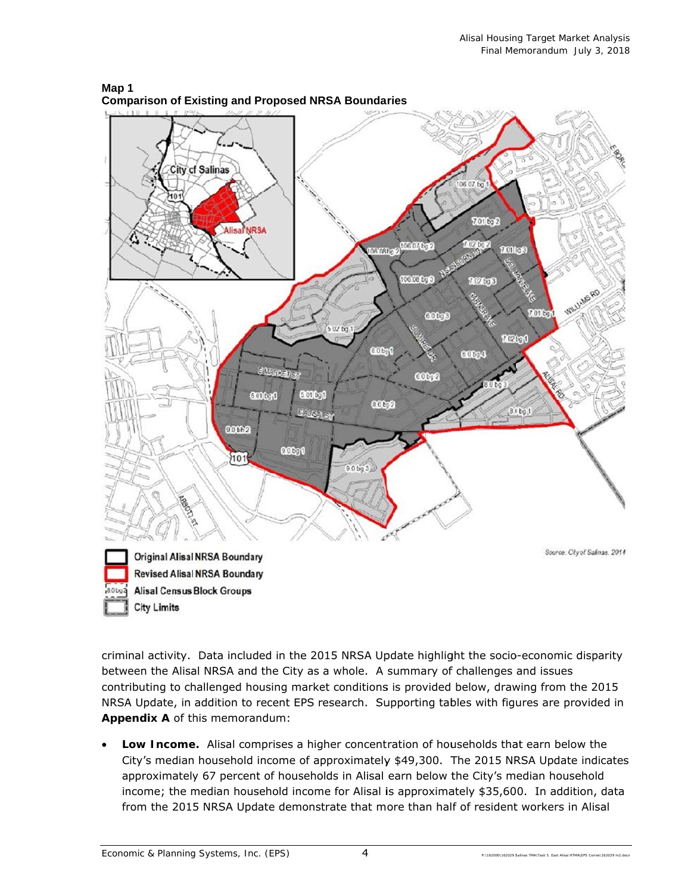**Map 1**
**Comparison of Existing and Proposed NRSA Boundaries**

Original Alisal NRSA Boundary
Revised Alisal NRSA Boundary
Alisal Census Block Groups
City Limits

Source: City of Salinas, 2014

criminal activity. Data included in the 2015 NRSA Update highlight the socio-economic disparity between the Alisal NRSA and the City as a whole. A summary of challenges and issues contributing to challenged housing market conditions is provided below, drawing from the 2015 NRSA Update, in addition to recent EPS research. Supporting tables with figures are provided in **Appendix A** of this memorandum:

- **Low Income.** Alisal comprises a higher concentration of households that earn below the City's median household income of approximately $49,300. The 2015 NRSA Update indicates approximately 67 percent of households in Alisal earn below the City's median household income; the median household income for Alisal is approximately $35,600. In addition, data from the 2015 NRSA Update demonstrate that more than half of resident workers in Alisal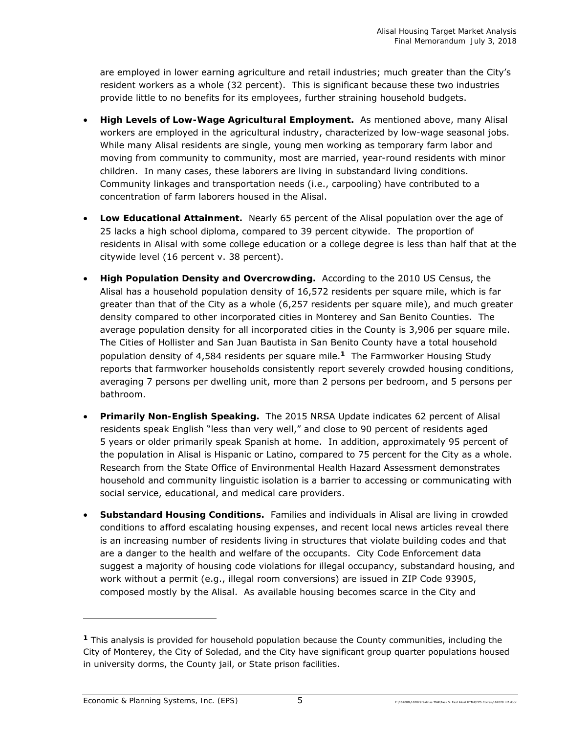are employed in lower earning agriculture and retail industries; much greater than the City's resident workers as a whole (32 percent). This is significant because these two industries provide little to no benefits for its employees, further straining household budgets.

- **High Levels of Low-Wage Agricultural Employment.** As mentioned above, many Alisal workers are employed in the agricultural industry, characterized by low-wage seasonal jobs. While many Alisal residents are single, young men working as temporary farm labor and moving from community to community, most are married, year-round residents with minor children. In many cases, these laborers are living in substandard living conditions. Community linkages and transportation needs (i.e., carpooling) have contributed to a concentration of farm laborers housed in the Alisal.

- **Low Educational Attainment.** Nearly 65 percent of the Alisal population over the age of 25 lacks a high school diploma, compared to 39 percent citywide. The proportion of residents in Alisal with some college education or a college degree is less than half that at the citywide level (16 percent v. 38 percent).

- **High Population Density and Overcrowding.** According to the 2010 US Census, the Alisal has a household population density of 16,572 residents per square mile, which is far greater than that of the City as a whole (6,257 residents per square mile), and much greater density compared to other incorporated cities in Monterey and San Benito Counties. The average population density for all incorporated cities in the County is 3,906 per square mile. The Cities of Hollister and San Juan Bautista in San Benito County have a total household population density of 4,584 residents per square mile.[1] The Farmworker Housing Study reports that farmworker households consistently report severely crowded housing conditions, averaging 7 persons per dwelling unit, more than 2 persons per bedroom, and 5 persons per bathroom.

- **Primarily Non-English Speaking.** The 2015 NRSA Update indicates 62 percent of Alisal residents speak English "less than very well," and close to 90 percent of residents aged 5 years or older primarily speak Spanish at home. In addition, approximately 95 percent of the population in Alisal is Hispanic or Latino, compared to 75 percent for the City as a whole. Research from the State Office of Environmental Health Hazard Assessment demonstrates household and community linguistic isolation is a barrier to accessing or communicating with social service, educational, and medical care providers.

- **Substandard Housing Conditions.** Families and individuals in Alisal are living in crowded conditions to afford escalating housing expenses, and recent local news articles reveal there is an increasing number of residents living in structures that violate building codes and that are a danger to the health and welfare of the occupants. City Code Enforcement data suggest a majority of housing code violations for illegal occupancy, substandard housing, and work without a permit (e.g., illegal room conversions) are issued in ZIP Code 93905, composed mostly by the Alisal. As available housing becomes scarce in the City and

---

[1] This analysis is provided for household population because the County communities, including the City of Monterey, the City of Soledad, and the City have significant group quarter populations housed in university dorms, the County jail, or State prison facilities.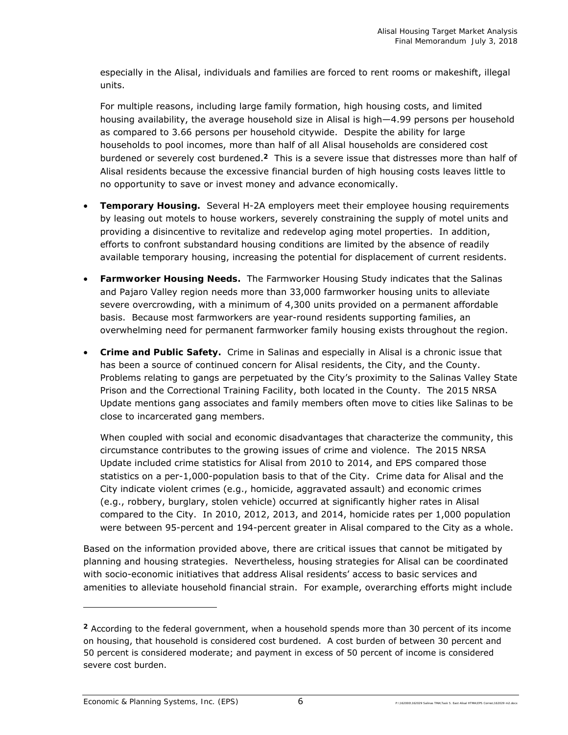especially in the Alisal, individuals and families are forced to rent rooms or makeshift, illegal units.

For multiple reasons, including large family formation, high housing costs, and limited housing availability, the average household size in Alisal is high—4.99 persons per household as compared to 3.66 persons per household citywide. Despite the ability for large households to pool incomes, more than half of all Alisal households are considered cost burdened or severely cost burdened.[2] This is a severe issue that distresses more than half of Alisal residents because the excessive financial burden of high housing costs leaves little to no opportunity to save or invest money and advance economically.

- **Temporary Housing.** Several H-2A employers meet their employee housing requirements by leasing out motels to house workers, severely constraining the supply of motel units and providing a disincentive to revitalize and redevelop aging motel properties. In addition, efforts to confront substandard housing conditions are limited by the absence of readily available temporary housing, increasing the potential for displacement of current residents.

- **Farmworker Housing Needs.** The Farmworker Housing Study indicates that the Salinas and Pajaro Valley region needs more than 33,000 farmworker housing units to alleviate severe overcrowding, with a minimum of 4,300 units provided on a permanent affordable basis. Because most farmworkers are year-round residents supporting families, an overwhelming need for permanent farmworker family housing exists throughout the region.

- **Crime and Public Safety.** Crime in Salinas and especially in Alisal is a chronic issue that has been a source of continued concern for Alisal residents, the City, and the County. Problems relating to gangs are perpetuated by the City's proximity to the Salinas Valley State Prison and the Correctional Training Facility, both located in the County. The 2015 NRSA Update mentions gang associates and family members often move to cities like Salinas to be close to incarcerated gang members.

  When coupled with social and economic disadvantages that characterize the community, this circumstance contributes to the growing issues of crime and violence. The 2015 NRSA Update included crime statistics for Alisal from 2010 to 2014, and EPS compared those statistics on a per-1,000-population basis to that of the City. Crime data for Alisal and the City indicate violent crimes (e.g., homicide, aggravated assault) and economic crimes (e.g., robbery, burglary, stolen vehicle) occurred at significantly higher rates in Alisal compared to the City. In 2010, 2012, 2013, and 2014, homicide rates per 1,000 population were between 95-percent and 194-percent greater in Alisal compared to the City as a whole.

Based on the information provided above, there are critical issues that cannot be mitigated by planning and housing strategies. Nevertheless, housing strategies for Alisal can be coordinated with socio-economic initiatives that address Alisal residents' access to basic services and amenities to alleviate household financial strain. For example, overarching efforts might include

---

[2] According to the federal government, when a household spends more than 30 percent of its income on housing, that household is considered cost burdened. A cost burden of between 30 percent and 50 percent is considered moderate; and payment in excess of 50 percent of income is considered severe cost burden.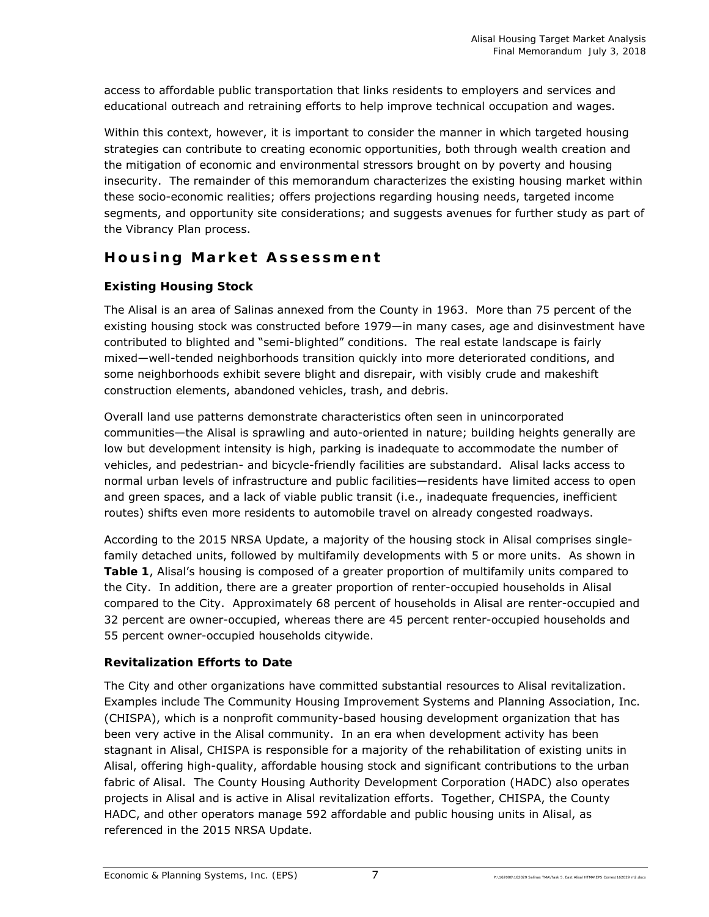access to affordable public transportation that links residents to employers and services and educational outreach and retraining efforts to help improve technical occupation and wages.

Within this context, however, it is important to consider the manner in which targeted housing strategies can contribute to creating economic opportunities, both through wealth creation and the mitigation of economic and environmental stressors brought on by poverty and housing insecurity. The remainder of this memorandum characterizes the existing housing market within these socio-economic realities; offers projections regarding housing needs, targeted income segments, and opportunity site considerations; and suggests avenues for further study as part of the Vibrancy Plan process.

## Housing Market Assessment

### Existing Housing Stock

The Alisal is an area of Salinas annexed from the County in 1963. More than 75 percent of the existing housing stock was constructed before 1979—in many cases, age and disinvestment have contributed to blighted and "semi-blighted" conditions. The real estate landscape is fairly mixed—well-tended neighborhoods transition quickly into more deteriorated conditions, and some neighborhoods exhibit severe blight and disrepair, with visibly crude and makeshift construction elements, abandoned vehicles, trash, and debris.

Overall land use patterns demonstrate characteristics often seen in unincorporated communities—the Alisal is sprawling and auto-oriented in nature; building heights generally are low but development intensity is high, parking is inadequate to accommodate the number of vehicles, and pedestrian- and bicycle-friendly facilities are substandard. Alisal lacks access to normal urban levels of infrastructure and public facilities—residents have limited access to open and green spaces, and a lack of viable public transit (i.e., inadequate frequencies, inefficient routes) shifts even more residents to automobile travel on already congested roadways.

According to the 2015 NRSA Update, a majority of the housing stock in Alisal comprises single-family detached units, followed by multifamily developments with 5 or more units. As shown in **Table 1**, Alisal's housing is composed of a greater proportion of multifamily units compared to the City. In addition, there are a greater proportion of renter-occupied households in Alisal compared to the City. Approximately 68 percent of households in Alisal are renter-occupied and 32 percent are owner-occupied, whereas there are 45 percent renter-occupied households and 55 percent owner-occupied households citywide.

### Revitalization Efforts to Date

The City and other organizations have committed substantial resources to Alisal revitalization. Examples include The Community Housing Improvement Systems and Planning Association, Inc. (CHISPA), which is a nonprofit community-based housing development organization that has been very active in the Alisal community. In an era when development activity has been stagnant in Alisal, CHISPA is responsible for a majority of the rehabilitation of existing units in Alisal, offering high-quality, affordable housing stock and significant contributions to the urban fabric of Alisal. The County Housing Authority Development Corporation (HADC) also operates projects in Alisal and is active in Alisal revitalization efforts. Together, CHISPA, the County HADC, and other operators manage 592 affordable and public housing units in Alisal, as referenced in the 2015 NRSA Update.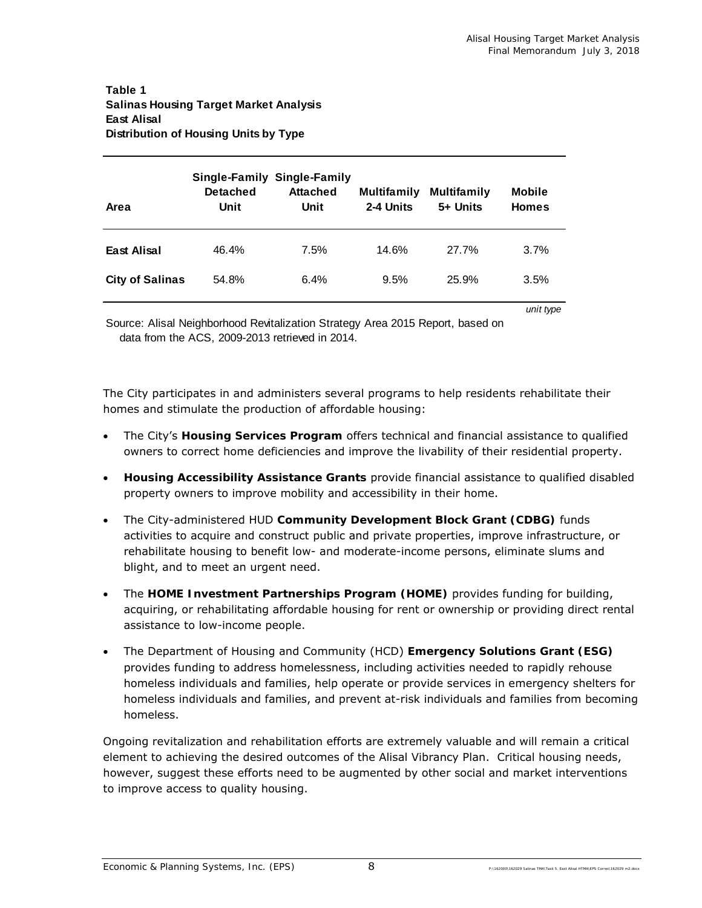**Table 1**
**Salinas Housing Target Market Analysis**
**East Alisal**
**Distribution of Housing Units by Type**

| Area | Single-Family Detached Unit | Single-Family Attached Unit | Multifamily 2-4 Units | Multifamily 5+ Units | Mobile Homes |
|---|---|---|---|---|---|
| **East Alisal** | 46.4% | 7.5% | 14.6% | 27.7% | 3.7% |
| **City of Salinas** | 54.8% | 6.4% | 9.5% | 25.9% | 3.5% |

*unit type*

Source: Alisal Neighborhood Revitalization Strategy Area 2015 Report, based on data from the ACS, 2009-2013 retrieved in 2014.

The City participates in and administers several programs to help residents rehabilitate their homes and stimulate the production of affordable housing:

- The City's **Housing Services Program** offers technical and financial assistance to qualified owners to correct home deficiencies and improve the livability of their residential property.
- **Housing Accessibility Assistance Grants** provide financial assistance to qualified disabled property owners to improve mobility and accessibility in their home.
- The City-administered HUD **Community Development Block Grant (CDBG)** funds activities to acquire and construct public and private properties, improve infrastructure, or rehabilitate housing to benefit low- and moderate-income persons, eliminate slums and blight, and to meet an urgent need.
- The **HOME Investment Partnerships Program (HOME)** provides funding for building, acquiring, or rehabilitating affordable housing for rent or ownership or providing direct rental assistance to low-income people.
- The Department of Housing and Community (HCD) **Emergency Solutions Grant (ESG)** provides funding to address homelessness, including activities needed to rapidly rehouse homeless individuals and families, help operate or provide services in emergency shelters for homeless individuals and families, and prevent at-risk individuals and families from becoming homeless.

Ongoing revitalization and rehabilitation efforts are extremely valuable and will remain a critical element to achieving the desired outcomes of the Alisal Vibrancy Plan. Critical housing needs, however, suggest these efforts need to be augmented by other social and market interventions to improve access to quality housing.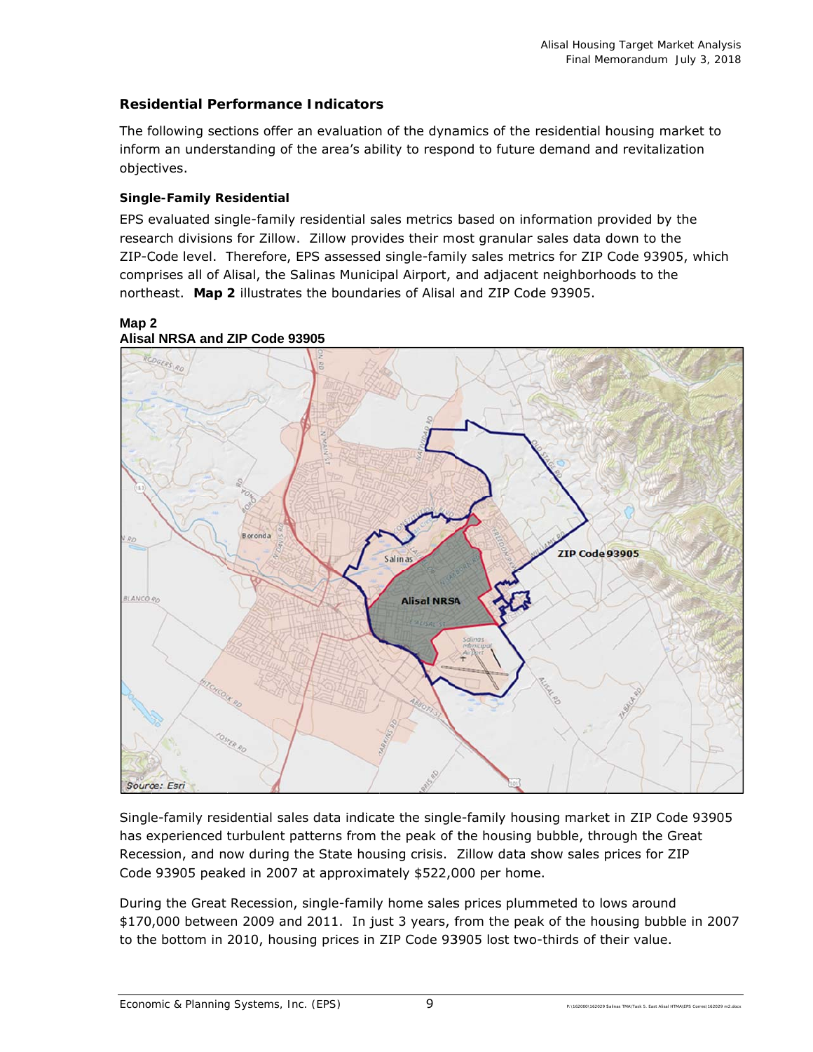## Residential Performance Indicators

The following sections offer an evaluation of the dynamics of the residential housing market to inform an understanding of the area's ability to respond to future demand and revitalization objectives.

### Single-Family Residential

EPS evaluated single-family residential sales metrics based on information provided by the research divisions for Zillow. Zillow provides their most granular sales data down to the ZIP-Code level. Therefore, EPS assessed single-family sales metrics for ZIP Code 93905, which comprises all of Alisal, the Salinas Municipal Airport, and adjacent neighborhoods to the northeast. **Map 2** illustrates the boundaries of Alisal and ZIP Code 93905.

**Map 2**
**Alisal NRSA and ZIP Code 93905**

Source: Esri

Single-family residential sales data indicate the single-family housing market in ZIP Code 93905 has experienced turbulent patterns from the peak of the housing bubble, through the Great Recession, and now during the State housing crisis. Zillow data show sales prices for ZIP Code 93905 peaked in 2007 at approximately $522,000 per home.

During the Great Recession, single-family home sales prices plummeted to lows around $170,000 between 2009 and 2011. In just 3 years, from the peak of the housing bubble in 2007 to the bottom in 2010, housing prices in ZIP Code 93905 lost two-thirds of their value.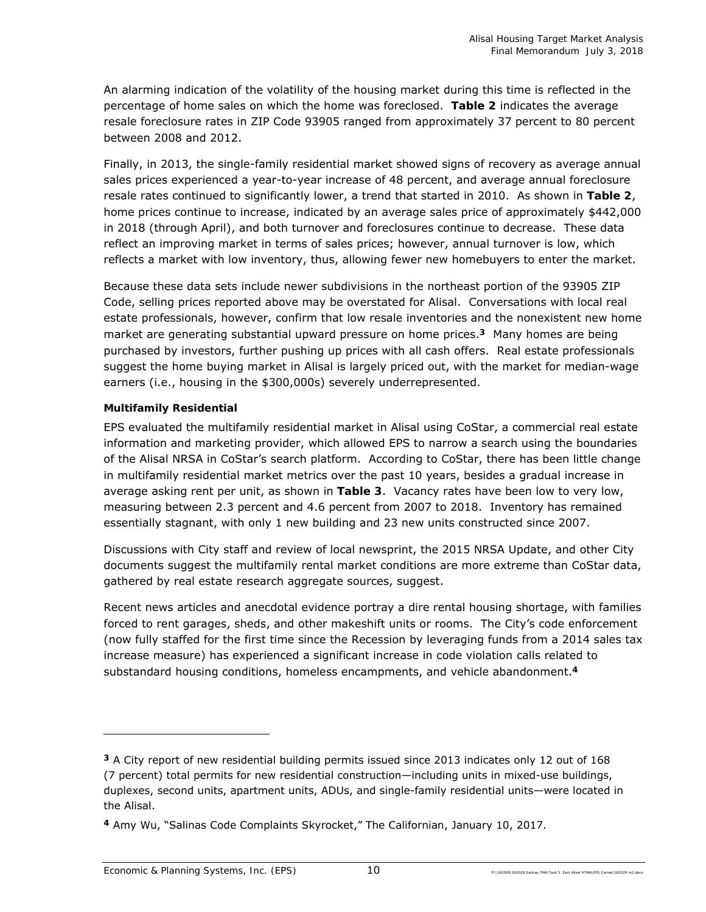An alarming indication of the volatility of the housing market during this time is reflected in the percentage of home sales on which the home was foreclosed. **Table 2** indicates the average resale foreclosure rates in ZIP Code 93905 ranged from approximately 37 percent to 80 percent between 2008 and 2012.

Finally, in 2013, the single-family residential market showed signs of recovery as average annual sales prices experienced a year-to-year increase of 48 percent, and average annual foreclosure resale rates continued to significantly lower, a trend that started in 2010. As shown in **Table 2**, home prices continue to increase, indicated by an average sales price of approximately $442,000 in 2018 (through April), and both turnover and foreclosures continue to decrease. These data reflect an improving market in terms of sales prices; however, annual turnover is low, which reflects a market with low inventory, thus, allowing fewer new homebuyers to enter the market.

Because these data sets include newer subdivisions in the northeast portion of the 93905 ZIP Code, selling prices reported above may be overstated for Alisal. Conversations with local real estate professionals, however, confirm that low resale inventories and the nonexistent new home market are generating substantial upward pressure on home prices.[3] Many homes are being purchased by investors, further pushing up prices with all cash offers. Real estate professionals suggest the home buying market in Alisal is largely priced out, with the market for median-wage earners (i.e., housing in the $300,000s) severely underrepresented.

**Multifamily Residential**

EPS evaluated the multifamily residential market in Alisal using CoStar, a commercial real estate information and marketing provider, which allowed EPS to narrow a search using the boundaries of the Alisal NRSA in CoStar's search platform. According to CoStar, there has been little change in multifamily residential market metrics over the past 10 years, besides a gradual increase in average asking rent per unit, as shown in **Table 3**. Vacancy rates have been low to very low, measuring between 2.3 percent and 4.6 percent from 2007 to 2018. Inventory has remained essentially stagnant, with only 1 new building and 23 new units constructed since 2007.

Discussions with City staff and review of local newsprint, the 2015 NRSA Update, and other City documents suggest the multifamily rental market conditions are more extreme than CoStar data, gathered by real estate research aggregate sources, suggest.

Recent news articles and anecdotal evidence portray a dire rental housing shortage, with families forced to rent garages, sheds, and other makeshift units or rooms. The City's code enforcement (now fully staffed for the first time since the Recession by leveraging funds from a 2014 sales tax increase measure) has experienced a significant increase in code violation calls related to substandard housing conditions, homeless encampments, and vehicle abandonment.[4]

---

[3] A City report of new residential building permits issued since 2013 indicates only 12 out of 168 (7 percent) total permits for new residential construction—including units in mixed-use buildings, duplexes, second units, apartment units, ADUs, and single-family residential units—were located in the Alisal.

[4] Amy Wu, "Salinas Code Complaints Skyrocket," The Californian, January 10, 2017.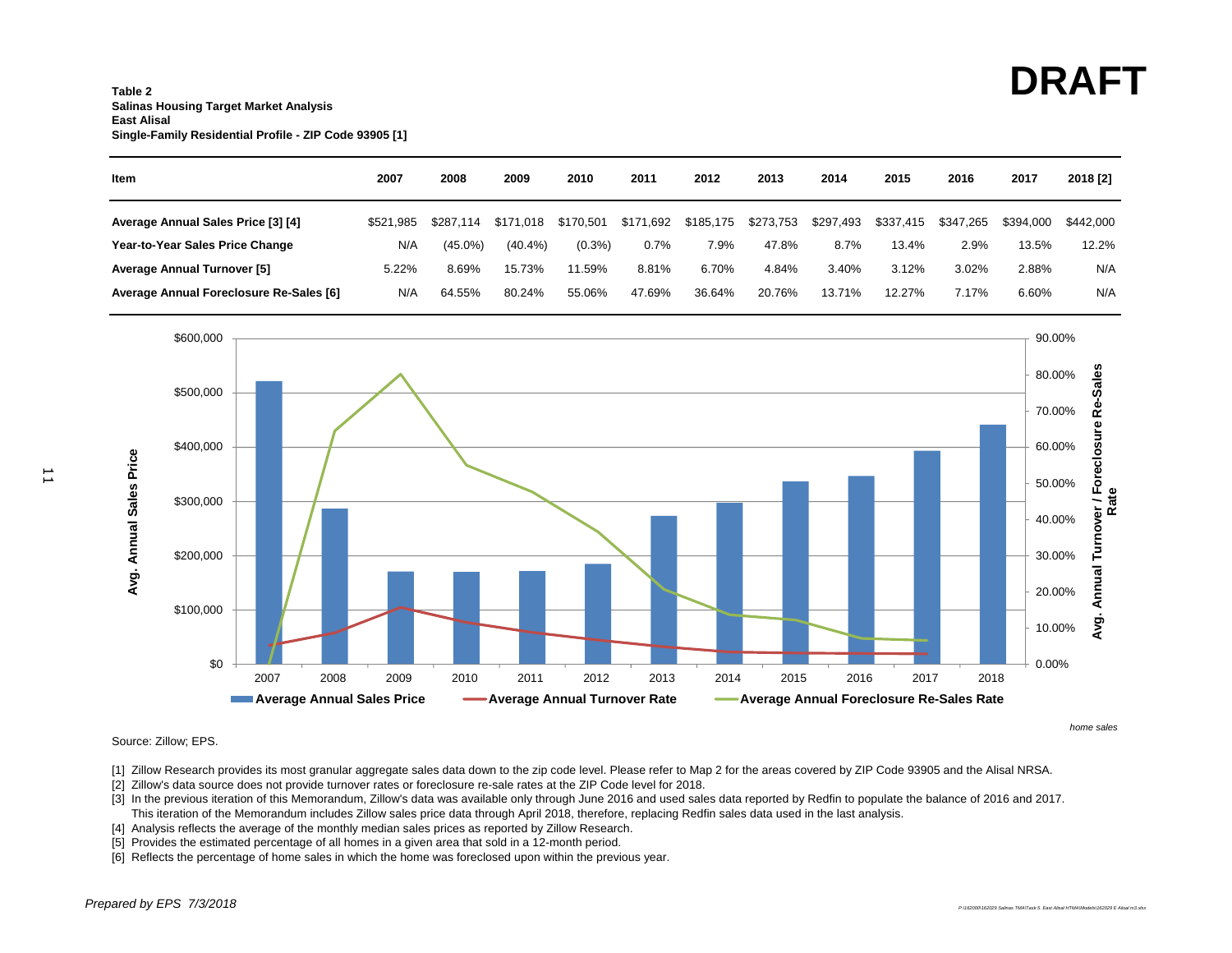**DRAFT**

**Table 2**
**Salinas Housing Target Market Analysis**
**East Alisal**
**Single-Family Residential Profile - ZIP Code 93905 [1]**

| Item | 2007 | 2008 | 2009 | 2010 | 2011 | 2012 | 2013 | 2014 | 2015 | 2016 | 2017 | 2018 [2] |
|---|---|---|---|---|---|---|---|---|---|---|---|---|
| **Average Annual Sales Price [3] [4]** | $521,985 | $287,114 | $171,018 | $170,501 | $171,692 | $185,175 | $273,753 | $297,493 | $337,415 | $347,265 | $394,000 | $442,000 |
| **Year-to-Year Sales Price Change** | N/A | (45.0%) | (40.4%) | (0.3%) | 0.7% | 7.9% | 47.8% | 8.7% | 13.4% | 2.9% | 13.5% | 12.2% |
| **Average Annual Turnover [5]** | 5.22% | 8.69% | 15.73% | 11.59% | 8.81% | 6.70% | 4.84% | 3.40% | 3.12% | 3.02% | 2.88% | N/A |
| **Average Annual Foreclosure Re-Sales [6]** | N/A | 64.55% | 80.24% | 55.06% | 47.69% | 36.64% | 20.76% | 13.71% | 12.27% | 7.17% | 6.60% | N/A |

*home sales*

Source: Zillow; EPS.

[1] Zillow Research provides its most granular aggregate sales data down to the zip code level. Please refer to Map 2 for the areas covered by ZIP Code 93905 and the Alisal NRSA.
[2] Zillow's data source does not provide turnover rates or foreclosure re-sale rates at the ZIP Code level for 2018.
[3] In the previous iteration of this Memorandum, Zillow's data was available only through June 2016 and used sales data reported by Redfin to populate the balance of 2016 and 2017. This iteration of the Memorandum includes Zillow sales price data through April 2018, therefore, replacing Redfin sales data used in the last analysis.
[4] Analysis reflects the average of the monthly median sales prices as reported by Zillow Research.
[5] Provides the estimated percentage of all homes in a given area that sold in a 12-month period.
[6] Reflects the percentage of home sales in which the home was foreclosed upon within the previous year.

*Prepared by EPS 7/3/2018*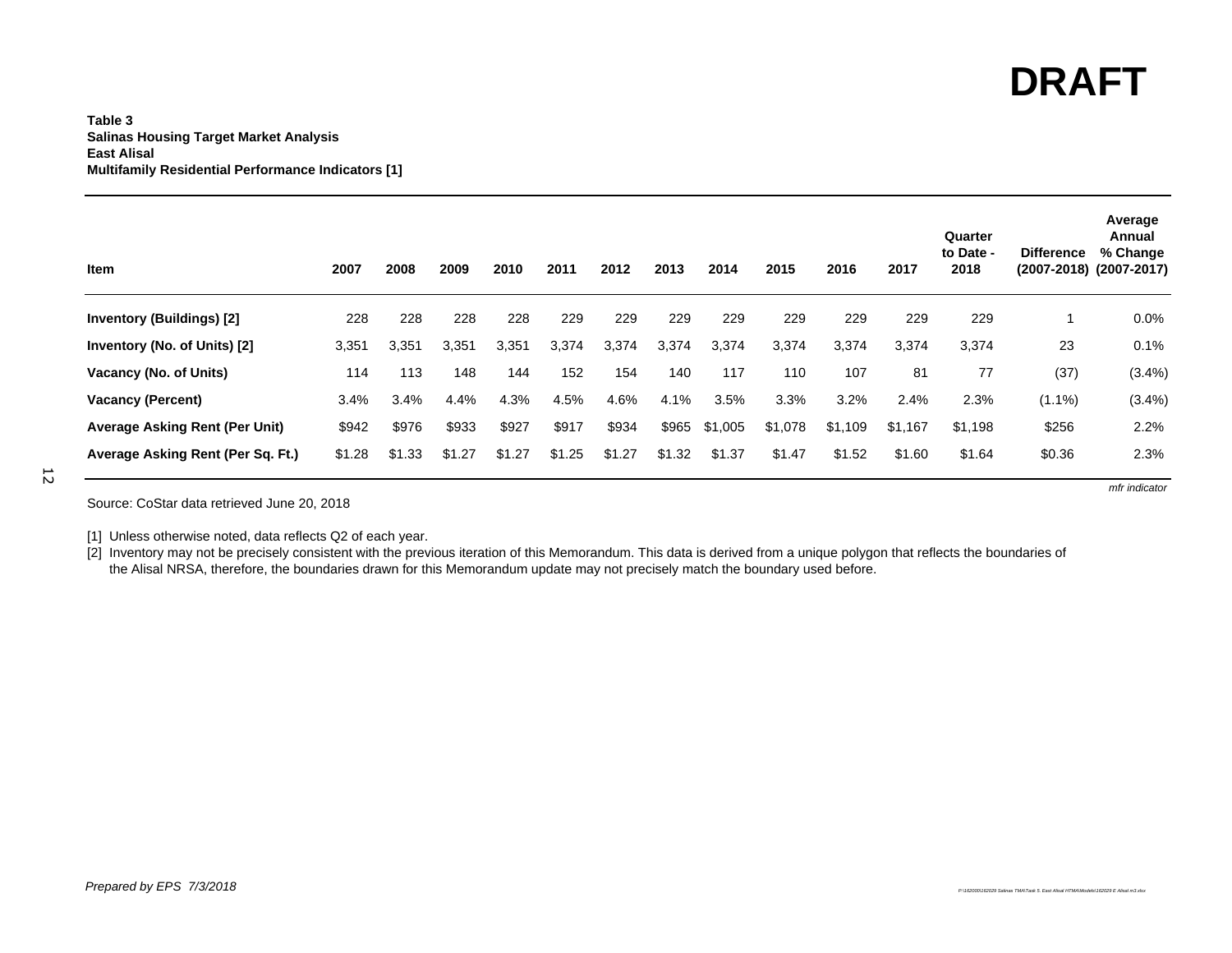# DRAFT

**Table 3**
**Salinas Housing Target Market Analysis**
**East Alisal**
**Multifamily Residential Performance Indicators [1]**

| Item | 2007 | 2008 | 2009 | 2010 | 2011 | 2012 | 2013 | 2014 | 2015 | 2016 | 2017 | Quarter to Date - 2018 | Difference (2007-2018) | Average Annual % Change (2007-2017) |
|---|---|---|---|---|---|---|---|---|---|---|---|---|---|---|
| **Inventory (Buildings) [2]** | 228 | 228 | 228 | 228 | 229 | 229 | 229 | 229 | 229 | 229 | 229 | 229 | 1 | 0.0% |
| **Inventory (No. of Units) [2]** | 3,351 | 3,351 | 3,351 | 3,351 | 3,374 | 3,374 | 3,374 | 3,374 | 3,374 | 3,374 | 3,374 | 3,374 | 23 | 0.1% |
| **Vacancy (No. of Units)** | 114 | 113 | 148 | 144 | 152 | 154 | 140 | 117 | 110 | 107 | 81 | 77 | (37) | (3.4%) |
| **Vacancy (Percent)** | 3.4% | 3.4% | 4.4% | 4.3% | 4.5% | 4.6% | 4.1% | 3.5% | 3.3% | 3.2% | 2.4% | 2.3% | (1.1%) | (3.4%) |
| **Average Asking Rent (Per Unit)** | $942 | $976 | $933 | $927 | $917 | $934 | $965 | $1,005 | $1,078 | $1,109 | $1,167 | $1,198 | $256 | 2.2% |
| **Average Asking Rent (Per Sq. Ft.)** | $1.28 | $1.33 | $1.27 | $1.27 | $1.25 | $1.27 | $1.32 | $1.37 | $1.47 | $1.52 | $1.60 | $1.64 | $0.36 | 2.3% |

*mfr indicator*

Source: CoStar data retrieved June 20, 2018

[1] Unless otherwise noted, data reflects Q2 of each year.
[2] Inventory may not be precisely consistent with the previous iteration of this Memorandum. This data is derived from a unique polygon that reflects the boundaries of the Alisal NRSA, therefore, the boundaries drawn for this Memorandum update may not precisely match the boundary used before.

*Prepared by EPS 7/3/2018*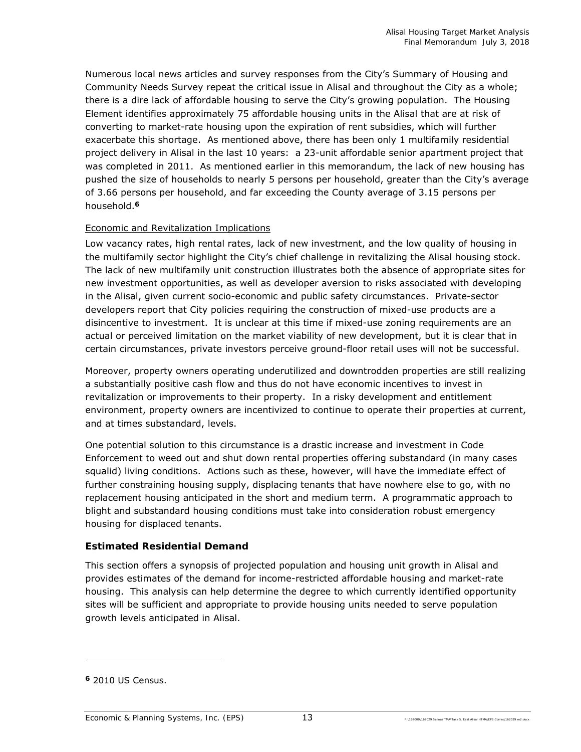Numerous local news articles and survey responses from the City's Summary of Housing and Community Needs Survey repeat the critical issue in Alisal and throughout the City as a whole; there is a dire lack of affordable housing to serve the City's growing population. The Housing Element identifies approximately 75 affordable housing units in the Alisal that are at risk of converting to market-rate housing upon the expiration of rent subsidies, which will further exacerbate this shortage. As mentioned above, there has been only 1 multifamily residential project delivery in Alisal in the last 10 years: a 23-unit affordable senior apartment project that was completed in 2011. As mentioned earlier in this memorandum, the lack of new housing has pushed the size of households to nearly 5 persons per household, greater than the City's average of 3.66 persons per household, and far exceeding the County average of 3.15 persons per household.[6]

Economic and Revitalization Implications

Low vacancy rates, high rental rates, lack of new investment, and the low quality of housing in the multifamily sector highlight the City's chief challenge in revitalizing the Alisal housing stock. The lack of new multifamily unit construction illustrates both the absence of appropriate sites for new investment opportunities, as well as developer aversion to risks associated with developing in the Alisal, given current socio-economic and public safety circumstances. Private-sector developers report that City policies requiring the construction of mixed-use products are a disincentive to investment. It is unclear at this time if mixed-use zoning requirements are an actual or perceived limitation on the market viability of new development, but it is clear that in certain circumstances, private investors perceive ground-floor retail uses will not be successful.

Moreover, property owners operating underutilized and downtrodden properties are still realizing a substantially positive cash flow and thus do not have economic incentives to invest in revitalization or improvements to their property. In a risky development and entitlement environment, property owners are incentivized to continue to operate their properties at current, and at times substandard, levels.

One potential solution to this circumstance is a drastic increase and investment in Code Enforcement to weed out and shut down rental properties offering substandard (in many cases squalid) living conditions. Actions such as these, however, will have the immediate effect of further constraining housing supply, displacing tenants that have nowhere else to go, with no replacement housing anticipated in the short and medium term. A programmatic approach to blight and substandard housing conditions must take into consideration robust emergency housing for displaced tenants.

### Estimated Residential Demand

This section offers a synopsis of projected population and housing unit growth in Alisal and provides estimates of the demand for income-restricted affordable housing and market-rate housing. This analysis can help determine the degree to which currently identified opportunity sites will be sufficient and appropriate to provide housing units needed to serve population growth levels anticipated in Alisal.

---

[6] 2010 US Census.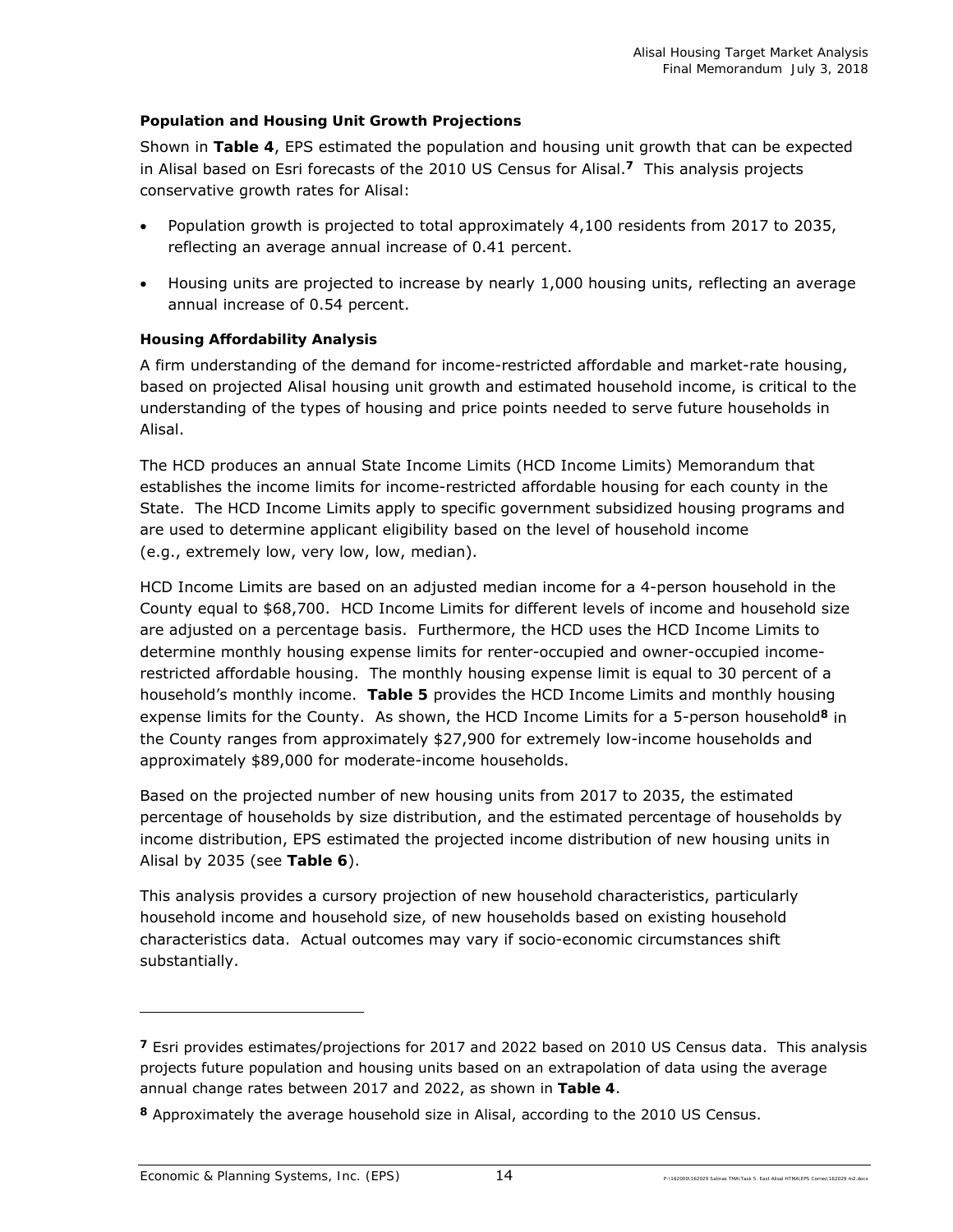### Population and Housing Unit Growth Projections

Shown in **Table 4**, EPS estimated the population and housing unit growth that can be expected in Alisal based on Esri forecasts of the 2010 US Census for Alisal.[7] This analysis projects conservative growth rates for Alisal:

- Population growth is projected to total approximately 4,100 residents from 2017 to 2035, reflecting an average annual increase of 0.41 percent.
- Housing units are projected to increase by nearly 1,000 housing units, reflecting an average annual increase of 0.54 percent.

### Housing Affordability Analysis

A firm understanding of the demand for income-restricted affordable and market-rate housing, based on projected Alisal housing unit growth and estimated household income, is critical to the understanding of the types of housing and price points needed to serve future households in Alisal.

The HCD produces an annual State Income Limits (HCD Income Limits) Memorandum that establishes the income limits for income-restricted affordable housing for each county in the State. The HCD Income Limits apply to specific government subsidized housing programs and are used to determine applicant eligibility based on the level of household income (e.g., extremely low, very low, low, median).

HCD Income Limits are based on an adjusted median income for a 4-person household in the County equal to $68,700. HCD Income Limits for different levels of income and household size are adjusted on a percentage basis. Furthermore, the HCD uses the HCD Income Limits to determine monthly housing expense limits for renter-occupied and owner-occupied income-restricted affordable housing. The monthly housing expense limit is equal to 30 percent of a household's monthly income. **Table 5** provides the HCD Income Limits and monthly housing expense limits for the County. As shown, the HCD Income Limits for a 5-person household[8] in the County ranges from approximately $27,900 for extremely low-income households and approximately $89,000 for moderate-income households.

Based on the projected number of new housing units from 2017 to 2035, the estimated percentage of households by size distribution, and the estimated percentage of households by income distribution, EPS estimated the projected income distribution of new housing units in Alisal by 2035 (see **Table 6**).

This analysis provides a cursory projection of new household characteristics, particularly household income and household size, of new households based on existing household characteristics data. Actual outcomes may vary if socio-economic circumstances shift substantially.

---

[7] Esri provides estimates/projections for 2017 and 2022 based on 2010 US Census data. This analysis projects future population and housing units based on an extrapolation of data using the average annual change rates between 2017 and 2022, as shown in **Table 4**.

[8] Approximately the average household size in Alisal, according to the 2010 US Census.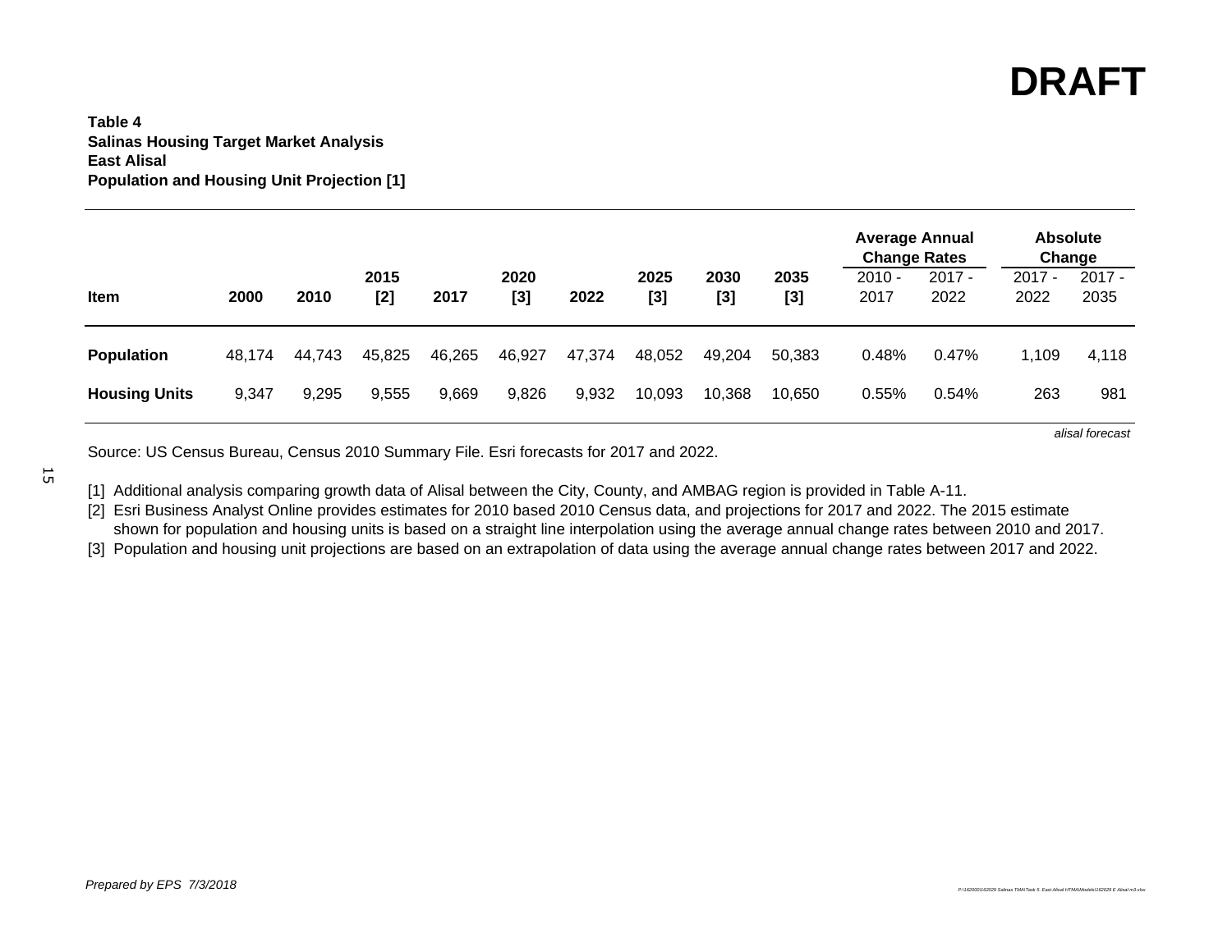# DRAFT

**Table 4**
**Salinas Housing Target Market Analysis**
**East Alisal**
**Population and Housing Unit Projection [1]**

| Item | 2000 | 2010 | 2015 [2] | 2017 | 2020 [3] | 2022 | 2025 [3] | 2030 [3] | 2035 [3] | Average Annual Change Rates | | Absolute Change | |
|---|---|---|---|---|---|---|---|---|---|---|---|---|---|
| | | | | | | | | | | 2010 - 2017 | 2017 - 2022 | 2017 - 2022 | 2017 - 2035 |
| **Population** | 48,174 | 44,743 | 45,825 | 46,265 | 46,927 | 47,374 | 48,052 | 49,204 | 50,383 | 0.48% | 0.47% | 1,109 | 4,118 |
| **Housing Units** | 9,347 | 9,295 | 9,555 | 9,669 | 9,826 | 9,932 | 10,093 | 10,368 | 10,650 | 0.55% | 0.54% | 263 | 981 |

*alisal forecast*

Source: US Census Bureau, Census 2010 Summary File. Esri forecasts for 2017 and 2022.

[1] Additional analysis comparing growth data of Alisal between the City, County, and AMBAG region is provided in Table A-11.
[2] Esri Business Analyst Online provides estimates for 2010 based 2010 Census data, and projections for 2017 and 2022. The 2015 estimate shown for population and housing units is based on a straight line interpolation using the average annual change rates between 2010 and 2017.
[3] Population and housing unit projections are based on an extrapolation of data using the average annual change rates between 2017 and 2022.

*Prepared by EPS 7/3/2018*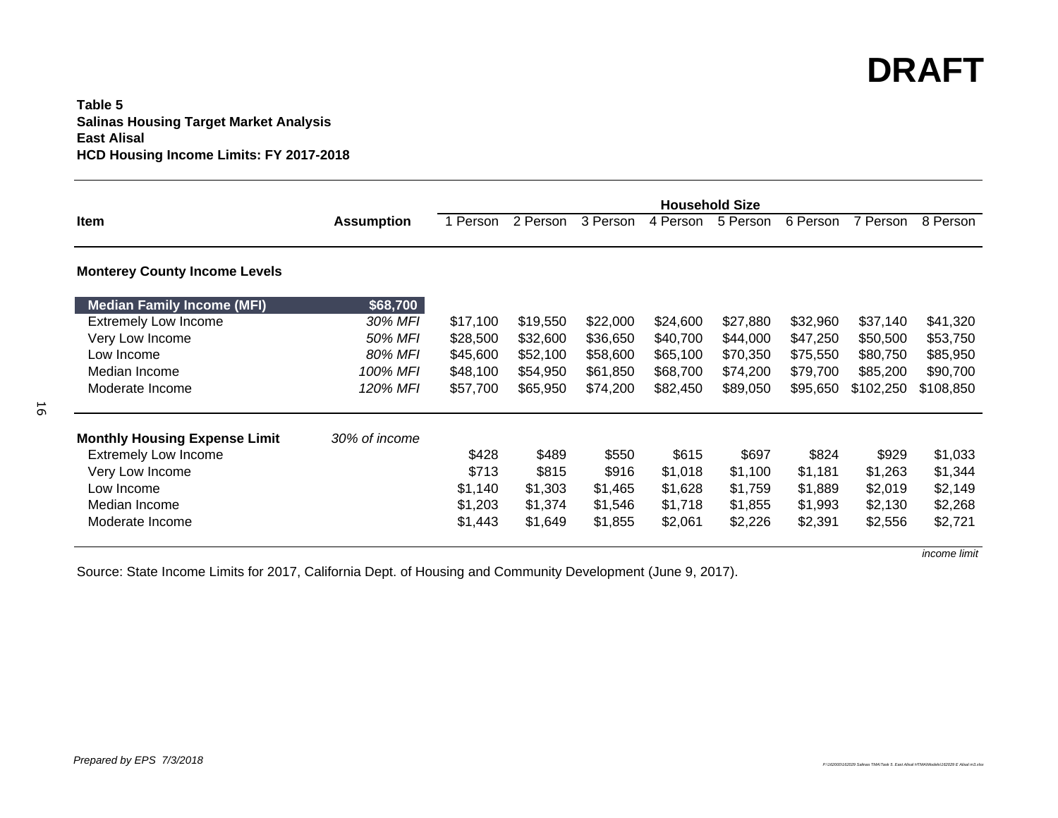# DRAFT

**Table 5**
**Salinas Housing Target Market Analysis**
**East Alisal**
**HCD Housing Income Limits: FY 2017-2018**

| Item | Assumption | Household Size | | | | | | | |
|---|---|---|---|---|---|---|---|---|---|
| | | 1 Person | 2 Person | 3 Person | 4 Person | 5 Person | 6 Person | 7 Person | 8 Person |
| **Monterey County Income Levels** | | | | | | | | | |
| **Median Family Income (MFI)** | **$68,700** | | | | | | | | |
| Extremely Low Income | *30% MFI* | $17,100 | $19,550 | $22,000 | $24,600 | $27,880 | $32,960 | $37,140 | $41,320 |
| Very Low Income | *50% MFI* | $28,500 | $32,600 | $36,650 | $40,700 | $44,000 | $47,250 | $50,500 | $53,750 |
| Low Income | *80% MFI* | $45,600 | $52,100 | $58,600 | $65,100 | $70,350 | $75,550 | $80,750 | $85,950 |
| Median Income | *100% MFI* | $48,100 | $54,950 | $61,850 | $68,700 | $74,200 | $79,700 | $85,200 | $90,700 |
| Moderate Income | *120% MFI* | $57,700 | $65,950 | $74,200 | $82,450 | $89,050 | $95,650 | $102,250 | $108,850 |
| **Monthly Housing Expense Limit** | *30% of income* | | | | | | | | |
| Extremely Low Income | | $428 | $489 | $550 | $615 | $697 | $824 | $929 | $1,033 |
| Very Low Income | | $713 | $815 | $916 | $1,018 | $1,100 | $1,181 | $1,263 | $1,344 |
| Low Income | | $1,140 | $1,303 | $1,465 | $1,628 | $1,759 | $1,889 | $2,019 | $2,149 |
| Median Income | | $1,203 | $1,374 | $1,546 | $1,718 | $1,855 | $1,993 | $2,130 | $2,268 |
| Moderate Income | | $1,443 | $1,649 | $1,855 | $2,061 | $2,226 | $2,391 | $2,556 | $2,721 |

*income limit*

Source: State Income Limits for 2017, California Dept. of Housing and Community Development (June 9, 2017).

*Prepared by EPS 7/3/2018*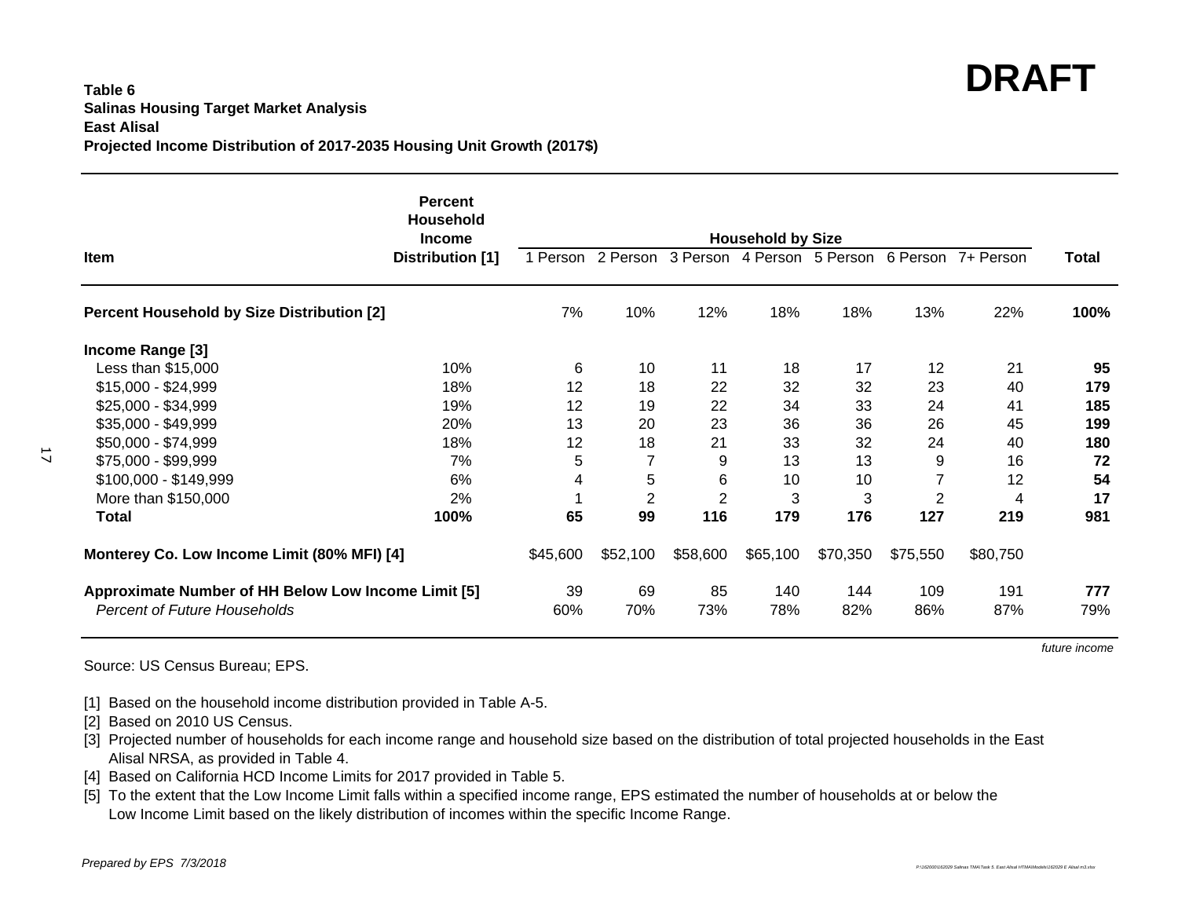**DRAFT**

**Table 6**
**Salinas Housing Target Market Analysis**
**East Alisal**
**Projected Income Distribution of 2017-2035 Housing Unit Growth (2017$)**

| Item | Percent Household Income Distribution [1] | Household by Size | | | | | | | |
|---|---|---|---|---|---|---|---|---|---|
| | | 1 Person | 2 Person | 3 Person | 4 Person | 5 Person | 6 Person | 7+ Person | Total |
| **Percent Household by Size Distribution [2]** | | 7% | 10% | 12% | 18% | 18% | 13% | 22% | **100%** |
| **Income Range [3]** | | | | | | | | | |
| Less than $15,000 | 10% | 6 | 10 | 11 | 18 | 17 | 12 | 21 | **95** |
| $15,000 - $24,999 | 18% | 12 | 18 | 22 | 32 | 32 | 23 | 40 | **179** |
| $25,000 - $34,999 | 19% | 12 | 19 | 22 | 34 | 33 | 24 | 41 | **185** |
| $35,000 - $49,999 | 20% | 13 | 20 | 23 | 36 | 36 | 26 | 45 | **199** |
| $50,000 - $74,999 | 18% | 12 | 18 | 21 | 33 | 32 | 24 | 40 | **180** |
| $75,000 - $99,999 | 7% | 5 | 7 | 9 | 13 | 13 | 9 | 16 | **72** |
| $100,000 - $149,999 | 6% | 4 | 5 | 6 | 10 | 10 | 7 | 12 | **54** |
| More than $150,000 | 2% | 1 | 2 | 2 | 3 | 3 | 2 | 4 | **17** |
| **Total** | **100%** | **65** | **99** | **116** | **179** | **176** | **127** | **219** | **981** |
| **Monterey Co. Low Income Limit (80% MFI) [4]** | | $45,600 | $52,100 | $58,600 | $65,100 | $70,350 | $75,550 | $80,750 | |
| **Approximate Number of HH Below Low Income Limit [5]** | | 39 | 69 | 85 | 140 | 144 | 109 | 191 | **777** |
| *Percent of Future Households* | | 60% | 70% | 73% | 78% | 82% | 86% | 87% | 79% |

*future income*

Source: US Census Bureau; EPS.

[1] Based on the household income distribution provided in Table A-5.
[2] Based on 2010 US Census.
[3] Projected number of households for each income range and household size based on the distribution of total projected households in the East Alisal NRSA, as provided in Table 4.
[4] Based on California HCD Income Limits for 2017 provided in Table 5.
[5] To the extent that the Low Income Limit falls within a specified income range, EPS estimated the number of households at or below the Low Income Limit based on the likely distribution of incomes within the specific Income Range.

*Prepared by EPS 7/3/2018*

P:\162000\162029 Salinas TMA\Task 5. East Alisal HTMA\Models\162029 E Alisal m3.xlsx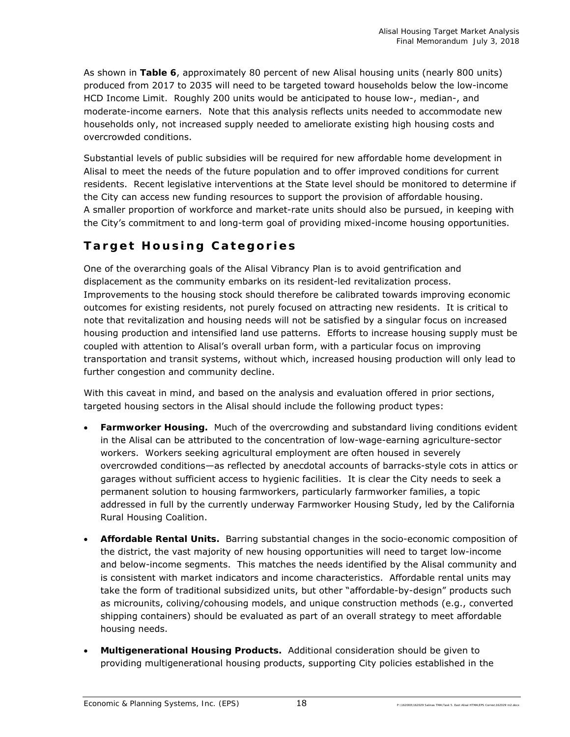As shown in **Table 6**, approximately 80 percent of new Alisal housing units (nearly 800 units) produced from 2017 to 2035 will need to be targeted toward households below the low-income HCD Income Limit. Roughly 200 units would be anticipated to house low-, median-, and moderate-income earners. Note that this analysis reflects units needed to accommodate new households only, not increased supply needed to ameliorate existing high housing costs and overcrowded conditions.

Substantial levels of public subsidies will be required for new affordable home development in Alisal to meet the needs of the future population and to offer improved conditions for current residents. Recent legislative interventions at the State level should be monitored to determine if the City can access new funding resources to support the provision of affordable housing. A smaller proportion of workforce and market-rate units should also be pursued, in keeping with the City's commitment to and long-term goal of providing mixed-income housing opportunities.

## Target Housing Categories

One of the overarching goals of the Alisal Vibrancy Plan is to avoid gentrification and displacement as the community embarks on its resident-led revitalization process. Improvements to the housing stock should therefore be calibrated towards improving economic outcomes for existing residents, not purely focused on attracting new residents. It is critical to note that revitalization and housing needs will not be satisfied by a singular focus on increased housing production and intensified land use patterns. Efforts to increase housing supply must be coupled with attention to Alisal's overall urban form, with a particular focus on improving transportation and transit systems, without which, increased housing production will only lead to further congestion and community decline.

With this caveat in mind, and based on the analysis and evaluation offered in prior sections, targeted housing sectors in the Alisal should include the following product types:

- **Farmworker Housing.** Much of the overcrowding and substandard living conditions evident in the Alisal can be attributed to the concentration of low-wage-earning agriculture-sector workers. Workers seeking agricultural employment are often housed in severely overcrowded conditions—as reflected by anecdotal accounts of barracks-style cots in attics or garages without sufficient access to hygienic facilities. It is clear the City needs to seek a permanent solution to housing farmworkers, particularly farmworker families, a topic addressed in full by the currently underway Farmworker Housing Study, led by the California Rural Housing Coalition.
- **Affordable Rental Units.** Barring substantial changes in the socio-economic composition of the district, the vast majority of new housing opportunities will need to target low-income and below-income segments. This matches the needs identified by the Alisal community and is consistent with market indicators and income characteristics. Affordable rental units may take the form of traditional subsidized units, but other "affordable-by-design" products such as microunits, coliving/cohousing models, and unique construction methods (e.g., converted shipping containers) should be evaluated as part of an overall strategy to meet affordable housing needs.
- **Multigenerational Housing Products.** Additional consideration should be given to providing multigenerational housing products, supporting City policies established in the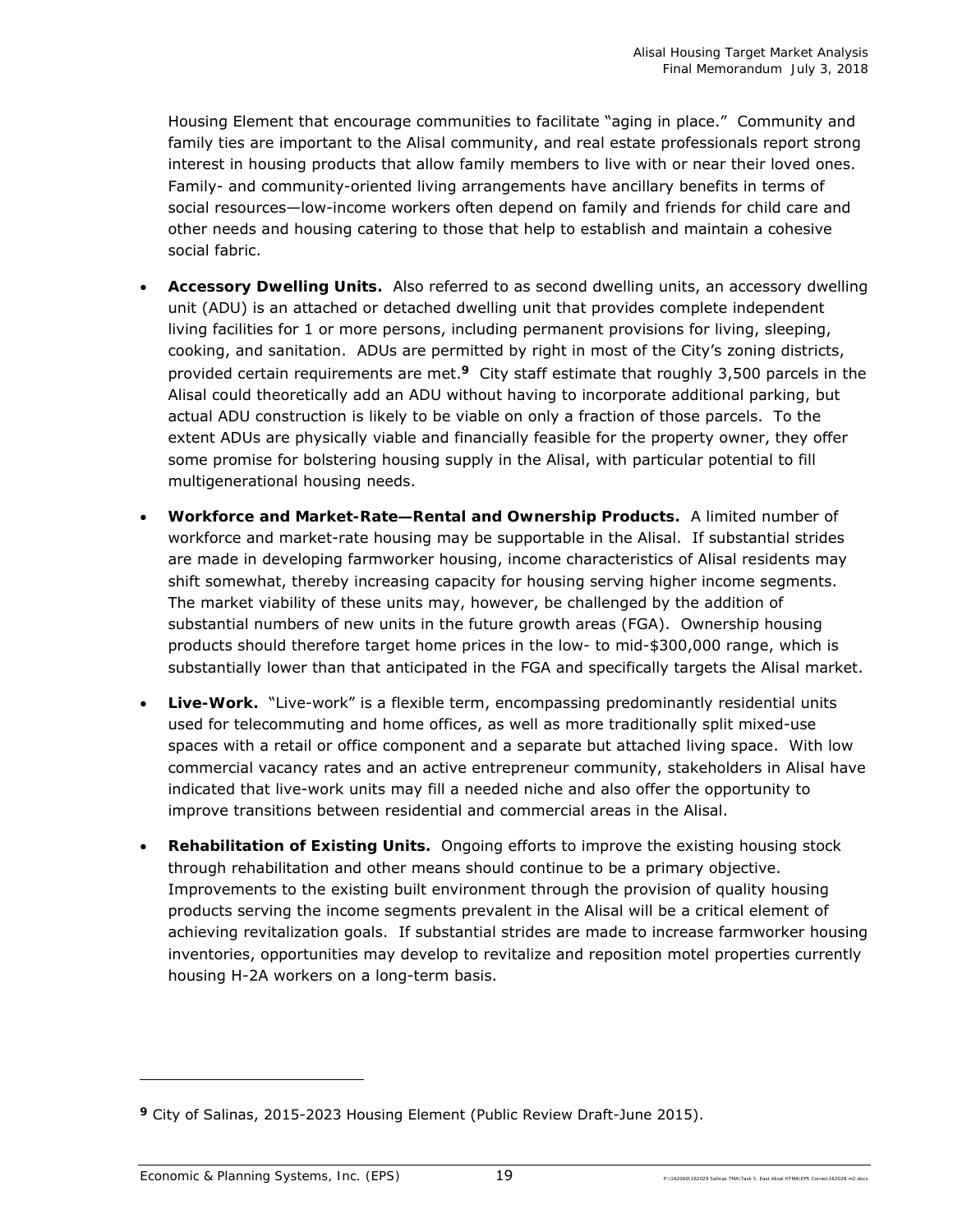Housing Element that encourage communities to facilitate "aging in place." Community and family ties are important to the Alisal community, and real estate professionals report strong interest in housing products that allow family members to live with or near their loved ones. Family- and community-oriented living arrangements have ancillary benefits in terms of social resources—low-income workers often depend on family and friends for child care and other needs and housing catering to those that help to establish and maintain a cohesive social fabric.

- **Accessory Dwelling Units.** Also referred to as second dwelling units, an accessory dwelling unit (ADU) is an attached or detached dwelling unit that provides complete independent living facilities for 1 or more persons, including permanent provisions for living, sleeping, cooking, and sanitation. ADUs are permitted by right in most of the City's zoning districts, provided certain requirements are met.[9] City staff estimate that roughly 3,500 parcels in the Alisal could theoretically add an ADU without having to incorporate additional parking, but actual ADU construction is likely to be viable on only a fraction of those parcels. To the extent ADUs are physically viable and financially feasible for the property owner, they offer some promise for bolstering housing supply in the Alisal, with particular potential to fill multigenerational housing needs.

- **Workforce and Market-Rate—Rental and Ownership Products.** A limited number of workforce and market-rate housing may be supportable in the Alisal. If substantial strides are made in developing farmworker housing, income characteristics of Alisal residents may shift somewhat, thereby increasing capacity for housing serving higher income segments. The market viability of these units may, however, be challenged by the addition of substantial numbers of new units in the future growth areas (FGA). Ownership housing products should therefore target home prices in the low- to mid-$300,000 range, which is substantially lower than that anticipated in the FGA and specifically targets the Alisal market.

- **Live-Work.** "Live-work" is a flexible term, encompassing predominantly residential units used for telecommuting and home offices, as well as more traditionally split mixed-use spaces with a retail or office component and a separate but attached living space. With low commercial vacancy rates and an active entrepreneur community, stakeholders in Alisal have indicated that live-work units may fill a needed niche and also offer the opportunity to improve transitions between residential and commercial areas in the Alisal.

- **Rehabilitation of Existing Units.** Ongoing efforts to improve the existing housing stock through rehabilitation and other means should continue to be a primary objective. Improvements to the existing built environment through the provision of quality housing products serving the income segments prevalent in the Alisal will be a critical element of achieving revitalization goals. If substantial strides are made to increase farmworker housing inventories, opportunities may develop to revitalize and reposition motel properties currently housing H-2A workers on a long-term basis.

---

[9] City of Salinas, 2015-2023 Housing Element (Public Review Draft-June 2015).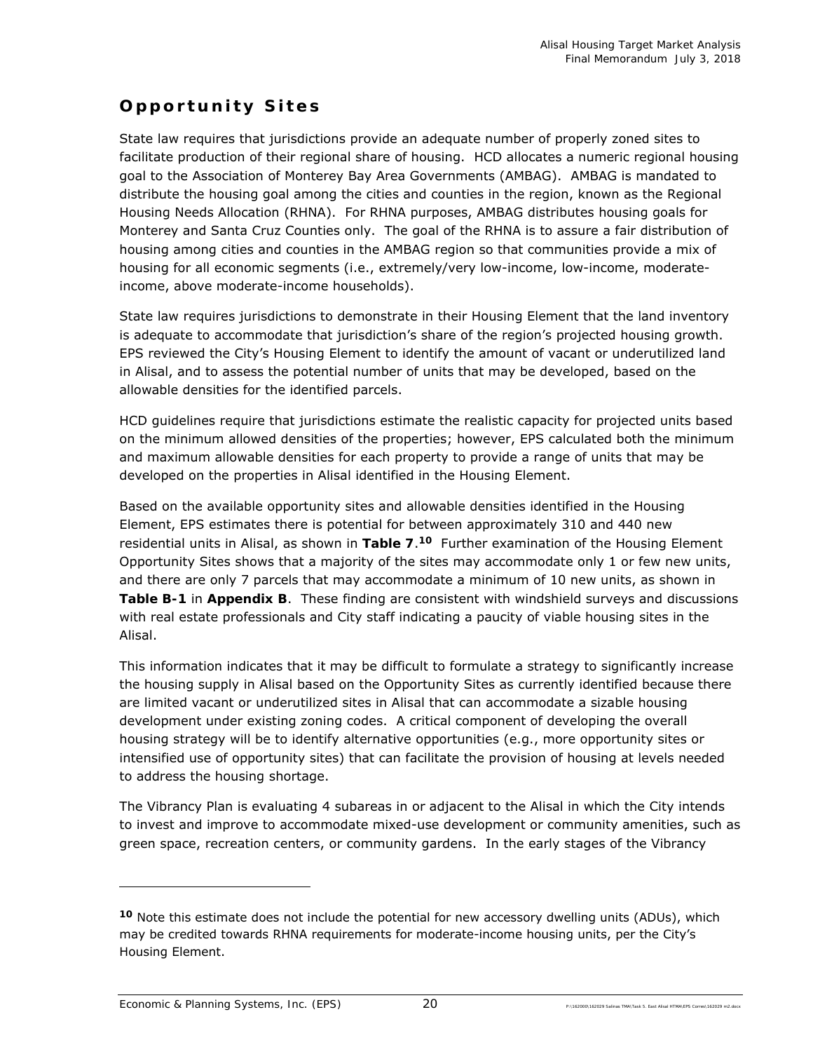## Opportunity Sites

State law requires that jurisdictions provide an adequate number of properly zoned sites to facilitate production of their regional share of housing. HCD allocates a numeric regional housing goal to the Association of Monterey Bay Area Governments (AMBAG). AMBAG is mandated to distribute the housing goal among the cities and counties in the region, known as the Regional Housing Needs Allocation (RHNA). For RHNA purposes, AMBAG distributes housing goals for Monterey and Santa Cruz Counties only. The goal of the RHNA is to assure a fair distribution of housing among cities and counties in the AMBAG region so that communities provide a mix of housing for all economic segments (i.e., extremely/very low-income, low-income, moderate-income, above moderate-income households).

State law requires jurisdictions to demonstrate in their Housing Element that the land inventory is adequate to accommodate that jurisdiction's share of the region's projected housing growth. EPS reviewed the City's Housing Element to identify the amount of vacant or underutilized land in Alisal, and to assess the potential number of units that may be developed, based on the allowable densities for the identified parcels.

HCD guidelines require that jurisdictions estimate the realistic capacity for projected units based on the minimum allowed densities of the properties; however, EPS calculated both the minimum and maximum allowable densities for each property to provide a range of units that may be developed on the properties in Alisal identified in the Housing Element.

Based on the available opportunity sites and allowable densities identified in the Housing Element, EPS estimates there is potential for between approximately 310 and 440 new residential units in Alisal, as shown in **Table 7**.[10] Further examination of the Housing Element Opportunity Sites shows that a majority of the sites may accommodate only 1 or few new units, and there are only 7 parcels that may accommodate a minimum of 10 new units, as shown in **Table B-1** in **Appendix B**. These finding are consistent with windshield surveys and discussions with real estate professionals and City staff indicating a paucity of viable housing sites in the Alisal.

This information indicates that it may be difficult to formulate a strategy to significantly increase the housing supply in Alisal based on the Opportunity Sites as currently identified because there are limited vacant or underutilized sites in Alisal that can accommodate a sizable housing development under existing zoning codes. A critical component of developing the overall housing strategy will be to identify alternative opportunities (e.g., more opportunity sites or intensified use of opportunity sites) that can facilitate the provision of housing at levels needed to address the housing shortage.

The Vibrancy Plan is evaluating 4 subareas in or adjacent to the Alisal in which the City intends to invest and improve to accommodate mixed-use development or community amenities, such as green space, recreation centers, or community gardens. In the early stages of the Vibrancy

---

[10] Note this estimate does not include the potential for new accessory dwelling units (ADUs), which may be credited towards RHNA requirements for moderate-income housing units, per the City's Housing Element.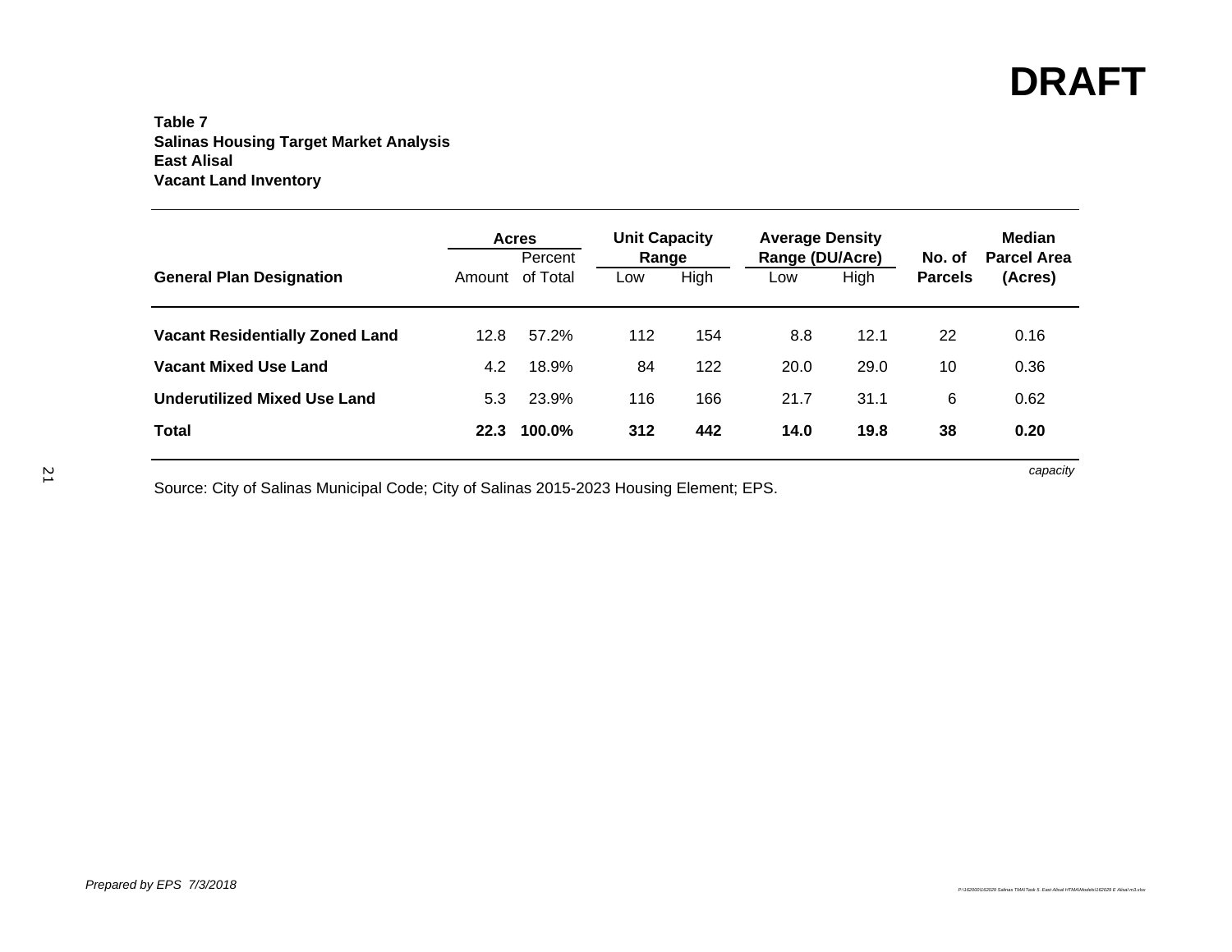**DRAFT**

**Table 7**
**Salinas Housing Target Market Analysis**
**East Alisal**
**Vacant Land Inventory**

| General Plan Designation | Acres | | Unit Capacity Range | | Average Density Range (DU/Acre) | | No. of Parcels | Median Parcel Area (Acres) |
|---|---|---|---|---|---|---|---|---|
| | Amount | Percent of Total | Low | High | Low | High | | |
| **Vacant Residentially Zoned Land** | 12.8 | 57.2% | 112 | 154 | 8.8 | 12.1 | 22 | 0.16 |
| **Vacant Mixed Use Land** | 4.2 | 18.9% | 84 | 122 | 20.0 | 29.0 | 10 | 0.36 |
| **Underutilized Mixed Use Land** | 5.3 | 23.9% | 116 | 166 | 21.7 | 31.1 | 6 | 0.62 |
| **Total** | **22.3** | **100.0%** | **312** | **442** | **14.0** | **19.8** | **38** | **0.20** |

*capacity*

Source: City of Salinas Municipal Code; City of Salinas 2015-2023 Housing Element; EPS.

*Prepared by EPS 7/3/2018*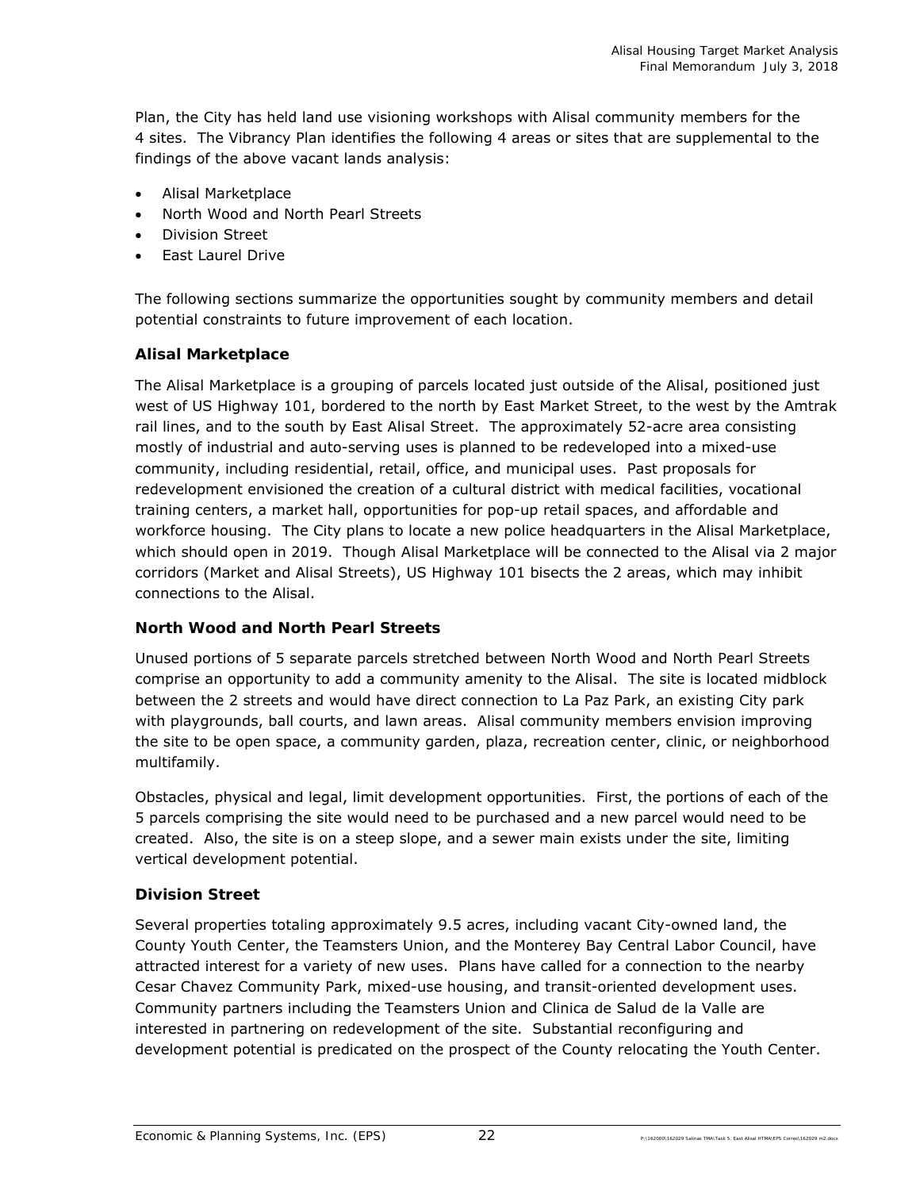Plan, the City has held land use visioning workshops with Alisal community members for the 4 sites. The Vibrancy Plan identifies the following 4 areas or sites that are supplemental to the findings of the above vacant lands analysis:

- Alisal Marketplace
- North Wood and North Pearl Streets
- Division Street
- East Laurel Drive

The following sections summarize the opportunities sought by community members and detail potential constraints to future improvement of each location.

### Alisal Marketplace

The Alisal Marketplace is a grouping of parcels located just outside of the Alisal, positioned just west of US Highway 101, bordered to the north by East Market Street, to the west by the Amtrak rail lines, and to the south by East Alisal Street. The approximately 52-acre area consisting mostly of industrial and auto-serving uses is planned to be redeveloped into a mixed-use community, including residential, retail, office, and municipal uses. Past proposals for redevelopment envisioned the creation of a cultural district with medical facilities, vocational training centers, a market hall, opportunities for pop-up retail spaces, and affordable and workforce housing. The City plans to locate a new police headquarters in the Alisal Marketplace, which should open in 2019. Though Alisal Marketplace will be connected to the Alisal via 2 major corridors (Market and Alisal Streets), US Highway 101 bisects the 2 areas, which may inhibit connections to the Alisal.

### North Wood and North Pearl Streets

Unused portions of 5 separate parcels stretched between North Wood and North Pearl Streets comprise an opportunity to add a community amenity to the Alisal. The site is located midblock between the 2 streets and would have direct connection to La Paz Park, an existing City park with playgrounds, ball courts, and lawn areas. Alisal community members envision improving the site to be open space, a community garden, plaza, recreation center, clinic, or neighborhood multifamily.

Obstacles, physical and legal, limit development opportunities. First, the portions of each of the 5 parcels comprising the site would need to be purchased and a new parcel would need to be created. Also, the site is on a steep slope, and a sewer main exists under the site, limiting vertical development potential.

### Division Street

Several properties totaling approximately 9.5 acres, including vacant City-owned land, the County Youth Center, the Teamsters Union, and the Monterey Bay Central Labor Council, have attracted interest for a variety of new uses. Plans have called for a connection to the nearby Cesar Chavez Community Park, mixed-use housing, and transit-oriented development uses. Community partners including the Teamsters Union and Clinica de Salud de la Valle are interested in partnering on redevelopment of the site. Substantial reconfiguring and development potential is predicated on the prospect of the County relocating the Youth Center.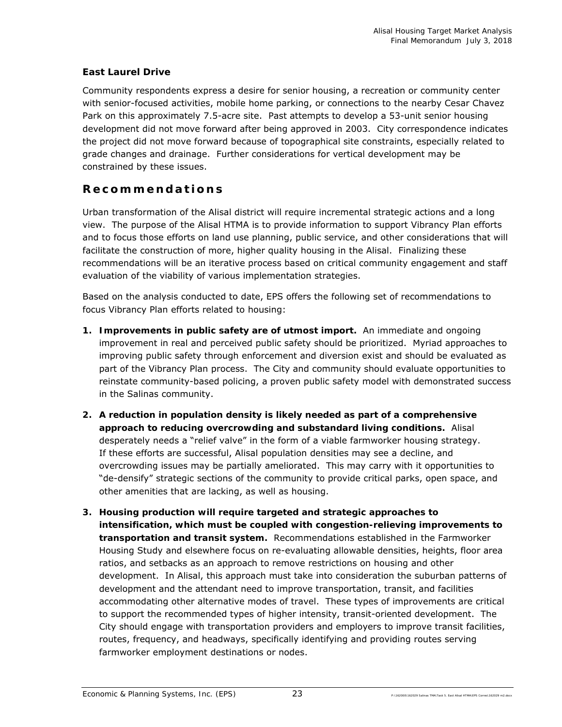### East Laurel Drive

Community respondents express a desire for senior housing, a recreation or community center with senior-focused activities, mobile home parking, or connections to the nearby Cesar Chavez Park on this approximately 7.5-acre site. Past attempts to develop a 53-unit senior housing development did not move forward after being approved in 2003. City correspondence indicates the project did not move forward because of topographical site constraints, especially related to grade changes and drainage. Further considerations for vertical development may be constrained by these issues.

## Recommendations

Urban transformation of the Alisal district will require incremental strategic actions and a long view. The purpose of the Alisal HTMA is to provide information to support Vibrancy Plan efforts and to focus those efforts on land use planning, public service, and other considerations that will facilitate the construction of more, higher quality housing in the Alisal. Finalizing these recommendations will be an iterative process based on critical community engagement and staff evaluation of the viability of various implementation strategies.

Based on the analysis conducted to date, EPS offers the following set of recommendations to focus Vibrancy Plan efforts related to housing:

1. **Improvements in public safety are of utmost import.** An immediate and ongoing improvement in real and perceived public safety should be prioritized. Myriad approaches to improving public safety through enforcement and diversion exist and should be evaluated as part of the Vibrancy Plan process. The City and community should evaluate opportunities to reinstate community-based policing, a proven public safety model with demonstrated success in the Salinas community.

2. **A reduction in population density is likely needed as part of a comprehensive approach to reducing overcrowding and substandard living conditions.** Alisal desperately needs a "relief valve" in the form of a viable farmworker housing strategy. If these efforts are successful, Alisal population densities may see a decline, and overcrowding issues may be partially ameliorated. This may carry with it opportunities to "de-densify" strategic sections of the community to provide critical parks, open space, and other amenities that are lacking, as well as housing.

3. **Housing production will require targeted and strategic approaches to intensification, which must be coupled with congestion-relieving improvements to transportation and transit system.** Recommendations established in the Farmworker Housing Study and elsewhere focus on re-evaluating allowable densities, heights, floor area ratios, and setbacks as an approach to remove restrictions on housing and other development. In Alisal, this approach must take into consideration the suburban patterns of development and the attendant need to improve transportation, transit, and facilities accommodating other alternative modes of travel. These types of improvements are critical to support the recommended types of higher intensity, transit-oriented development. The City should engage with transportation providers and employers to improve transit facilities, routes, frequency, and headways, specifically identifying and providing routes serving farmworker employment destinations or nodes.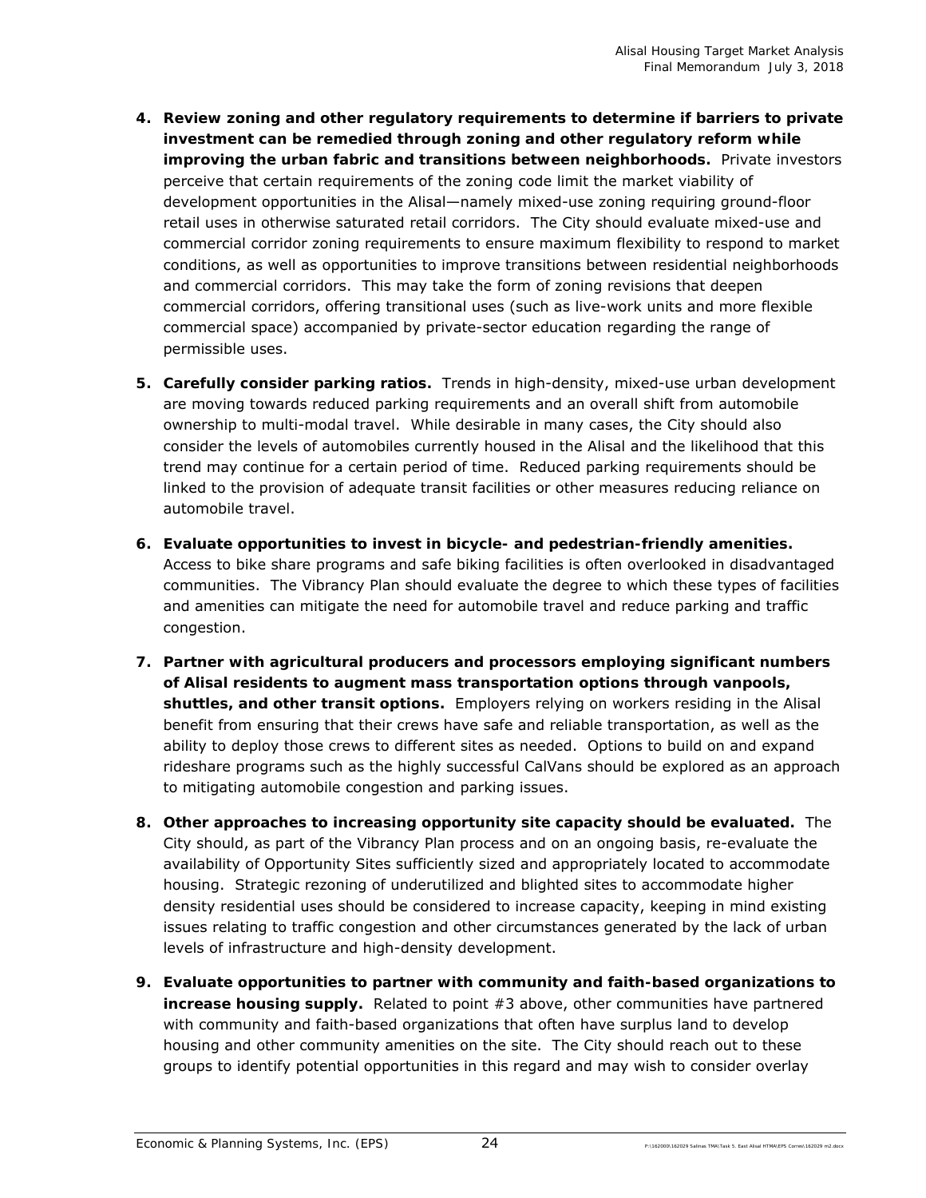4. **Review zoning and other regulatory requirements to determine if barriers to private investment can be remedied through zoning and other regulatory reform while improving the urban fabric and transitions between neighborhoods.** Private investors perceive that certain requirements of the zoning code limit the market viability of development opportunities in the Alisal—namely mixed-use zoning requiring ground-floor retail uses in otherwise saturated retail corridors. The City should evaluate mixed-use and commercial corridor zoning requirements to ensure maximum flexibility to respond to market conditions, as well as opportunities to improve transitions between residential neighborhoods and commercial corridors. This may take the form of zoning revisions that deepen commercial corridors, offering transitional uses (such as live-work units and more flexible commercial space) accompanied by private-sector education regarding the range of permissible uses.

5. **Carefully consider parking ratios.** Trends in high-density, mixed-use urban development are moving towards reduced parking requirements and an overall shift from automobile ownership to multi-modal travel. While desirable in many cases, the City should also consider the levels of automobiles currently housed in the Alisal and the likelihood that this trend may continue for a certain period of time. Reduced parking requirements should be linked to the provision of adequate transit facilities or other measures reducing reliance on automobile travel.

6. **Evaluate opportunities to invest in bicycle- and pedestrian-friendly amenities.** Access to bike share programs and safe biking facilities is often overlooked in disadvantaged communities. The Vibrancy Plan should evaluate the degree to which these types of facilities and amenities can mitigate the need for automobile travel and reduce parking and traffic congestion.

7. **Partner with agricultural producers and processors employing significant numbers of Alisal residents to augment mass transportation options through vanpools, shuttles, and other transit options.** Employers relying on workers residing in the Alisal benefit from ensuring that their crews have safe and reliable transportation, as well as the ability to deploy those crews to different sites as needed. Options to build on and expand rideshare programs such as the highly successful CalVans should be explored as an approach to mitigating automobile congestion and parking issues.

8. **Other approaches to increasing opportunity site capacity should be evaluated.** The City should, as part of the Vibrancy Plan process and on an ongoing basis, re-evaluate the availability of Opportunity Sites sufficiently sized and appropriately located to accommodate housing. Strategic rezoning of underutilized and blighted sites to accommodate higher density residential uses should be considered to increase capacity, keeping in mind existing issues relating to traffic congestion and other circumstances generated by the lack of urban levels of infrastructure and high-density development.

9. **Evaluate opportunities to partner with community and faith-based organizations to increase housing supply.** Related to point #3 above, other communities have partnered with community and faith-based organizations that often have surplus land to develop housing and other community amenities on the site. The City should reach out to these groups to identify potential opportunities in this regard and may wish to consider overlay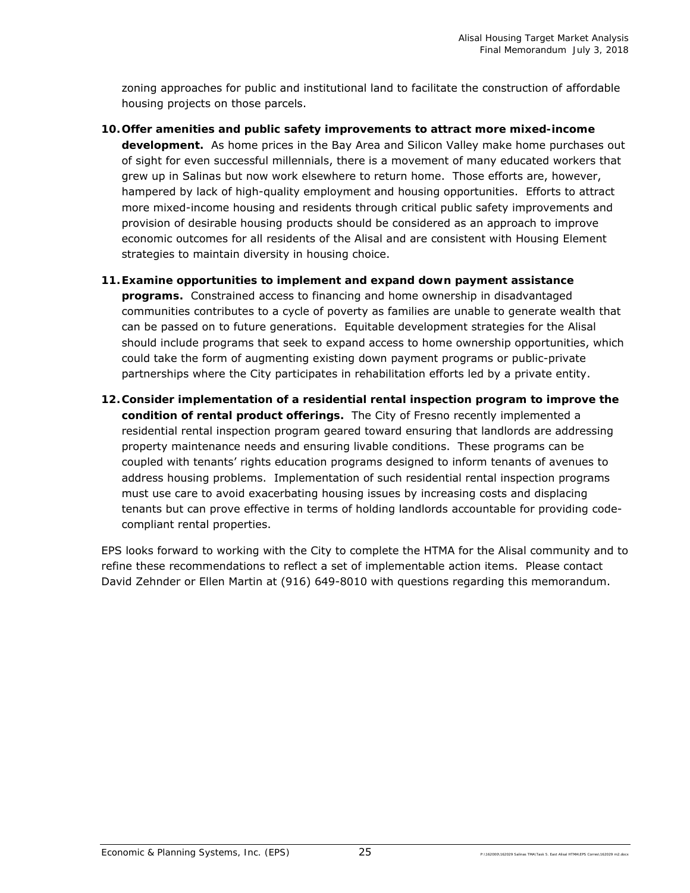zoning approaches for public and institutional land to facilitate the construction of affordable housing projects on those parcels.

10. **Offer amenities and public safety improvements to attract more mixed-income development.** As home prices in the Bay Area and Silicon Valley make home purchases out of sight for even successful millennials, there is a movement of many educated workers that grew up in Salinas but now work elsewhere to return home. Those efforts are, however, hampered by lack of high-quality employment and housing opportunities. Efforts to attract more mixed-income housing and residents through critical public safety improvements and provision of desirable housing products should be considered as an approach to improve economic outcomes for all residents of the Alisal and are consistent with Housing Element strategies to maintain diversity in housing choice.

11. **Examine opportunities to implement and expand down payment assistance programs.** Constrained access to financing and home ownership in disadvantaged communities contributes to a cycle of poverty as families are unable to generate wealth that can be passed on to future generations. Equitable development strategies for the Alisal should include programs that seek to expand access to home ownership opportunities, which could take the form of augmenting existing down payment programs or public-private partnerships where the City participates in rehabilitation efforts led by a private entity.

12. **Consider implementation of a residential rental inspection program to improve the condition of rental product offerings.** The City of Fresno recently implemented a residential rental inspection program geared toward ensuring that landlords are addressing property maintenance needs and ensuring livable conditions. These programs can be coupled with tenants' rights education programs designed to inform tenants of avenues to address housing problems. Implementation of such residential rental inspection programs must use care to avoid exacerbating housing issues by increasing costs and displacing tenants but can prove effective in terms of holding landlords accountable for providing code-compliant rental properties.

EPS looks forward to working with the City to complete the HTMA for the Alisal community and to refine these recommendations to reflect a set of implementable action items. Please contact David Zehnder or Ellen Martin at (916) 649-8010 with questions regarding this memorandum.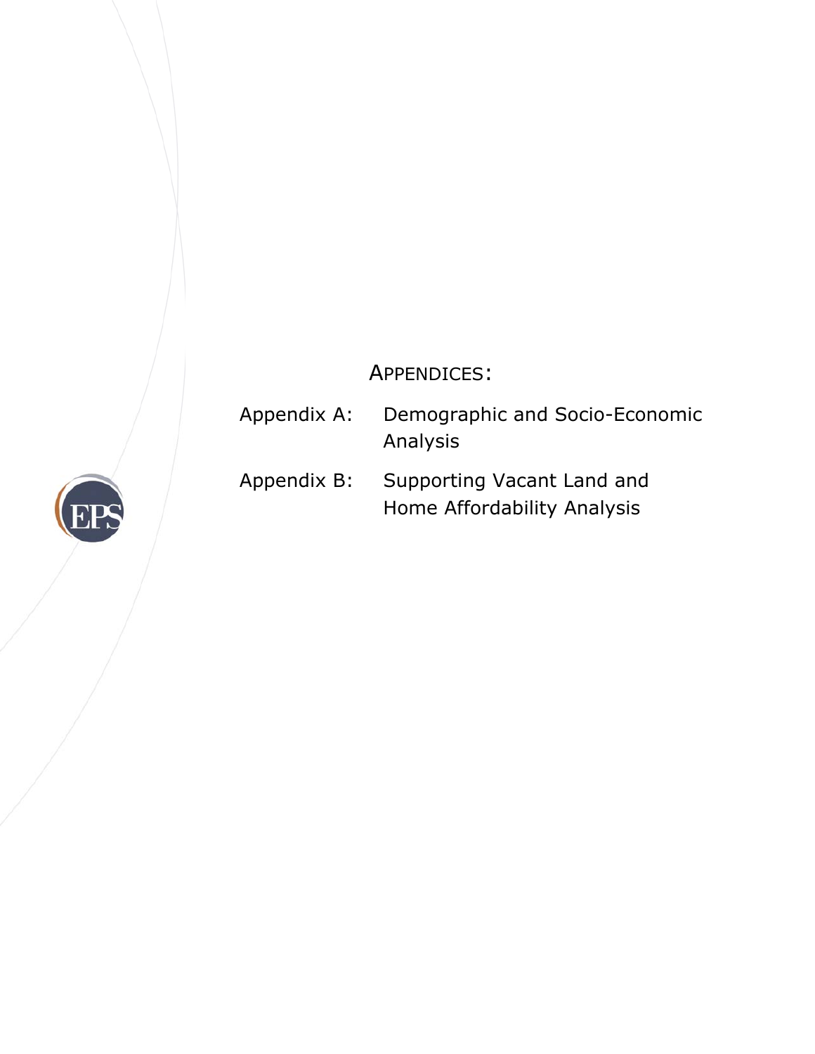# APPENDICES:

Appendix A: Demographic and Socio-Economic Analysis

Appendix B: Supporting Vacant Land and Home Affordability Analysis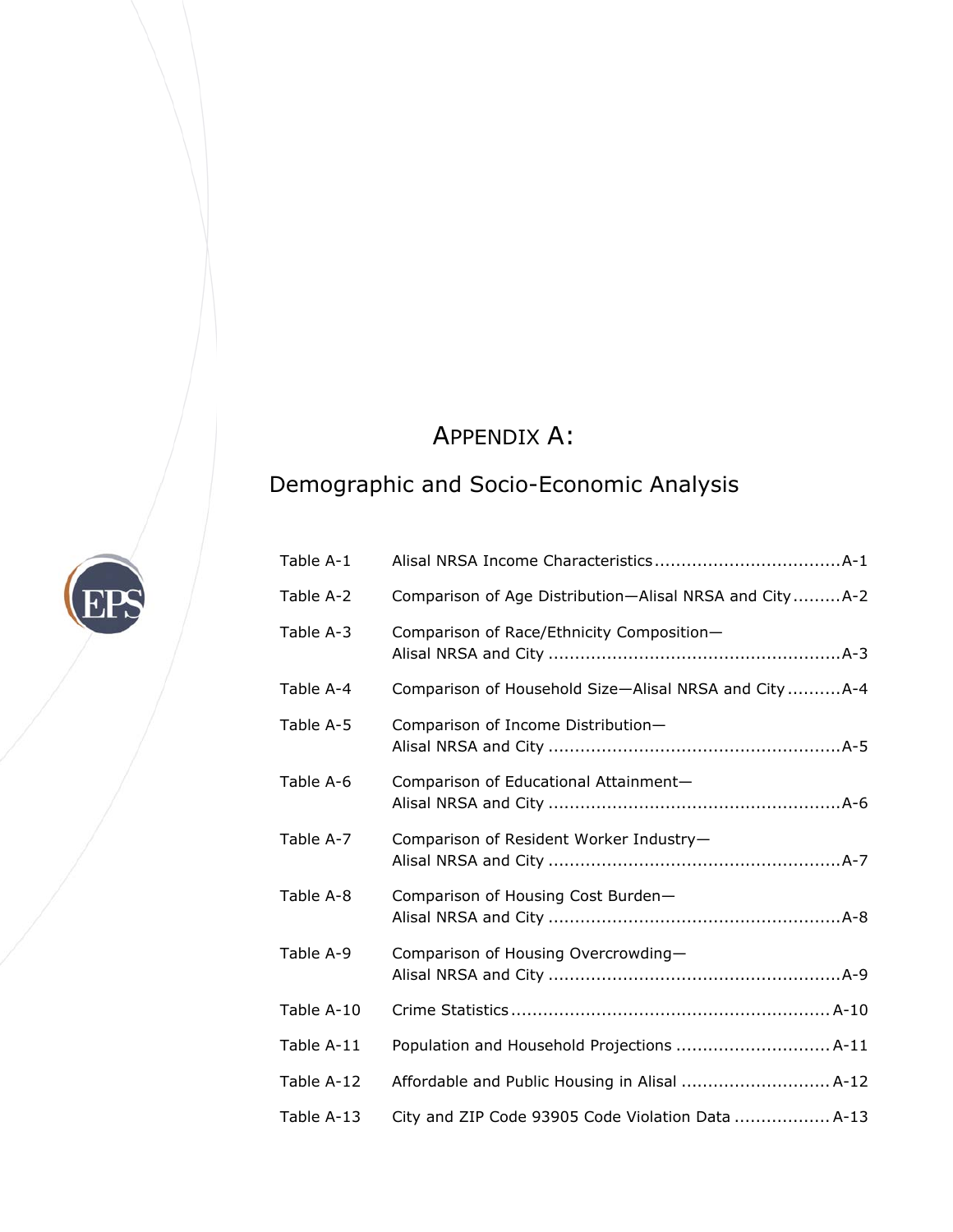# APPENDIX A:

## Demographic and Socio-Economic Analysis

| | | |
|---|---|---|
| Table A-1 | Alisal NRSA Income Characteristics | A-1 |
| Table A-2 | Comparison of Age Distribution—Alisal NRSA and City | A-2 |
| Table A-3 | Comparison of Race/Ethnicity Composition—Alisal NRSA and City | A-3 |
| Table A-4 | Comparison of Household Size—Alisal NRSA and City | A-4 |
| Table A-5 | Comparison of Income Distribution—Alisal NRSA and City | A-5 |
| Table A-6 | Comparison of Educational Attainment—Alisal NRSA and City | A-6 |
| Table A-7 | Comparison of Resident Worker Industry—Alisal NRSA and City | A-7 |
| Table A-8 | Comparison of Housing Cost Burden—Alisal NRSA and City | A-8 |
| Table A-9 | Comparison of Housing Overcrowding—Alisal NRSA and City | A-9 |
| Table A-10 | Crime Statistics | A-10 |
| Table A-11 | Population and Household Projections | A-11 |
| Table A-12 | Affordable and Public Housing in Alisal | A-12 |
| Table A-13 | City and ZIP Code 93905 Code Violation Data | A-13 |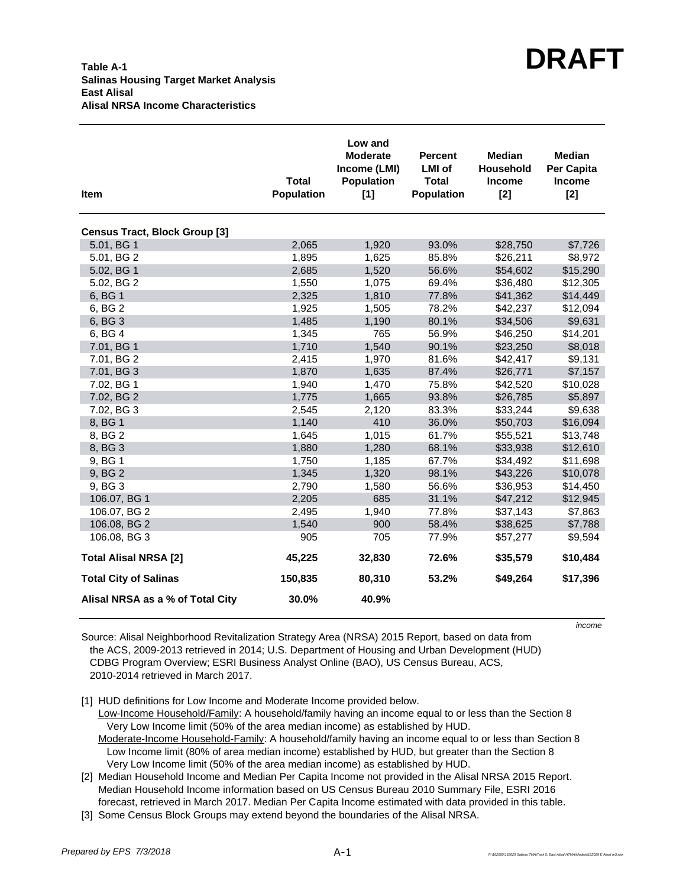**DRAFT**

**Table A-1**
**Salinas Housing Target Market Analysis**
**East Alisal**
**Alisal NRSA Income Characteristics**

| Item | Total Population | Low and Moderate Income (LMI) Population [1] | Percent LMI of Total Population | Median Household Income [2] | Median Per Capita Income [2] |
|---|---|---|---|---|---|
| **Census Tract, Block Group [3]** | | | | | |
| 5.01, BG 1 | 2,065 | 1,920 | 93.0% | $28,750 | $7,726 |
| 5.01, BG 2 | 1,895 | 1,625 | 85.8% | $26,211 | $8,972 |
| 5.02, BG 1 | 2,685 | 1,520 | 56.6% | $54,602 | $15,290 |
| 5.02, BG 2 | 1,550 | 1,075 | 69.4% | $36,480 | $12,305 |
| 6, BG 1 | 2,325 | 1,810 | 77.8% | $41,362 | $14,449 |
| 6, BG 2 | 1,925 | 1,505 | 78.2% | $42,237 | $12,094 |
| 6, BG 3 | 1,485 | 1,190 | 80.1% | $34,506 | $9,631 |
| 6, BG 4 | 1,345 | 765 | 56.9% | $46,250 | $14,201 |
| 7.01, BG 1 | 1,710 | 1,540 | 90.1% | $23,250 | $8,018 |
| 7.01, BG 2 | 2,415 | 1,970 | 81.6% | $42,417 | $9,131 |
| 7.01, BG 3 | 1,870 | 1,635 | 87.4% | $26,771 | $7,157 |
| 7.02, BG 1 | 1,940 | 1,470 | 75.8% | $42,520 | $10,028 |
| 7.02, BG 2 | 1,775 | 1,665 | 93.8% | $26,785 | $5,897 |
| 7.02, BG 3 | 2,545 | 2,120 | 83.3% | $33,244 | $9,638 |
| 8, BG 1 | 1,140 | 410 | 36.0% | $50,703 | $16,094 |
| 8, BG 2 | 1,645 | 1,015 | 61.7% | $55,521 | $13,748 |
| 8, BG 3 | 1,880 | 1,280 | 68.1% | $33,938 | $12,610 |
| 9, BG 1 | 1,750 | 1,185 | 67.7% | $34,492 | $11,698 |
| 9, BG 2 | 1,345 | 1,320 | 98.1% | $43,226 | $10,078 |
| 9, BG 3 | 2,790 | 1,580 | 56.6% | $36,953 | $14,450 |
| 106.07, BG 1 | 2,205 | 685 | 31.1% | $47,212 | $12,945 |
| 106.07, BG 2 | 2,495 | 1,940 | 77.8% | $37,143 | $7,863 |
| 106.08, BG 2 | 1,540 | 900 | 58.4% | $38,625 | $7,788 |
| 106.08, BG 3 | 905 | 705 | 77.9% | $57,277 | $9,594 |
| **Total Alisal NRSA [2]** | **45,225** | **32,830** | **72.6%** | **$35,579** | **$10,484** |
| **Total City of Salinas** | **150,835** | **80,310** | **53.2%** | **$49,264** | **$17,396** |
| **Alisal NRSA as a % of Total City** | **30.0%** | **40.9%** | | | |

*income*

Source: Alisal Neighborhood Revitalization Strategy Area (NRSA) 2015 Report, based on data from the ACS, 2009-2013 retrieved in 2014; U.S. Department of Housing and Urban Development (HUD) CDBG Program Overview; ESRI Business Analyst Online (BAO), US Census Bureau, ACS, 2010-2014 retrieved in March 2017.

[1] HUD definitions for Low Income and Moderate Income provided below.
Low-Income Household/Family: A household/family having an income equal to or less than the Section 8 Very Low Income limit (50% of the area median income) as established by HUD.
Moderate-Income Household-Family: A household/family having an income equal to or less than Section 8 Low Income limit (80% of area median income) established by HUD, but greater than the Section 8 Very Low Income limit (50% of the area median income) as established by HUD.

[2] Median Household Income and Median Per Capita Income not provided in the Alisal NRSA 2015 Report. Median Household Income information based on US Census Bureau 2010 Summary File, ESRI 2016 forecast, retrieved in March 2017. Median Per Capita Income estimated with data provided in this table.

[3] Some Census Block Groups may extend beyond the boundaries of the Alisal NRSA.

*Prepared by EPS 7/3/2018*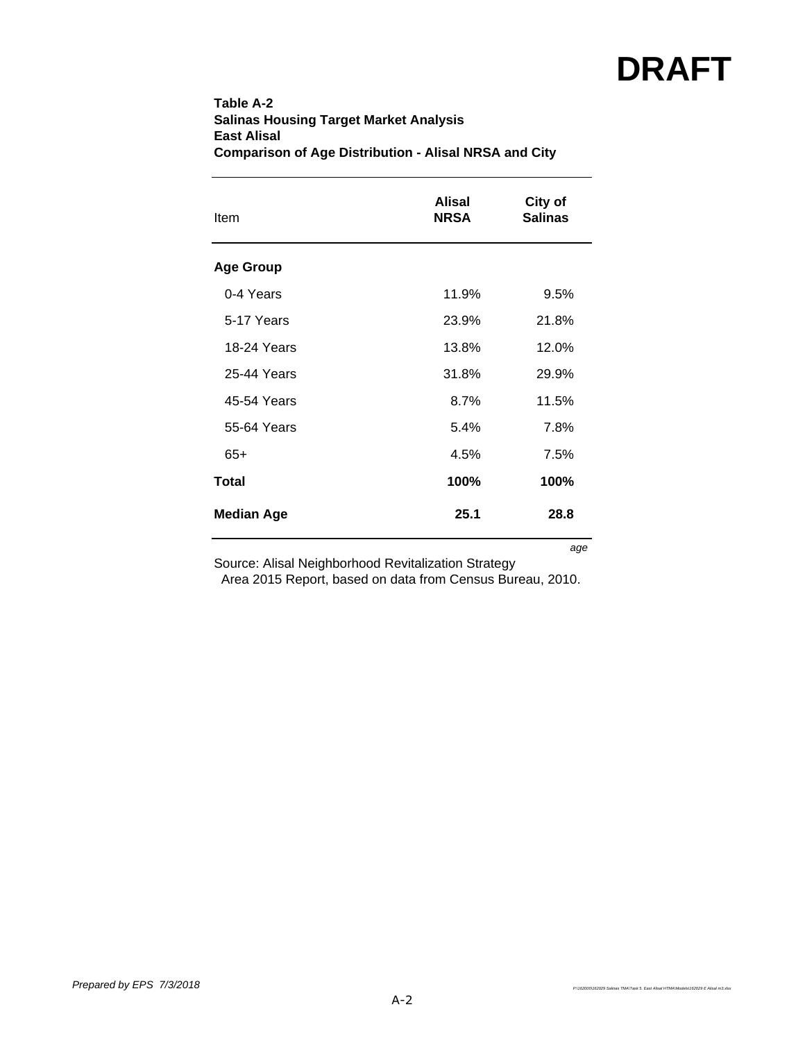# DRAFT

**Table A-2**
**Salinas Housing Target Market Analysis**
**East Alisal**
**Comparison of Age Distribution - Alisal NRSA and City**

| Item | Alisal NRSA | City of Salinas |
|---|---|---|
| **Age Group** | | |
| 0-4 Years | 11.9% | 9.5% |
| 5-17 Years | 23.9% | 21.8% |
| 18-24 Years | 13.8% | 12.0% |
| 25-44 Years | 31.8% | 29.9% |
| 45-54 Years | 8.7% | 11.5% |
| 55-64 Years | 5.4% | 7.8% |
| 65+ | 4.5% | 7.5% |
| **Total** | **100%** | **100%** |
| **Median Age** | **25.1** | **28.8** |

*age*

Source: Alisal Neighborhood Revitalization Strategy Area 2015 Report, based on data from Census Bureau, 2010.

*Prepared by EPS 7/3/2018*

*P:\162000\162029 Salinas TMA\Task 5. East Alisal HTMA\Models\162029 E Alisal m3.xlsx*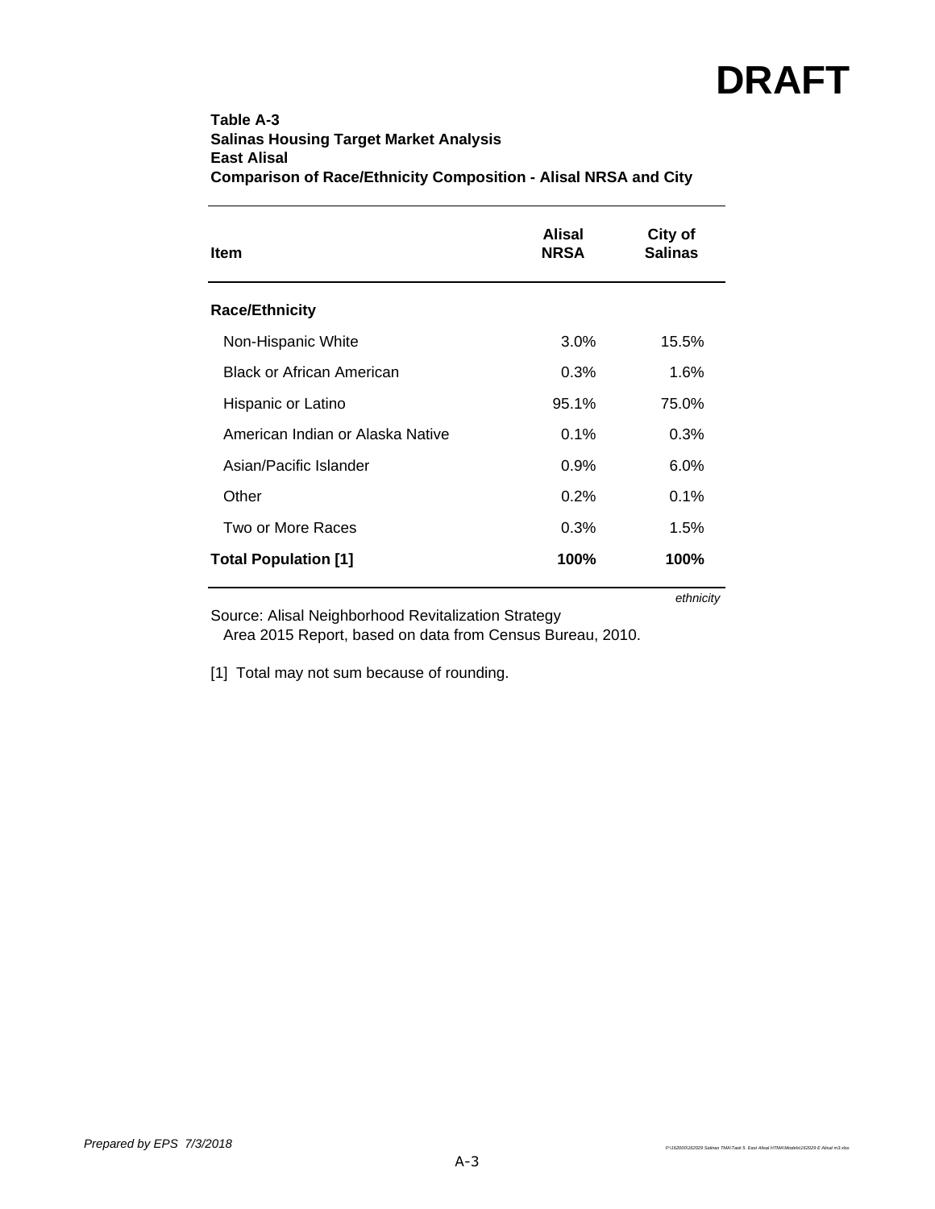# DRAFT

**Table A-3**
**Salinas Housing Target Market Analysis**
**East Alisal**
**Comparison of Race/Ethnicity Composition - Alisal NRSA and City**

| Item | Alisal NRSA | City of Salinas |
|---|---|---|
| **Race/Ethnicity** | | |
| Non-Hispanic White | 3.0% | 15.5% |
| Black or African American | 0.3% | 1.6% |
| Hispanic or Latino | 95.1% | 75.0% |
| American Indian or Alaska Native | 0.1% | 0.3% |
| Asian/Pacific Islander | 0.9% | 6.0% |
| Other | 0.2% | 0.1% |
| Two or More Races | 0.3% | 1.5% |
| **Total Population [1]** | **100%** | **100%** |

*ethnicity*

Source: Alisal Neighborhood Revitalization Strategy Area 2015 Report, based on data from Census Bureau, 2010.

[1] Total may not sum because of rounding.

*Prepared by EPS 7/3/2018*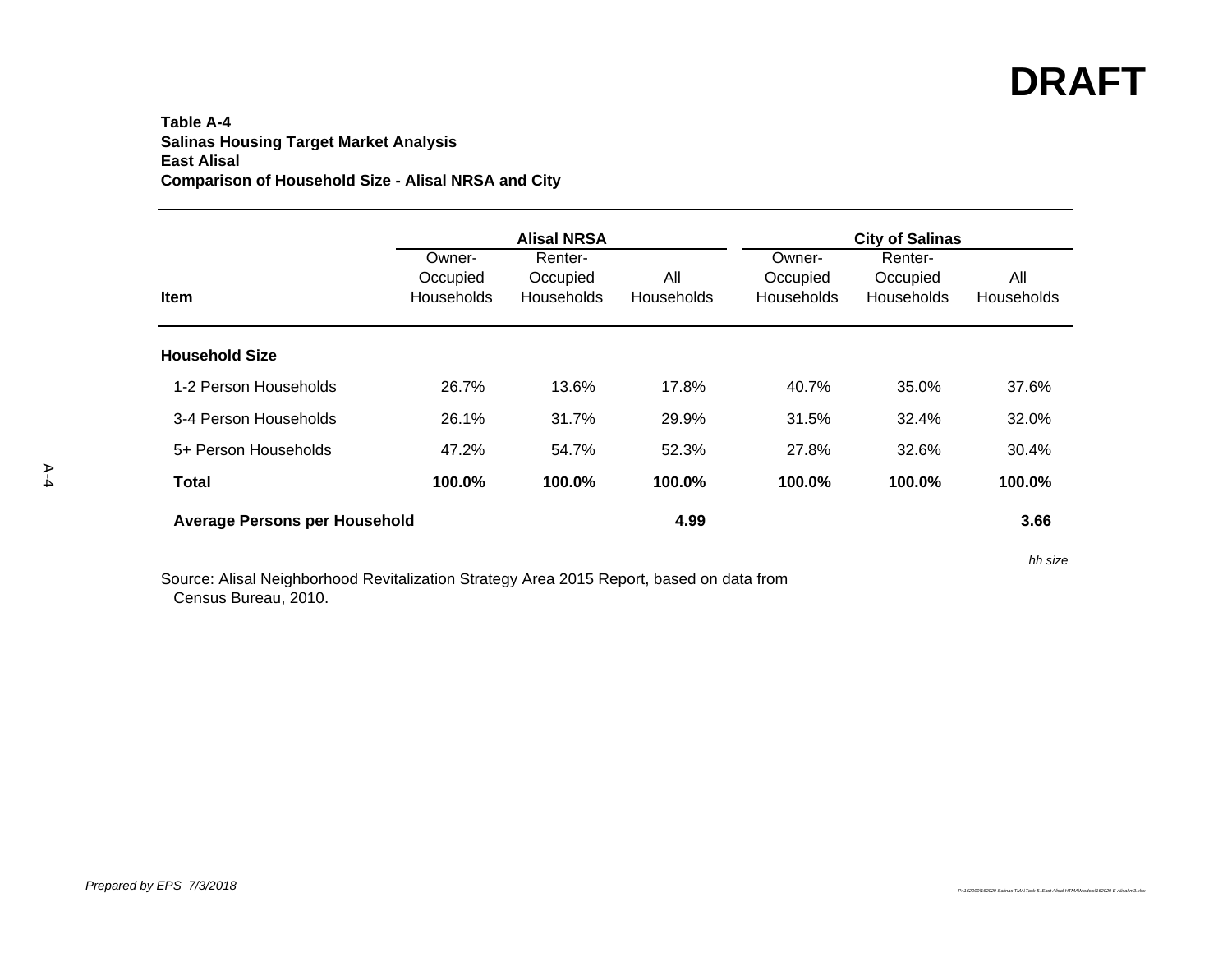DRAFT

**Table A-4**
**Salinas Housing Target Market Analysis**
**East Alisal**
**Comparison of Household Size - Alisal NRSA and City**

| Item | Alisal NRSA | | | City of Salinas | | |
|---|---|---|---|---|---|---|
| | Owner-Occupied Households | Renter-Occupied Households | All Households | Owner-Occupied Households | Renter-Occupied Households | All Households |
| **Household Size** | | | | | | |
| 1-2 Person Households | 26.7% | 13.6% | 17.8% | 40.7% | 35.0% | 37.6% |
| 3-4 Person Households | 26.1% | 31.7% | 29.9% | 31.5% | 32.4% | 32.0% |
| 5+ Person Households | 47.2% | 54.7% | 52.3% | 27.8% | 32.6% | 30.4% |
| **Total** | **100.0%** | **100.0%** | **100.0%** | **100.0%** | **100.0%** | **100.0%** |
| **Average Persons per Household** | | | **4.99** | | | **3.66** |

*hh size*

Source: Alisal Neighborhood Revitalization Strategy Area 2015 Report, based on data from Census Bureau, 2010.

*Prepared by EPS 7/3/2018*

*P:\162000\162029 Salinas TMA\Task 5. East Alisal HTMA\Models\162029 E Alisal m3.xlsx*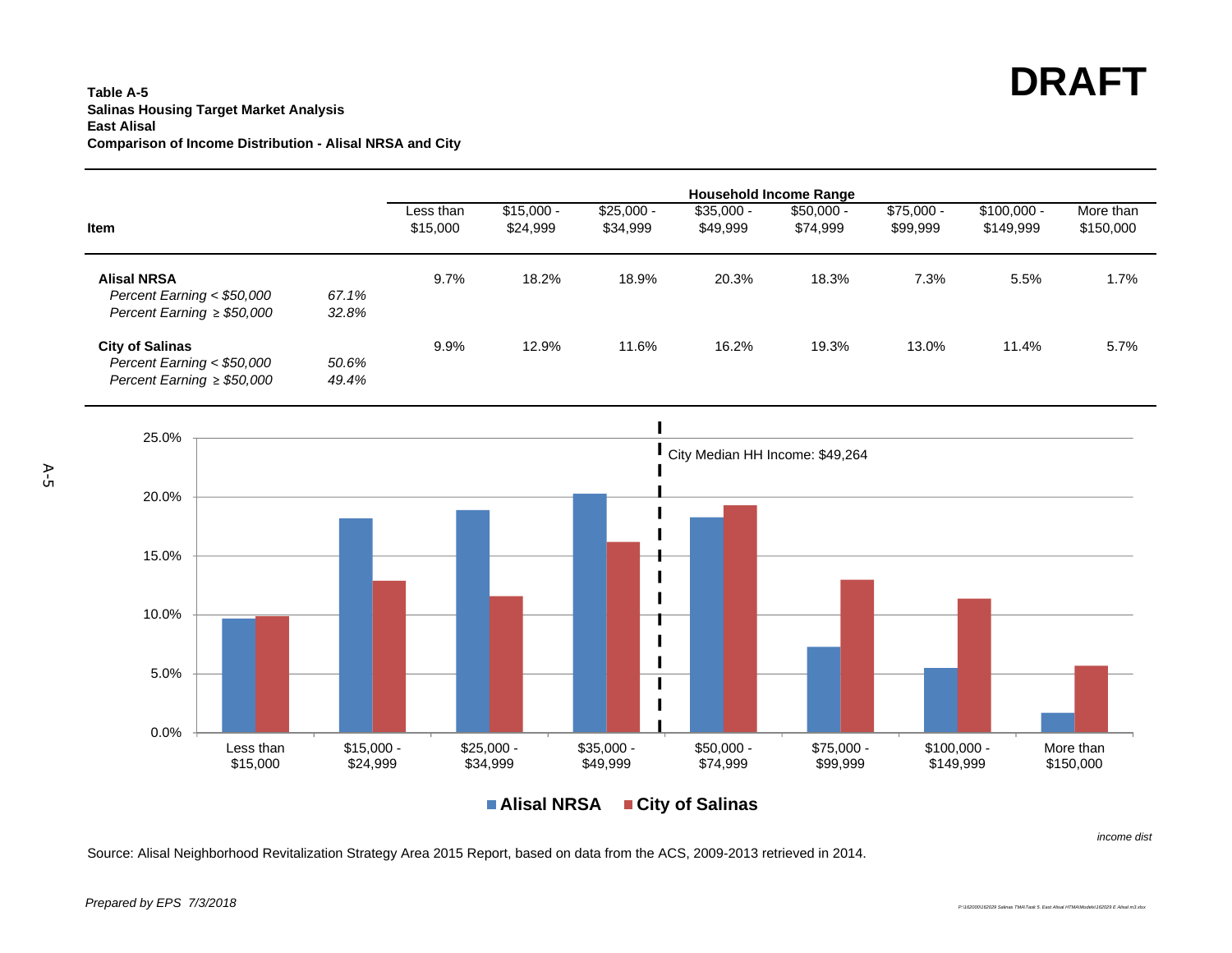**DRAFT**

**Table A-5**
**Salinas Housing Target Market Analysis**
**East Alisal**
**Comparison of Income Distribution - Alisal NRSA and City**

| Item | | Less than $15,000 | $15,000 - $24,999 | $25,000 - $34,999 | $35,000 - $49,999 | $50,000 - $74,999 | $75,000 - $99,999 | $100,000 - $149,999 | More than $150,000 |
|---|---|---|---|---|---|---|---|---|---|
| | | **Household Income Range** | | | | | | | |
| **Alisal NRSA** | | 9.7% | 18.2% | 18.9% | 20.3% | 18.3% | 7.3% | 5.5% | 1.7% |
| *Percent Earning < $50,000* | *67.1%* | | | | | | | | |
| *Percent Earning ≥ $50,000* | *32.8%* | | | | | | | | |
| **City of Salinas** | | 9.9% | 12.9% | 11.6% | 16.2% | 19.3% | 13.0% | 11.4% | 5.7% |
| *Percent Earning < $50,000* | *50.6%* | | | | | | | | |
| *Percent Earning ≥ $50,000* | *49.4%* | | | | | | | | |

City Median HH Income: $49,264

■ Alisal NRSA ■ City of Salinas

*income dist*

Source: Alisal Neighborhood Revitalization Strategy Area 2015 Report, based on data from the ACS, 2009-2013 retrieved in 2014.

*Prepared by EPS 7/3/2018*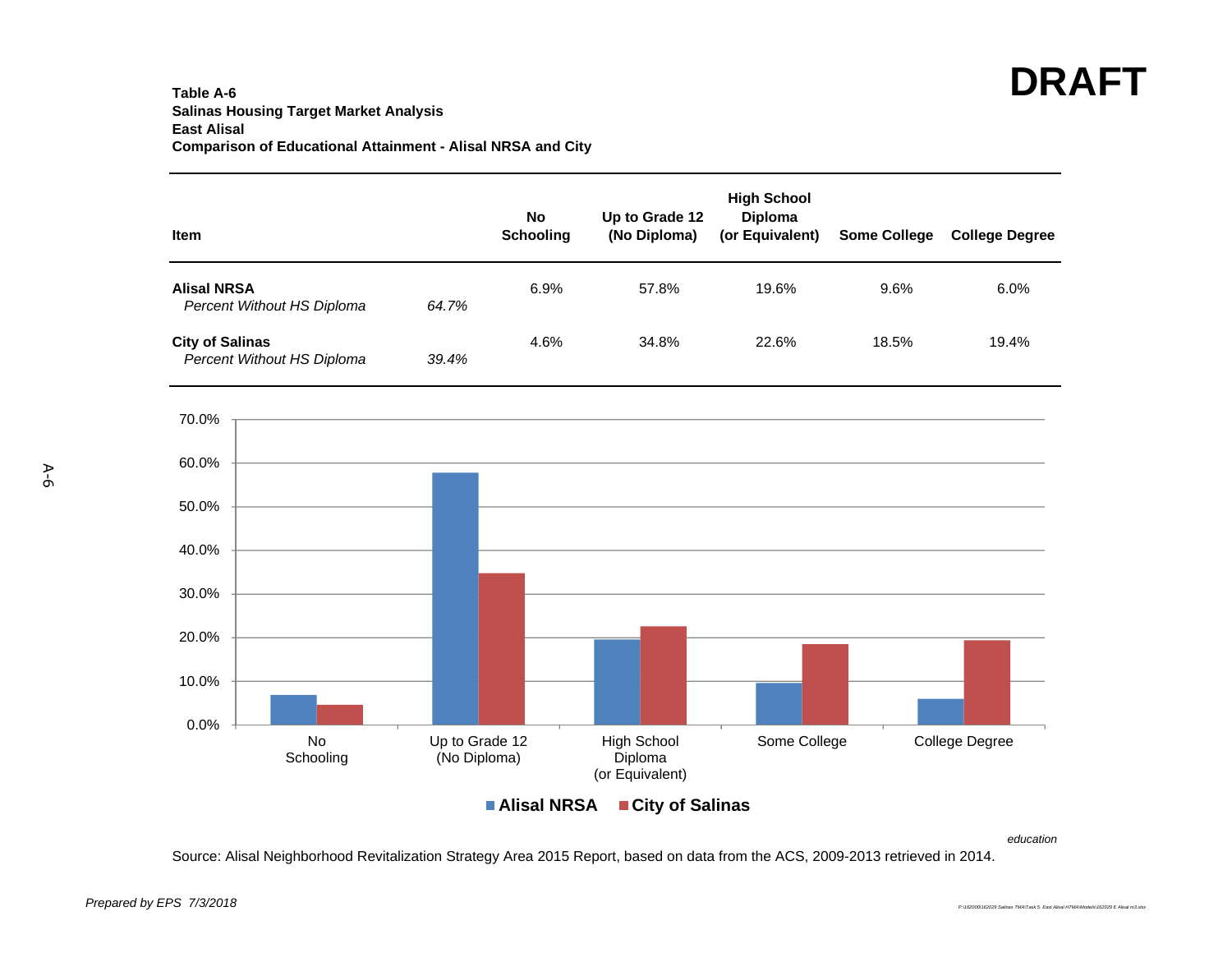**DRAFT**

**Table A-6**
**Salinas Housing Target Market Analysis**
**East Alisal**
**Comparison of Educational Attainment - Alisal NRSA and City**

| Item | | No Schooling | Up to Grade 12 (No Diploma) | High School Diploma (or Equivalent) | Some College | College Degree |
|---|---|---|---|---|---|---|
| **Alisal NRSA** | | 6.9% | 57.8% | 19.6% | 9.6% | 6.0% |
| *Percent Without HS Diploma* | *64.7%* | | | | | |
| **City of Salinas** | | 4.6% | 34.8% | 22.6% | 18.5% | 19.4% |
| *Percent Without HS Diploma* | *39.4%* | | | | | |

*education*

Source: Alisal Neighborhood Revitalization Strategy Area 2015 Report, based on data from the ACS, 2009-2013 retrieved in 2014.

*Prepared by EPS 7/3/2018*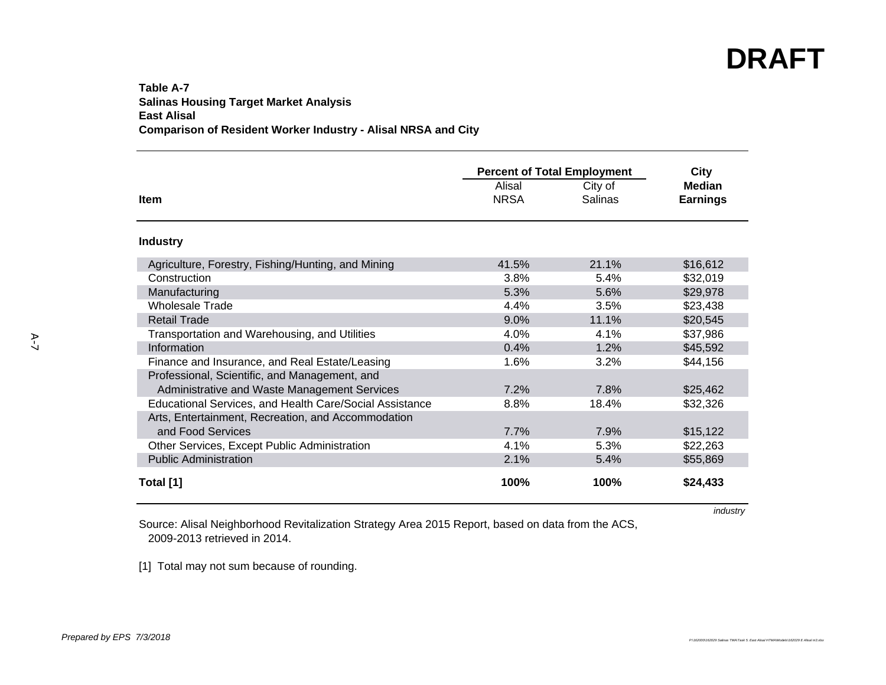DRAFT

**Table A-7**
**Salinas Housing Target Market Analysis**
**East Alisal**
**Comparison of Resident Worker Industry - Alisal NRSA and City**

| Item | Percent of Total Employment | | City Median Earnings |
|---|---|---|---|
| | Alisal NRSA | City of Salinas | |
| **Industry** | | | |
| Agriculture, Forestry, Fishing/Hunting, and Mining | 41.5% | 21.1% | $16,612 |
| Construction | 3.8% | 5.4% | $32,019 |
| Manufacturing | 5.3% | 5.6% | $29,978 |
| Wholesale Trade | 4.4% | 3.5% | $23,438 |
| Retail Trade | 9.0% | 11.1% | $20,545 |
| Transportation and Warehousing, and Utilities | 4.0% | 4.1% | $37,986 |
| Information | 0.4% | 1.2% | $45,592 |
| Finance and Insurance, and Real Estate/Leasing | 1.6% | 3.2% | $44,156 |
| Professional, Scientific, and Management, and Administrative and Waste Management Services | 7.2% | 7.8% | $25,462 |
| Educational Services, and Health Care/Social Assistance | 8.8% | 18.4% | $32,326 |
| Arts, Entertainment, Recreation, and Accommodation and Food Services | 7.7% | 7.9% | $15,122 |
| Other Services, Except Public Administration | 4.1% | 5.3% | $22,263 |
| Public Administration | 2.1% | 5.4% | $55,869 |
| **Total [1]** | **100%** | **100%** | **$24,433** |

*industry*

Source: Alisal Neighborhood Revitalization Strategy Area 2015 Report, based on data from the ACS, 2009-2013 retrieved in 2014.

[1] Total may not sum because of rounding.

*Prepared by EPS 7/3/2018*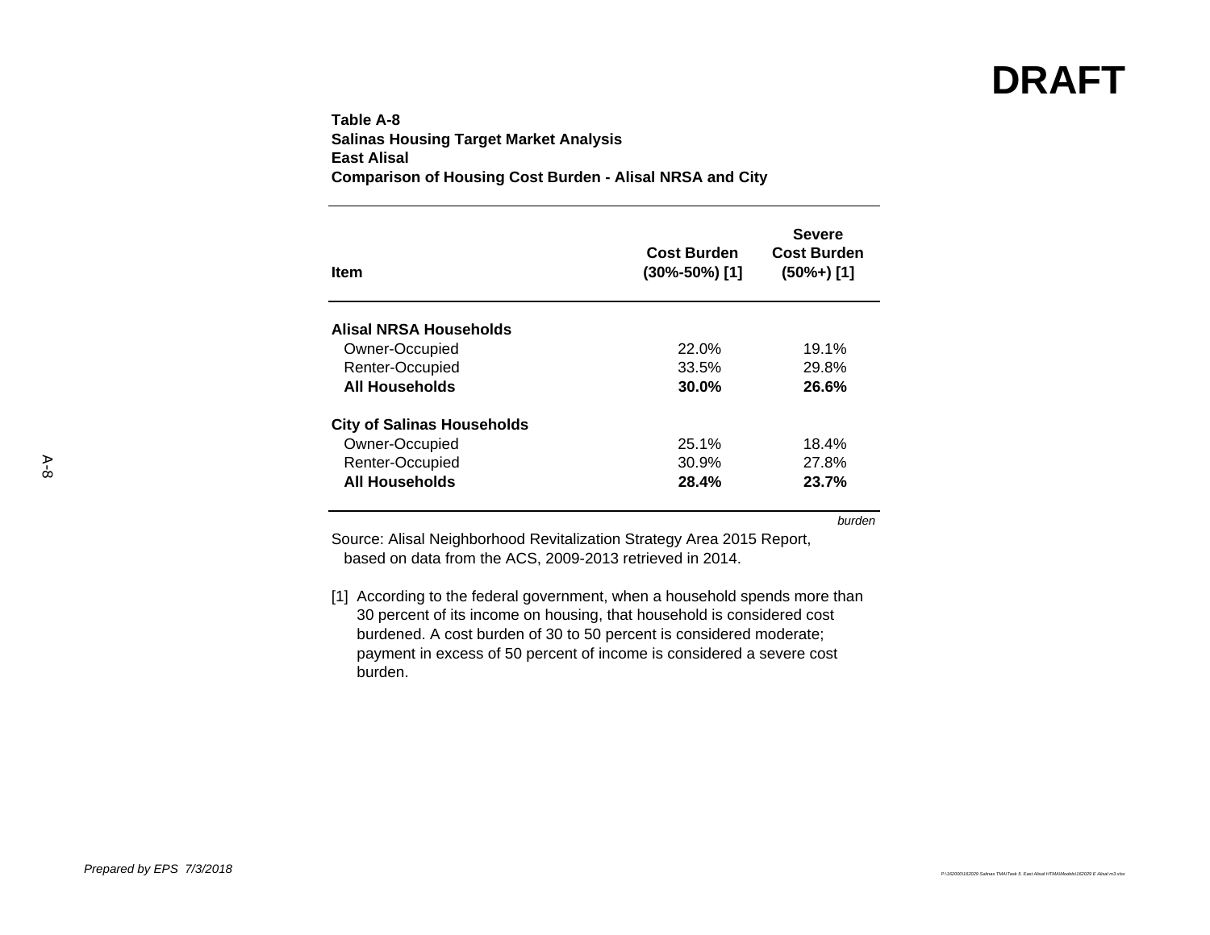DRAFT

**Table A-8**
**Salinas Housing Target Market Analysis**
**East Alisal**
**Comparison of Housing Cost Burden - Alisal NRSA and City**

| Item | Cost Burden (30%-50%) [1] | Severe Cost Burden (50%+) [1] |
|---|---|---|
| **Alisal NRSA Households** | | |
| Owner-Occupied | 22.0% | 19.1% |
| Renter-Occupied | 33.5% | 29.8% |
| **All Households** | **30.0%** | **26.6%** |
| **City of Salinas Households** | | |
| Owner-Occupied | 25.1% | 18.4% |
| Renter-Occupied | 30.9% | 27.8% |
| **All Households** | **28.4%** | **23.7%** |

*burden*

Source: Alisal Neighborhood Revitalization Strategy Area 2015 Report, based on data from the ACS, 2009-2013 retrieved in 2014.

[1] According to the federal government, when a household spends more than 30 percent of its income on housing, that household is considered cost burdened. A cost burden of 30 to 50 percent is considered moderate; payment in excess of 50 percent of income is considered a severe cost burden.

*Prepared by EPS 7/3/2018*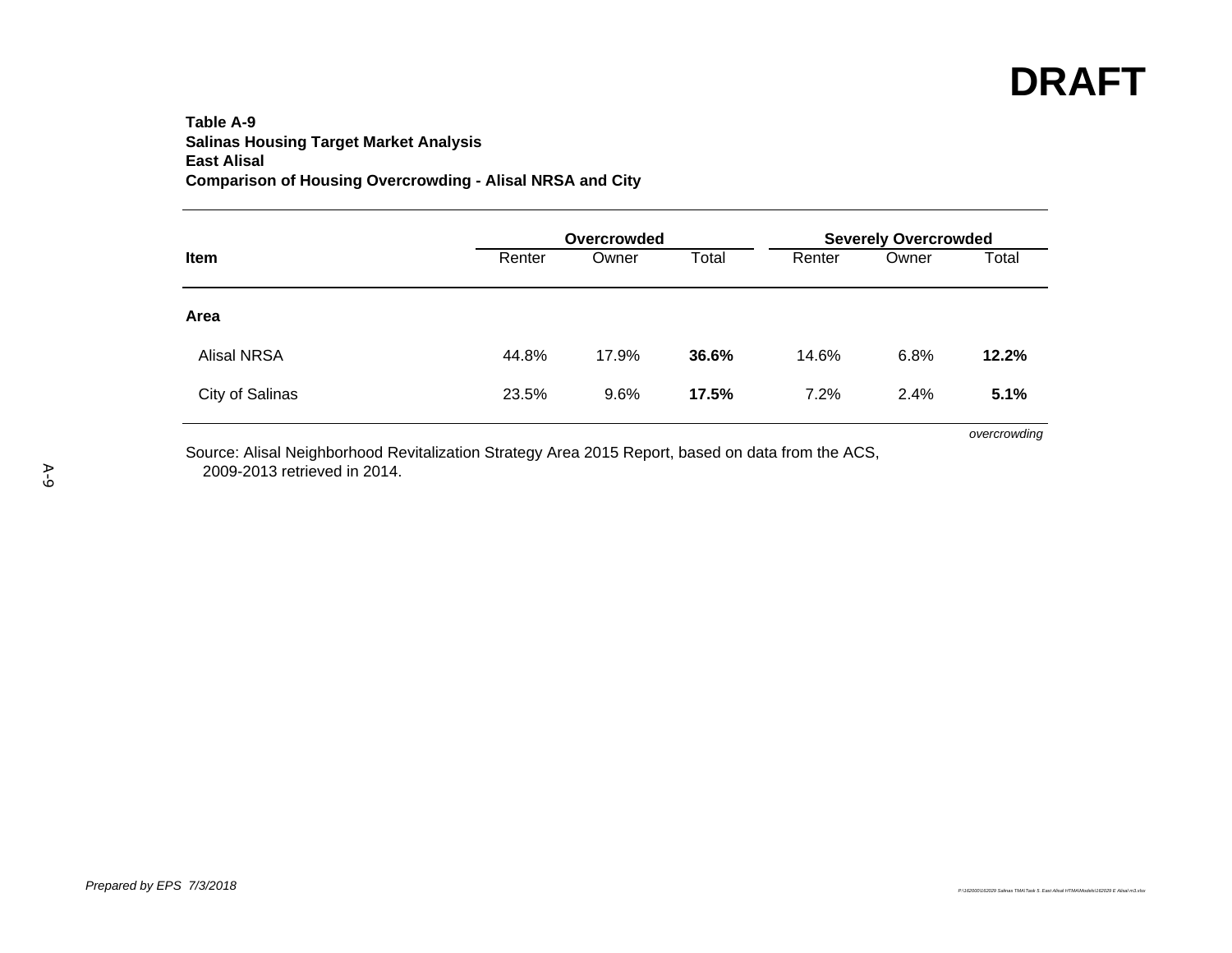**DRAFT**

**Table A-9**
**Salinas Housing Target Market Analysis**
**East Alisal**
**Comparison of Housing Overcrowding - Alisal NRSA and City**

| Item | Overcrowded | | | Severely Overcrowded | | |
|---|---|---|---|---|---|---|
| | Renter | Owner | Total | Renter | Owner | Total |
| **Area** | | | | | | |
| Alisal NRSA | 44.8% | 17.9% | **36.6%** | 14.6% | 6.8% | **12.2%** |
| City of Salinas | 23.5% | 9.6% | **17.5%** | 7.2% | 2.4% | **5.1%** |

*overcrowding*

Source: Alisal Neighborhood Revitalization Strategy Area 2015 Report, based on data from the ACS, 2009-2013 retrieved in 2014.

*Prepared by EPS 7/3/2018*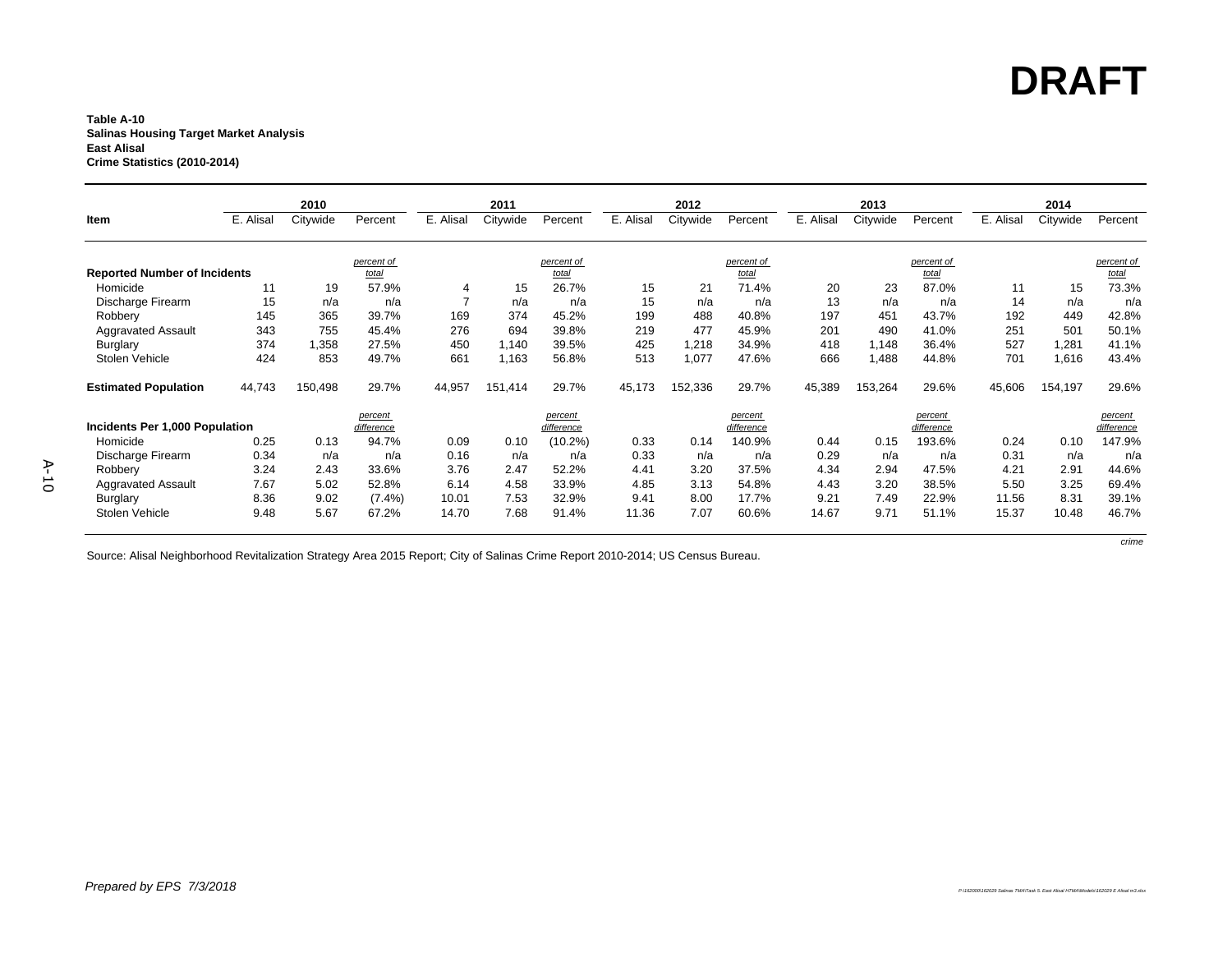**DRAFT**

**Table A-10**
**Salinas Housing Target Market Analysis**
**East Alisal**
**Crime Statistics (2010-2014)**

| Item | 2010 | | | 2011 | | | 2012 | | | 2013 | | | 2014 | | |
|---|---|---|---|---|---|---|---|---|---|---|---|---|---|---|---|
| | E. Alisal | Citywide | Percent | E. Alisal | Citywide | Percent | E. Alisal | Citywide | Percent | E. Alisal | Citywide | Percent | E. Alisal | Citywide | Percent |
| **Reported Number of Incidents** | | | *percent of total* | | | *percent of total* | | | *percent of total* | | | *percent of total* | | | *percent of total* |
| Homicide | 11 | 19 | 57.9% | 4 | 15 | 26.7% | 15 | 21 | 71.4% | 20 | 23 | 87.0% | 11 | 15 | 73.3% |
| Discharge Firearm | 15 | n/a | n/a | 7 | n/a | n/a | 15 | n/a | n/a | 13 | n/a | n/a | 14 | n/a | n/a |
| Robbery | 145 | 365 | 39.7% | 169 | 374 | 45.2% | 199 | 488 | 40.8% | 197 | 451 | 43.7% | 192 | 449 | 42.8% |
| Aggravated Assault | 343 | 755 | 45.4% | 276 | 694 | 39.8% | 219 | 477 | 45.9% | 201 | 490 | 41.0% | 251 | 501 | 50.1% |
| Burglary | 374 | 1,358 | 27.5% | 450 | 1,140 | 39.5% | 425 | 1,218 | 34.9% | 418 | 1,148 | 36.4% | 527 | 1,281 | 41.1% |
| Stolen Vehicle | 424 | 853 | 49.7% | 661 | 1,163 | 56.8% | 513 | 1,077 | 47.6% | 666 | 1,488 | 44.8% | 701 | 1,616 | 43.4% |
| **Estimated Population** | 44,743 | 150,498 | 29.7% | 44,957 | 151,414 | 29.7% | 45,173 | 152,336 | 29.7% | 45,389 | 153,264 | 29.6% | 45,606 | 154,197 | 29.6% |
| **Incidents Per 1,000 Population** | | | *percent difference* | | | *percent difference* | | | *percent difference* | | | *percent difference* | | | *percent difference* |
| Homicide | 0.25 | 0.13 | 94.7% | 0.09 | 0.10 | (10.2%) | 0.33 | 0.14 | 140.9% | 0.44 | 0.15 | 193.6% | 0.24 | 0.10 | 147.9% |
| Discharge Firearm | 0.34 | n/a | n/a | 0.16 | n/a | n/a | 0.33 | n/a | n/a | 0.29 | n/a | n/a | 0.31 | n/a | n/a |
| Robbery | 3.24 | 2.43 | 33.6% | 3.76 | 2.47 | 52.2% | 4.41 | 3.20 | 37.5% | 4.34 | 2.94 | 47.5% | 4.21 | 2.91 | 44.6% |
| Aggravated Assault | 7.67 | 5.02 | 52.8% | 6.14 | 4.58 | 33.9% | 4.85 | 3.13 | 54.8% | 4.43 | 3.20 | 38.5% | 5.50 | 3.25 | 69.4% |
| Burglary | 8.36 | 9.02 | (7.4%) | 10.01 | 7.53 | 32.9% | 9.41 | 8.00 | 17.7% | 9.21 | 7.49 | 22.9% | 11.56 | 8.31 | 39.1% |
| Stolen Vehicle | 9.48 | 5.67 | 67.2% | 14.70 | 7.68 | 91.4% | 11.36 | 7.07 | 60.6% | 14.67 | 9.71 | 51.1% | 15.37 | 10.48 | 46.7% |

*crime*

Source: Alisal Neighborhood Revitalization Strategy Area 2015 Report; City of Salinas Crime Report 2010-2014; US Census Bureau.

*Prepared by EPS 7/3/2018*

*P:\162000\162029 Salinas TMA\Task 5. East Alisal HTMA\Models\162029 E Alisal m3.xlsx*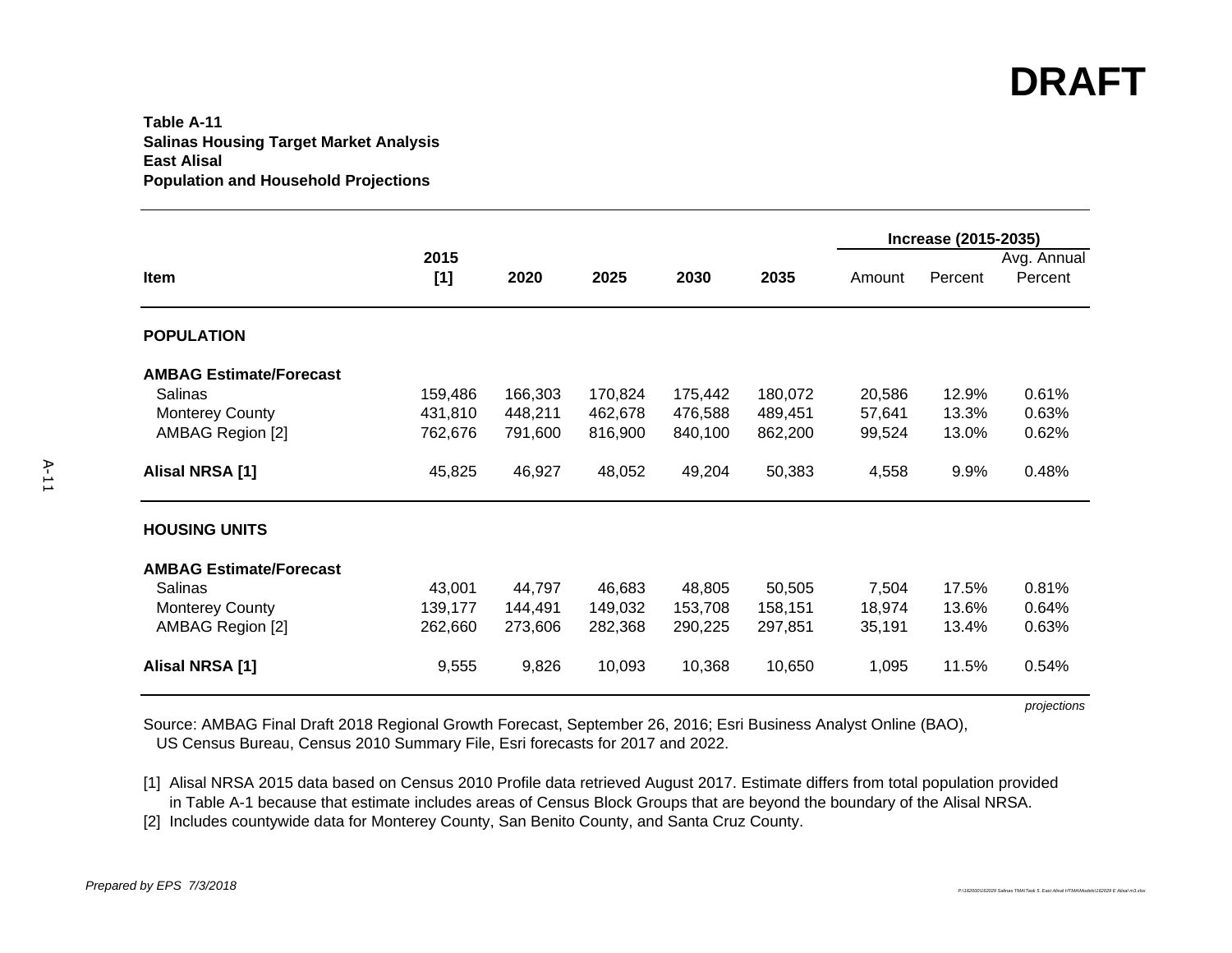**DRAFT**

**Table A-11**
**Salinas Housing Target Market Analysis**
**East Alisal**
**Population and Household Projections**

| Item | 2015 [1] | 2020 | 2025 | 2030 | 2035 | Increase (2015-2035) Amount | Percent | Avg. Annual Percent |
|---|---|---|---|---|---|---|---|---|
| **POPULATION** | | | | | | | | |
| **AMBAG Estimate/Forecast** | | | | | | | | |
| Salinas | 159,486 | 166,303 | 170,824 | 175,442 | 180,072 | 20,586 | 12.9% | 0.61% |
| Monterey County | 431,810 | 448,211 | 462,678 | 476,588 | 489,451 | 57,641 | 13.3% | 0.63% |
| AMBAG Region [2] | 762,676 | 791,600 | 816,900 | 840,100 | 862,200 | 99,524 | 13.0% | 0.62% |
| **Alisal NRSA [1]** | 45,825 | 46,927 | 48,052 | 49,204 | 50,383 | 4,558 | 9.9% | 0.48% |
| **HOUSING UNITS** | | | | | | | | |
| **AMBAG Estimate/Forecast** | | | | | | | | |
| Salinas | 43,001 | 44,797 | 46,683 | 48,805 | 50,505 | 7,504 | 17.5% | 0.81% |
| Monterey County | 139,177 | 144,491 | 149,032 | 153,708 | 158,151 | 18,974 | 13.6% | 0.64% |
| AMBAG Region [2] | 262,660 | 273,606 | 282,368 | 290,225 | 297,851 | 35,191 | 13.4% | 0.63% |
| **Alisal NRSA [1]** | 9,555 | 9,826 | 10,093 | 10,368 | 10,650 | 1,095 | 11.5% | 0.54% |

*projections*

Source: AMBAG Final Draft 2018 Regional Growth Forecast, September 26, 2016; Esri Business Analyst Online (BAO), US Census Bureau, Census 2010 Summary File, Esri forecasts for 2017 and 2022.

[1] Alisal NRSA 2015 data based on Census 2010 Profile data retrieved August 2017. Estimate differs from total population provided in Table A-1 because that estimate includes areas of Census Block Groups that are beyond the boundary of the Alisal NRSA.
[2] Includes countywide data for Monterey County, San Benito County, and Santa Cruz County.

*Prepared by EPS 7/3/2018*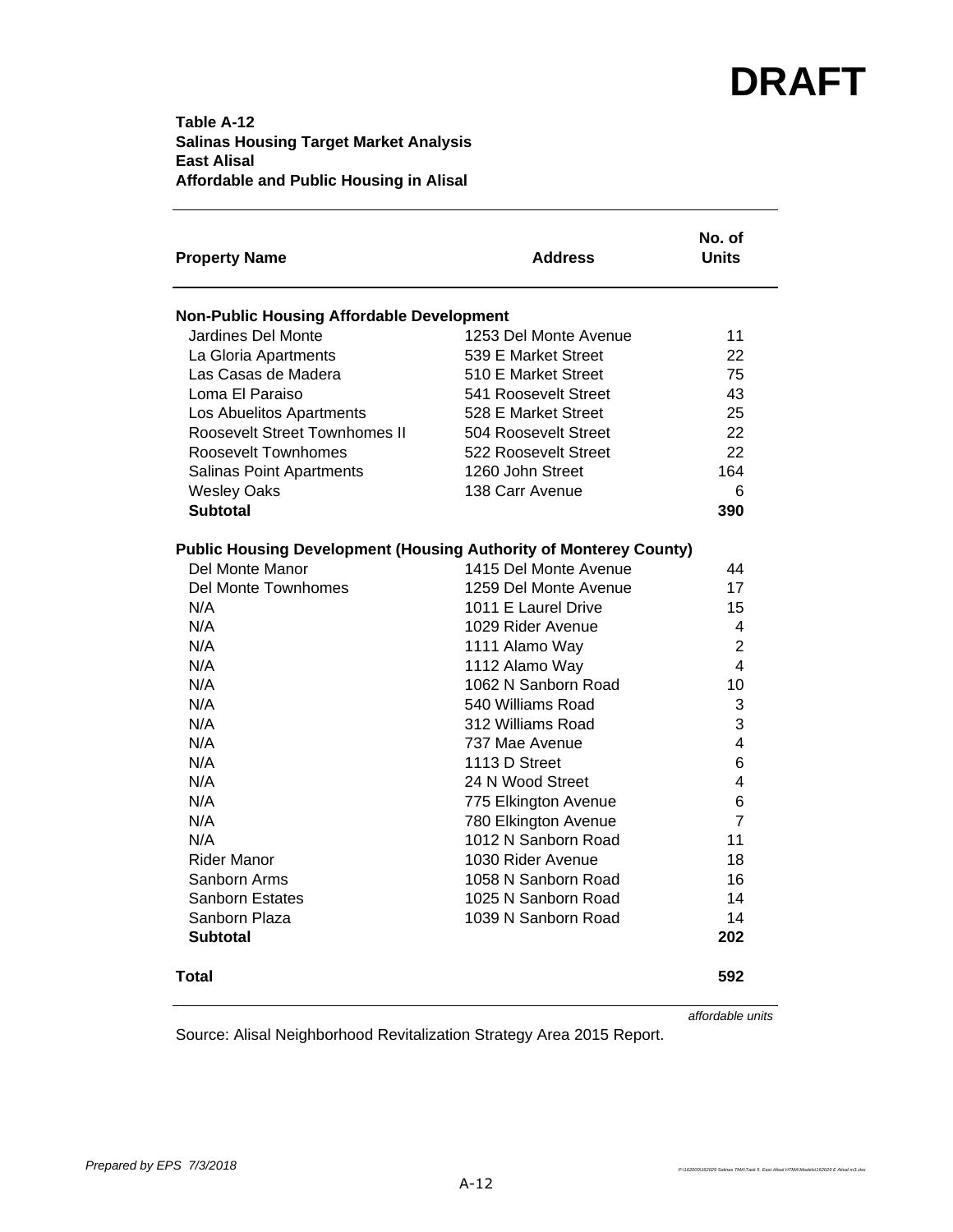# DRAFT

**Table A-12**
**Salinas Housing Target Market Analysis**
**East Alisal**
**Affordable and Public Housing in Alisal**

| Property Name | Address | No. of Units |
|---|---|---|
| **Non-Public Housing Affordable Development** | | |
| Jardines Del Monte | 1253 Del Monte Avenue | 11 |
| La Gloria Apartments | 539 E Market Street | 22 |
| Las Casas de Madera | 510 E Market Street | 75 |
| Loma El Paraiso | 541 Roosevelt Street | 43 |
| Los Abuelitos Apartments | 528 E Market Street | 25 |
| Roosevelt Street Townhomes II | 504 Roosevelt Street | 22 |
| Roosevelt Townhomes | 522 Roosevelt Street | 22 |
| Salinas Point Apartments | 1260 John Street | 164 |
| Wesley Oaks | 138 Carr Avenue | 6 |
| **Subtotal** | | **390** |
| **Public Housing Development (Housing Authority of Monterey County)** | | |
| Del Monte Manor | 1415 Del Monte Avenue | 44 |
| Del Monte Townhomes | 1259 Del Monte Avenue | 17 |
| N/A | 1011 E Laurel Drive | 15 |
| N/A | 1029 Rider Avenue | 4 |
| N/A | 1111 Alamo Way | 2 |
| N/A | 1112 Alamo Way | 4 |
| N/A | 1062 N Sanborn Road | 10 |
| N/A | 540 Williams Road | 3 |
| N/A | 312 Williams Road | 3 |
| N/A | 737 Mae Avenue | 4 |
| N/A | 1113 D Street | 6 |
| N/A | 24 N Wood Street | 4 |
| N/A | 775 Elkington Avenue | 6 |
| N/A | 780 Elkington Avenue | 7 |
| N/A | 1012 N Sanborn Road | 11 |
| Rider Manor | 1030 Rider Avenue | 18 |
| Sanborn Arms | 1058 N Sanborn Road | 16 |
| Sanborn Estates | 1025 N Sanborn Road | 14 |
| Sanborn Plaza | 1039 N Sanborn Road | 14 |
| **Subtotal** | | **202** |
| **Total** | | **592** |

*affordable units*

Source: Alisal Neighborhood Revitalization Strategy Area 2015 Report.

*Prepared by EPS 7/3/2018*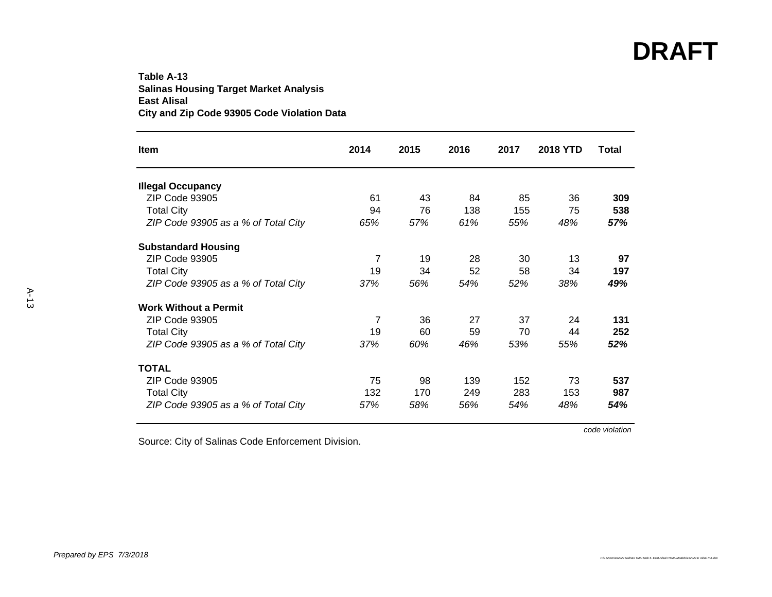**DRAFT**

**Table A-13**
**Salinas Housing Target Market Analysis**
**East Alisal**
**City and Zip Code 93905 Code Violation Data**

| Item | 2014 | 2015 | 2016 | 2017 | 2018 YTD | Total |
|---|---|---|---|---|---|---|
| **Illegal Occupancy** | | | | | | |
| ZIP Code 93905 | 61 | 43 | 84 | 85 | 36 | **309** |
| Total City | 94 | 76 | 138 | 155 | 75 | **538** |
| *ZIP Code 93905 as a % of Total City* | *65%* | *57%* | *61%* | *55%* | *48%* | ***57%*** |
| **Substandard Housing** | | | | | | |
| ZIP Code 93905 | 7 | 19 | 28 | 30 | 13 | **97** |
| Total City | 19 | 34 | 52 | 58 | 34 | **197** |
| *ZIP Code 93905 as a % of Total City* | *37%* | *56%* | *54%* | *52%* | *38%* | ***49%*** |
| **Work Without a Permit** | | | | | | |
| ZIP Code 93905 | 7 | 36 | 27 | 37 | 24 | **131** |
| Total City | 19 | 60 | 59 | 70 | 44 | **252** |
| *ZIP Code 93905 as a % of Total City* | *37%* | *60%* | *46%* | *53%* | *55%* | ***52%*** |
| **TOTAL** | | | | | | |
| ZIP Code 93905 | 75 | 98 | 139 | 152 | 73 | **537** |
| Total City | 132 | 170 | 249 | 283 | 153 | **987** |
| *ZIP Code 93905 as a % of Total City* | *57%* | *58%* | *56%* | *54%* | *48%* | ***54%*** |

*code violation*

Source: City of Salinas Code Enforcement Division.

*Prepared by EPS 7/3/2018*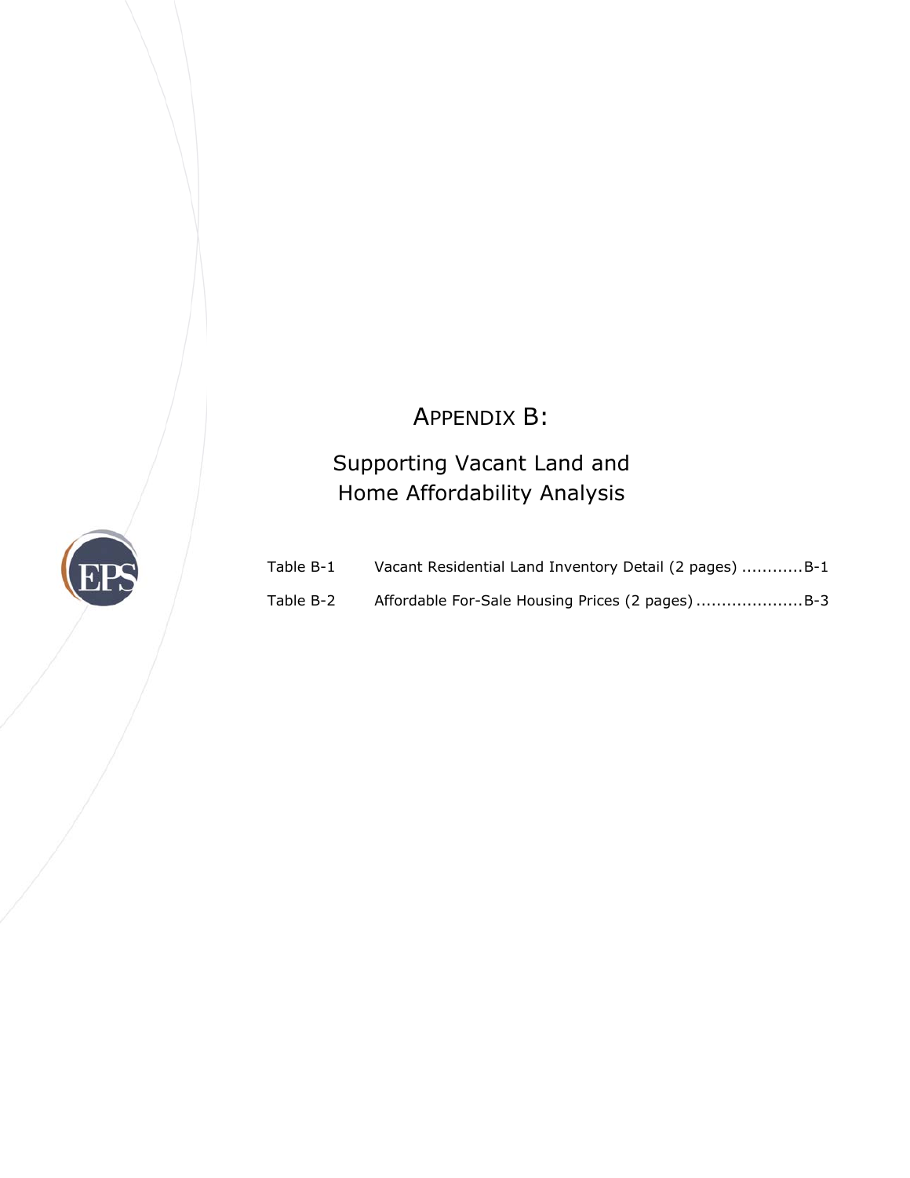# APPENDIX B:

## Supporting Vacant Land and Home Affordability Analysis

Table B-1 Vacant Residential Land Inventory Detail (2 pages) ............B-1

Table B-2 Affordable For-Sale Housing Prices (2 pages) .....................B-3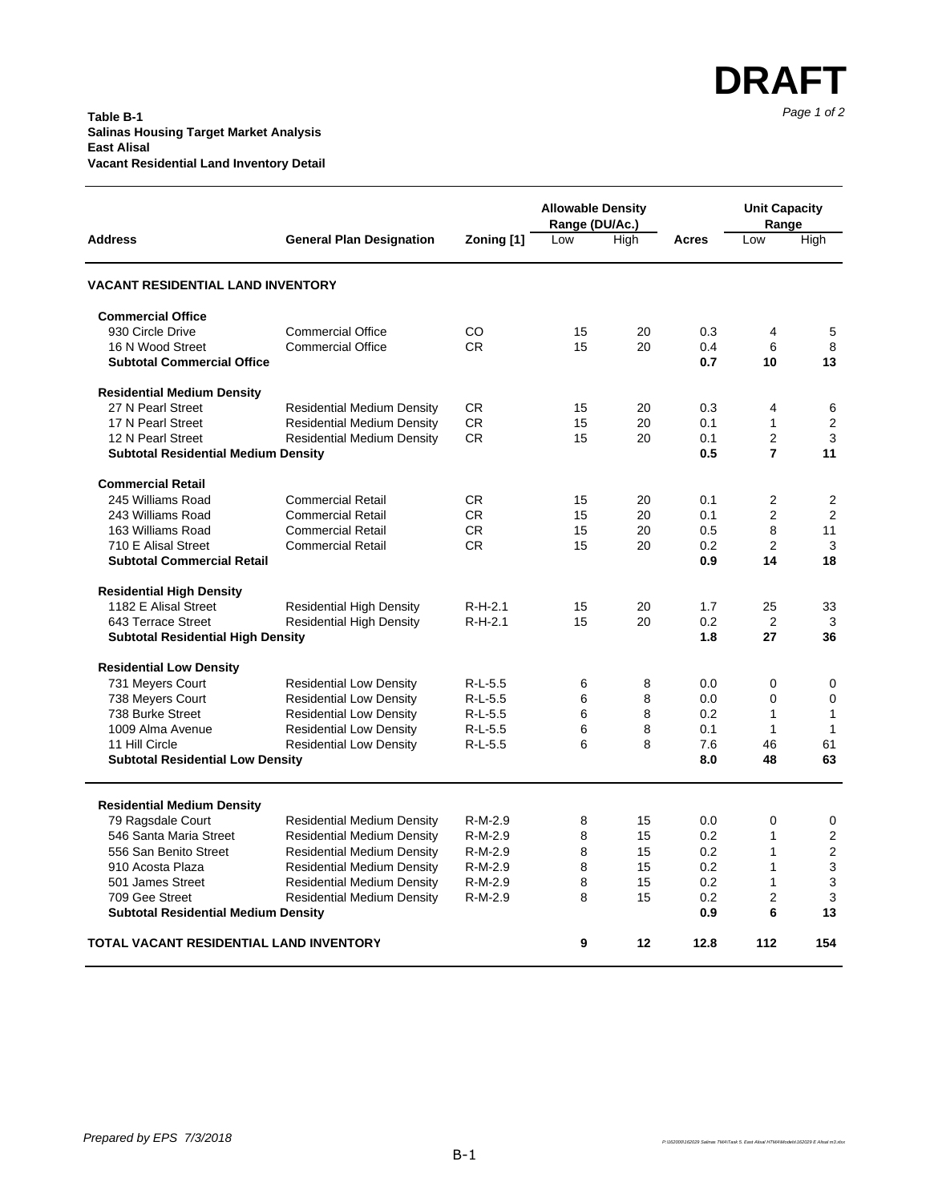**DRAFT**

**Table B-1**
**Salinas Housing Target Market Analysis**
**East Alisal**
**Vacant Residential Land Inventory Detail**

| Address | General Plan Designation | Zoning [1] | Allowable Density Range (DU/Ac.) Low | Allowable Density Range (DU/Ac.) High | Acres | Unit Capacity Range Low | Unit Capacity Range High |
|---|---|---|---|---|---|---|---|
| **VACANT RESIDENTIAL LAND INVENTORY** | | | | | | | |
| **Commercial Office** | | | | | | | |
| 930 Circle Drive | Commercial Office | CO | 15 | 20 | 0.3 | 4 | 5 |
| 16 N Wood Street | Commercial Office | CR | 15 | 20 | 0.4 | 6 | 8 |
| **Subtotal Commercial Office** | | | | | **0.7** | **10** | **13** |
| **Residential Medium Density** | | | | | | | |
| 27 N Pearl Street | Residential Medium Density | CR | 15 | 20 | 0.3 | 4 | 6 |
| 17 N Pearl Street | Residential Medium Density | CR | 15 | 20 | 0.1 | 1 | 2 |
| 12 N Pearl Street | Residential Medium Density | CR | 15 | 20 | 0.1 | 2 | 3 |
| **Subtotal Residential Medium Density** | | | | | **0.5** | **7** | **11** |
| **Commercial Retail** | | | | | | | |
| 245 Williams Road | Commercial Retail | CR | 15 | 20 | 0.1 | 2 | 2 |
| 243 Williams Road | Commercial Retail | CR | 15 | 20 | 0.1 | 2 | 2 |
| 163 Williams Road | Commercial Retail | CR | 15 | 20 | 0.5 | 8 | 11 |
| 710 E Alisal Street | Commercial Retail | CR | 15 | 20 | 0.2 | 2 | 3 |
| **Subtotal Commercial Retail** | | | | | **0.9** | **14** | **18** |
| **Residential High Density** | | | | | | | |
| 1182 E Alisal Street | Residential High Density | R-H-2.1 | 15 | 20 | 1.7 | 25 | 33 |
| 643 Terrace Street | Residential High Density | R-H-2.1 | 15 | 20 | 0.2 | 2 | 3 |
| **Subtotal Residential High Density** | | | | | **1.8** | **27** | **36** |
| **Residential Low Density** | | | | | | | |
| 731 Meyers Court | Residential Low Density | R-L-5.5 | 6 | 8 | 0.0 | 0 | 0 |
| 738 Meyers Court | Residential Low Density | R-L-5.5 | 6 | 8 | 0.0 | 0 | 0 |
| 738 Burke Street | Residential Low Density | R-L-5.5 | 6 | 8 | 0.2 | 1 | 1 |
| 1009 Alma Avenue | Residential Low Density | R-L-5.5 | 6 | 8 | 0.1 | 1 | 1 |
| 11 Hill Circle | Residential Low Density | R-L-5.5 | 6 | 8 | 7.6 | 46 | 61 |
| **Subtotal Residential Low Density** | | | | | **8.0** | **48** | **63** |
| **Residential Medium Density** | | | | | | | |
| 79 Ragsdale Court | Residential Medium Density | R-M-2.9 | 8 | 15 | 0.0 | 0 | 0 |
| 546 Santa Maria Street | Residential Medium Density | R-M-2.9 | 8 | 15 | 0.2 | 1 | 2 |
| 556 San Benito Street | Residential Medium Density | R-M-2.9 | 8 | 15 | 0.2 | 1 | 2 |
| 910 Acosta Plaza | Residential Medium Density | R-M-2.9 | 8 | 15 | 0.2 | 1 | 3 |
| 501 James Street | Residential Medium Density | R-M-2.9 | 8 | 15 | 0.2 | 1 | 3 |
| 709 Gee Street | Residential Medium Density | R-M-2.9 | 8 | 15 | 0.2 | 2 | 3 |
| **Subtotal Residential Medium Density** | | | | | **0.9** | **6** | **13** |
| **TOTAL VACANT RESIDENTIAL LAND INVENTORY** | | | **9** | **12** | **12.8** | **112** | **154** |

*Prepared by EPS 7/3/2018*

P:\162000\162029 Salinas TMA\Task 5. East Alisal HTMA\Models\162029 E Alisal m3.xlsx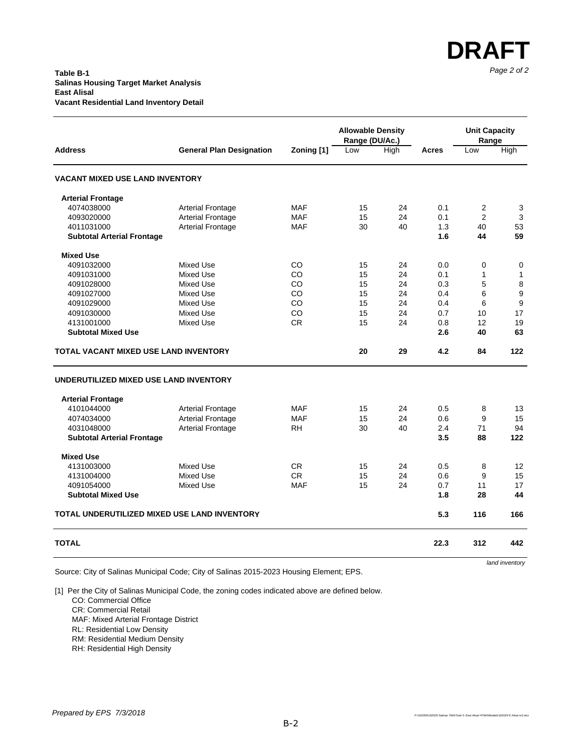**DRAFT**

**Table B-1**
**Salinas Housing Target Market Analysis**
**East Alisal**
**Vacant Residential Land Inventory Detail**

| Address | General Plan Designation | Zoning [1] | Allowable Density Range (DU/Ac.) | | Acres | Unit Capacity Range | |
|---|---|---|---|---|---|---|---|
| | | | Low | High | | Low | High |
| **VACANT MIXED USE LAND INVENTORY** | | | | | | | |
| **Arterial Frontage** | | | | | | | |
| 4074038000 | Arterial Frontage | MAF | 15 | 24 | 0.1 | 2 | 3 |
| 4093020000 | Arterial Frontage | MAF | 15 | 24 | 0.1 | 2 | 3 |
| 4011031000 | Arterial Frontage | MAF | 30 | 40 | 1.3 | 40 | 53 |
| **Subtotal Arterial Frontage** | | | | | **1.6** | **44** | **59** |
| **Mixed Use** | | | | | | | |
| 4091032000 | Mixed Use | CO | 15 | 24 | 0.0 | 0 | 0 |
| 4091031000 | Mixed Use | CO | 15 | 24 | 0.1 | 1 | 1 |
| 4091028000 | Mixed Use | CO | 15 | 24 | 0.3 | 5 | 8 |
| 4091027000 | Mixed Use | CO | 15 | 24 | 0.4 | 6 | 9 |
| 4091029000 | Mixed Use | CO | 15 | 24 | 0.4 | 6 | 9 |
| 4091030000 | Mixed Use | CO | 15 | 24 | 0.7 | 10 | 17 |
| 4131001000 | Mixed Use | CR | 15 | 24 | 0.8 | 12 | 19 |
| **Subtotal Mixed Use** | | | | | **2.6** | **40** | **63** |
| **TOTAL VACANT MIXED USE LAND INVENTORY** | | | **20** | **29** | **4.2** | **84** | **122** |
| **UNDERUTILIZED MIXED USE LAND INVENTORY** | | | | | | | |
| **Arterial Frontage** | | | | | | | |
| 4101044000 | Arterial Frontage | MAF | 15 | 24 | 0.5 | 8 | 13 |
| 4074034000 | Arterial Frontage | MAF | 15 | 24 | 0.6 | 9 | 15 |
| 4031048000 | Arterial Frontage | RH | 30 | 40 | 2.4 | 71 | 94 |
| **Subtotal Arterial Frontage** | | | | | **3.5** | **88** | **122** |
| **Mixed Use** | | | | | | | |
| 4131003000 | Mixed Use | CR | 15 | 24 | 0.5 | 8 | 12 |
| 4131004000 | Mixed Use | CR | 15 | 24 | 0.6 | 9 | 15 |
| 4091054000 | Mixed Use | MAF | 15 | 24 | 0.7 | 11 | 17 |
| **Subtotal Mixed Use** | | | | | **1.8** | **28** | **44** |
| **TOTAL UNDERUTILIZED MIXED USE LAND INVENTORY** | | | | | **5.3** | **116** | **166** |
| **TOTAL** | | | | | **22.3** | **312** | **442** |

*land inventory*

Source: City of Salinas Municipal Code; City of Salinas 2015-2023 Housing Element; EPS.

[1] Per the City of Salinas Municipal Code, the zoning codes indicated above are defined below.
- CO: Commercial Office
- CR: Commercial Retail
- MAF: Mixed Arterial Frontage District
- RL: Residential Low Density
- RM: Residential Medium Density
- RH: Residential High Density

*Prepared by EPS 7/3/2018*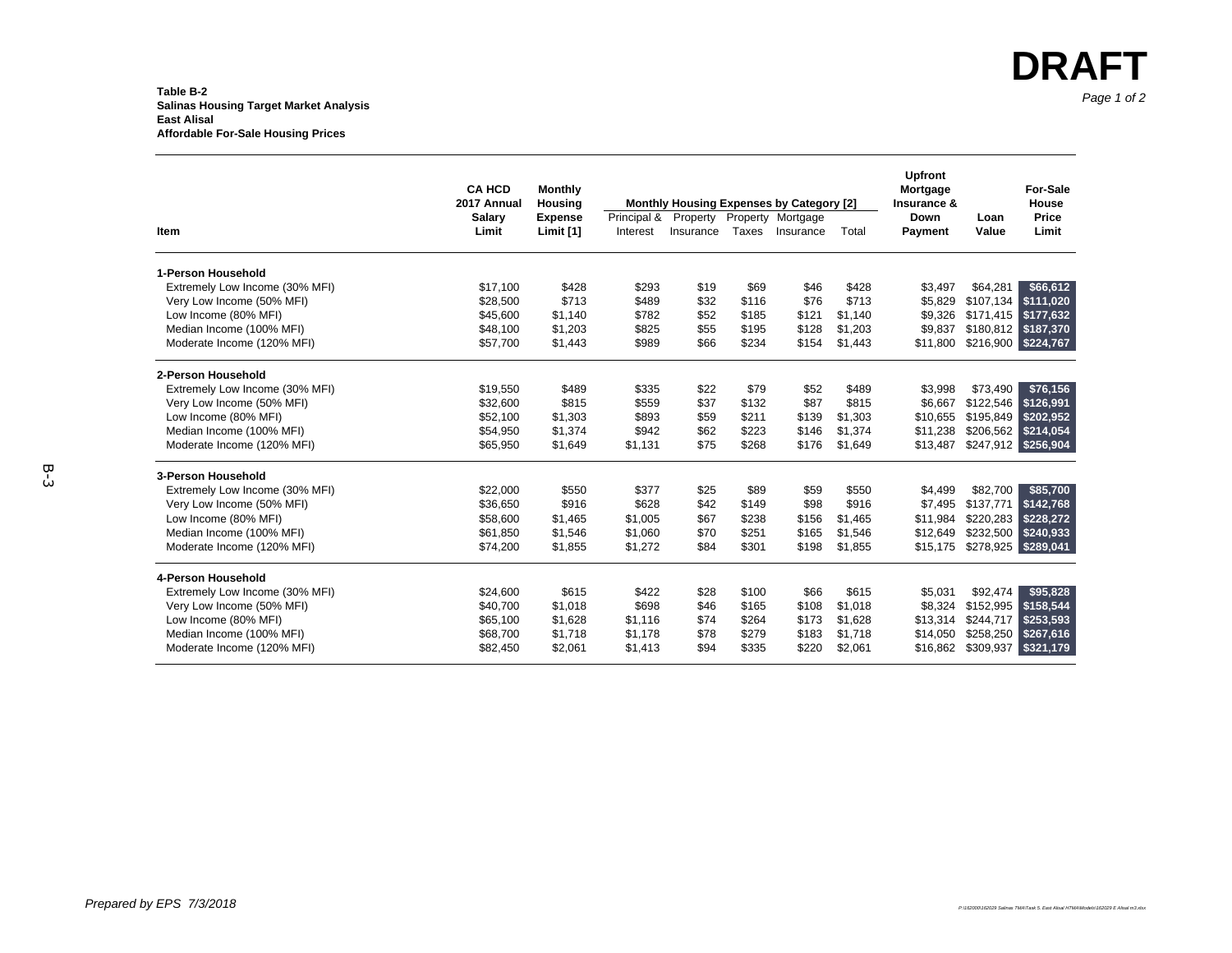**DRAFT**

**Table B-2**
**Salinas Housing Target Market Analysis**
**East Alisal**
**Affordable For-Sale Housing Prices**

| Item | CA HCD 2017 Annual Salary Limit | Monthly Housing Expense Limit [1] | Monthly Housing Expenses by Category [2] | | | | | Upfront Mortgage Insurance & Down Payment | Loan Value | For-Sale House Price Limit |
|---|---|---|---|---|---|---|---|---|---|---|
| | | | Principal & Interest | Property Insurance | Property Taxes | Mortgage Insurance | Total | | | |
| **1-Person Household** | | | | | | | | | | |
| Extremely Low Income (30% MFI) | $17,100 | $428 | $293 | $19 | $69 | $46 | $428 | $3,497 | $64,281 | $66,612 |
| Very Low Income (50% MFI) | $28,500 | $713 | $489 | $32 | $116 | $76 | $713 | $5,829 | $107,134 | $111,020 |
| Low Income (80% MFI) | $45,600 | $1,140 | $782 | $52 | $185 | $121 | $1,140 | $9,326 | $171,415 | $177,632 |
| Median Income (100% MFI) | $48,100 | $1,203 | $825 | $55 | $195 | $128 | $1,203 | $9,837 | $180,812 | $187,370 |
| Moderate Income (120% MFI) | $57,700 | $1,443 | $989 | $66 | $234 | $154 | $1,443 | $11,800 | $216,900 | $224,767 |
| **2-Person Household** | | | | | | | | | | |
| Extremely Low Income (30% MFI) | $19,550 | $489 | $335 | $22 | $79 | $52 | $489 | $3,998 | $73,490 | $76,156 |
| Very Low Income (50% MFI) | $32,600 | $815 | $559 | $37 | $132 | $87 | $815 | $6,667 | $122,546 | $126,991 |
| Low Income (80% MFI) | $52,100 | $1,303 | $893 | $59 | $211 | $139 | $1,303 | $10,655 | $195,849 | $202,952 |
| Median Income (100% MFI) | $54,950 | $1,374 | $942 | $62 | $223 | $146 | $1,374 | $11,238 | $206,562 | $214,054 |
| Moderate Income (120% MFI) | $65,950 | $1,649 | $1,131 | $75 | $268 | $176 | $1,649 | $13,487 | $247,912 | $256,904 |
| **3-Person Household** | | | | | | | | | | |
| Extremely Low Income (30% MFI) | $22,000 | $550 | $377 | $25 | $89 | $59 | $550 | $4,499 | $82,700 | $85,700 |
| Very Low Income (50% MFI) | $36,650 | $916 | $628 | $42 | $149 | $98 | $916 | $7,495 | $137,771 | $142,768 |
| Low Income (80% MFI) | $58,600 | $1,465 | $1,005 | $67 | $238 | $156 | $1,465 | $11,984 | $220,283 | $228,272 |
| Median Income (100% MFI) | $61,850 | $1,546 | $1,060 | $70 | $251 | $165 | $1,546 | $12,649 | $232,500 | $240,933 |
| Moderate Income (120% MFI) | $74,200 | $1,855 | $1,272 | $84 | $301 | $198 | $1,855 | $15,175 | $278,925 | $289,041 |
| **4-Person Household** | | | | | | | | | | |
| Extremely Low Income (30% MFI) | $24,600 | $615 | $422 | $28 | $100 | $66 | $615 | $5,031 | $92,474 | $95,828 |
| Very Low Income (50% MFI) | $40,700 | $1,018 | $698 | $46 | $165 | $108 | $1,018 | $8,324 | $152,995 | $158,544 |
| Low Income (80% MFI) | $65,100 | $1,628 | $1,116 | $74 | $264 | $173 | $1,628 | $13,314 | $244,717 | $253,593 |
| Median Income (100% MFI) | $68,700 | $1,718 | $1,178 | $78 | $279 | $183 | $1,718 | $14,050 | $258,250 | $267,616 |
| Moderate Income (120% MFI) | $82,450 | $2,061 | $1,413 | $94 | $335 | $220 | $2,061 | $16,862 | $309,937 | $321,179 |

*Prepared by EPS 7/3/2018*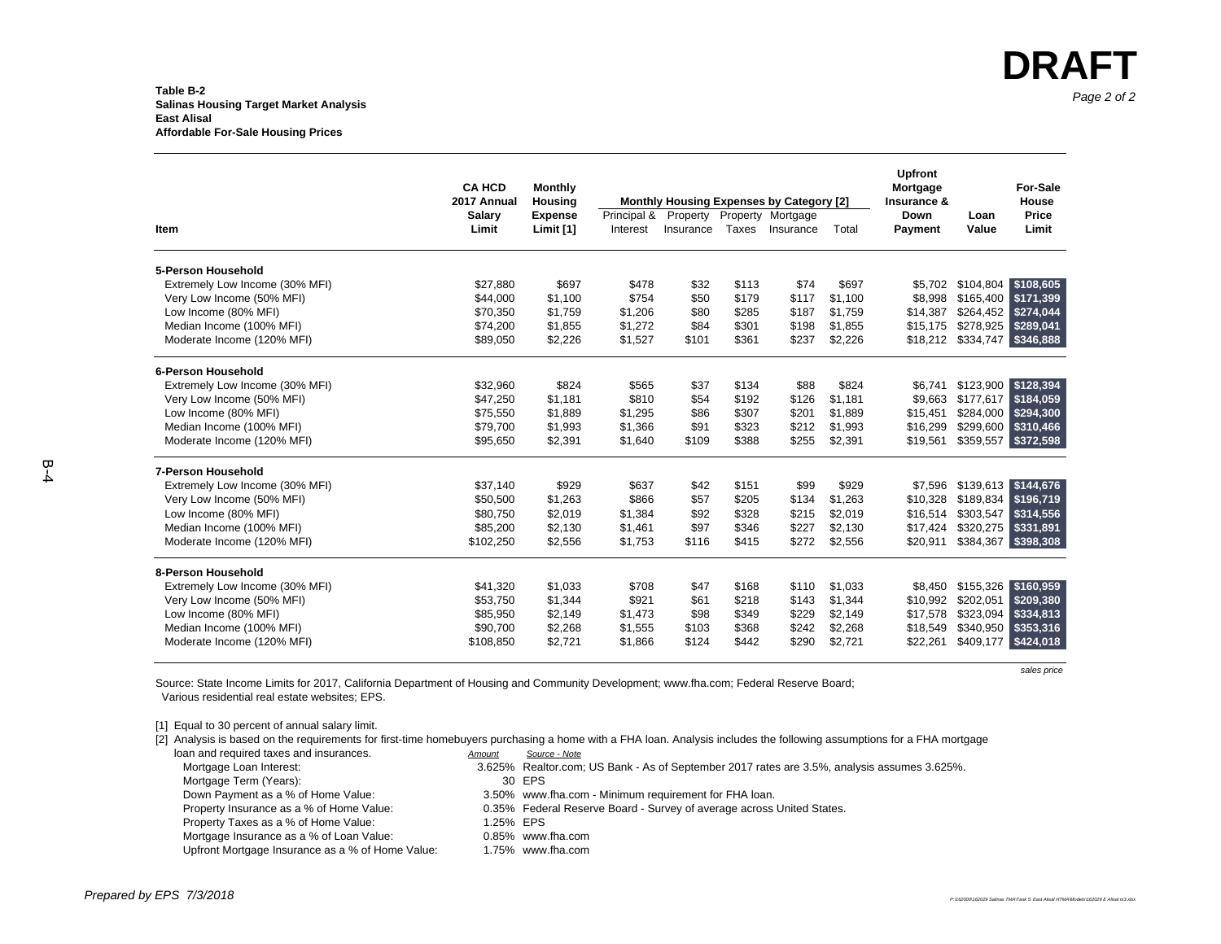**DRAFT**

**Table B-2**
**Salinas Housing Target Market Analysis**
**East Alisal**
**Affordable For-Sale Housing Prices**

| Item | CA HCD 2017 Annual Salary Limit | Monthly Housing Expense Limit [1] | Monthly Housing Expenses by Category [2] | | | | | Upfront Mortgage Insurance & Down Payment | Loan Value | For-Sale House Price Limit |
|---|---|---|---|---|---|---|---|---|---|---|
| | | | Principal & Interest | Property Insurance | Property Taxes | Mortgage Insurance | Total | | | |
| **5-Person Household** | | | | | | | | | | |
| Extremely Low Income (30% MFI) | $27,880 | $697 | $478 | $32 | $113 | $74 | $697 | $5,702 | $104,804 | $108,605 |
| Very Low Income (50% MFI) | $44,000 | $1,100 | $754 | $50 | $179 | $117 | $1,100 | $8,998 | $165,400 | $171,399 |
| Low Income (80% MFI) | $70,350 | $1,759 | $1,206 | $80 | $285 | $187 | $1,759 | $14,387 | $264,452 | $274,044 |
| Median Income (100% MFI) | $74,200 | $1,855 | $1,272 | $84 | $301 | $198 | $1,855 | $15,175 | $278,925 | $289,041 |
| Moderate Income (120% MFI) | $89,050 | $2,226 | $1,527 | $101 | $361 | $237 | $2,226 | $18,212 | $334,747 | $346,888 |
| **6-Person Household** | | | | | | | | | | |
| Extremely Low Income (30% MFI) | $32,960 | $824 | $565 | $37 | $134 | $88 | $824 | $6,741 | $123,900 | $128,394 |
| Very Low Income (50% MFI) | $47,250 | $1,181 | $810 | $54 | $192 | $126 | $1,181 | $9,663 | $177,617 | $184,059 |
| Low Income (80% MFI) | $75,550 | $1,889 | $1,295 | $86 | $307 | $201 | $1,889 | $15,451 | $284,000 | $294,300 |
| Median Income (100% MFI) | $79,700 | $1,993 | $1,366 | $91 | $323 | $212 | $1,993 | $16,299 | $299,600 | $310,466 |
| Moderate Income (120% MFI) | $95,650 | $2,391 | $1,640 | $109 | $388 | $255 | $2,391 | $19,561 | $359,557 | $372,598 |
| **7-Person Household** | | | | | | | | | | |
| Extremely Low Income (30% MFI) | $37,140 | $929 | $637 | $42 | $151 | $99 | $929 | $7,596 | $139,613 | $144,676 |
| Very Low Income (50% MFI) | $50,500 | $1,263 | $866 | $57 | $205 | $134 | $1,263 | $10,328 | $189,834 | $196,719 |
| Low Income (80% MFI) | $80,750 | $2,019 | $1,384 | $92 | $328 | $215 | $2,019 | $16,514 | $303,547 | $314,556 |
| Median Income (100% MFI) | $85,200 | $2,130 | $1,461 | $97 | $346 | $227 | $2,130 | $17,424 | $320,275 | $331,891 |
| Moderate Income (120% MFI) | $102,250 | $2,556 | $1,753 | $116 | $415 | $272 | $2,556 | $20,911 | $384,367 | $398,308 |
| **8-Person Household** | | | | | | | | | | |
| Extremely Low Income (30% MFI) | $41,320 | $1,033 | $708 | $47 | $168 | $110 | $1,033 | $8,450 | $155,326 | $160,959 |
| Very Low Income (50% MFI) | $53,750 | $1,344 | $921 | $61 | $218 | $143 | $1,344 | $10,992 | $202,051 | $209,380 |
| Low Income (80% MFI) | $85,950 | $2,149 | $1,473 | $98 | $349 | $229 | $2,149 | $17,578 | $323,094 | $334,813 |
| Median Income (100% MFI) | $90,700 | $2,268 | $1,555 | $103 | $368 | $242 | $2,268 | $18,549 | $340,950 | $353,316 |
| Moderate Income (120% MFI) | $108,850 | $2,721 | $1,866 | $124 | $442 | $290 | $2,721 | $22,261 | $409,177 | $424,018 |

*sales price*

Source: State Income Limits for 2017, California Department of Housing and Community Development; www.fha.com; Federal Reserve Board; Various residential real estate websites; EPS.

[1] Equal to 30 percent of annual salary limit.
[2] Analysis is based on the requirements for first-time homebuyers purchasing a home with a FHA loan. Analysis includes the following assumptions for a FHA mortgage loan and required taxes and insurances.

| | *Amount* | *Source - Note* |
|---|---|---|
| Mortgage Loan Interest: | 3.625% | Realtor.com; US Bank - As of September 2017 rates are 3.5%, analysis assumes 3.625%. |
| Mortgage Term (Years): | 30 | EPS |
| Down Payment as a % of Home Value: | 3.50% | www.fha.com - Minimum requirement for FHA loan. |
| Property Insurance as a % of Home Value: | 0.35% | Federal Reserve Board - Survey of average across United States. |
| Property Taxes as a % of Home Value: | 1.25% | EPS |
| Mortgage Insurance as a % of Loan Value: | 0.85% | www.fha.com |
| Upfront Mortgage Insurance as a % of Home Value: | 1.75% | www.fha.com |

*Prepared by EPS 7/3/2018*